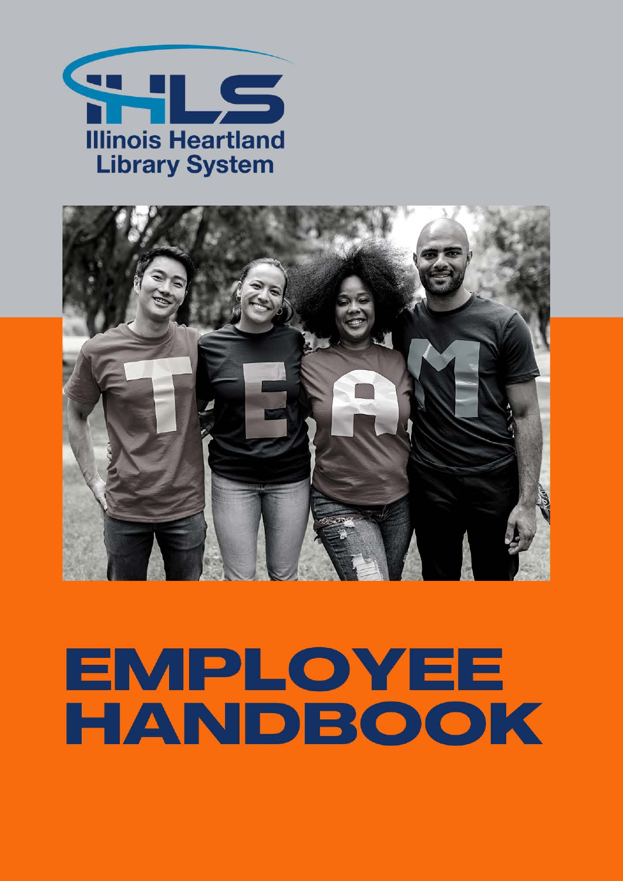IHLS

Illinois Heartland Library System

# EMPLOYEE HANDBOOK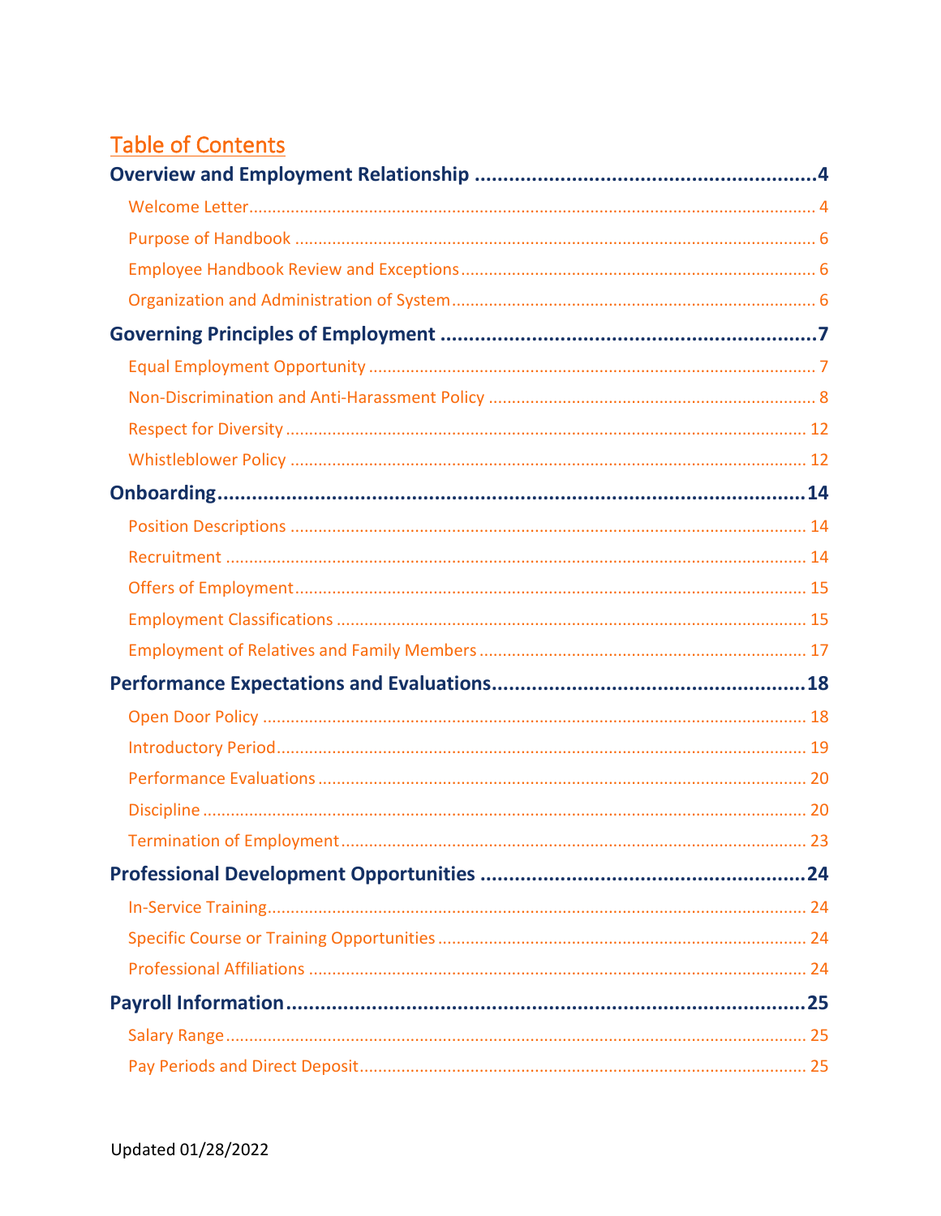# Table of Contents

**Overview and Employment Relationship** .......... 4

- Welcome Letter .......... 4
- Purpose of Handbook .......... 6
- Employee Handbook Review and Exceptions .......... 6
- Organization and Administration of System .......... 6

**Governing Principles of Employment** .......... 7

- Equal Employment Opportunity .......... 7
- Non-Discrimination and Anti-Harassment Policy .......... 8
- Respect for Diversity .......... 12
- Whistleblower Policy .......... 12

**Onboarding** .......... 14

- Position Descriptions .......... 14
- Recruitment .......... 14
- Offers of Employment .......... 15
- Employment Classifications .......... 15
- Employment of Relatives and Family Members .......... 17

**Performance Expectations and Evaluations** .......... 18

- Open Door Policy .......... 18
- Introductory Period .......... 19
- Performance Evaluations .......... 20
- Discipline .......... 20
- Termination of Employment .......... 23

**Professional Development Opportunities** .......... 24

- In-Service Training .......... 24
- Specific Course or Training Opportunities .......... 24
- Professional Affiliations .......... 24

**Payroll Information** .......... 25

- Salary Range .......... 25
- Pay Periods and Direct Deposit .......... 25

Updated 01/28/2022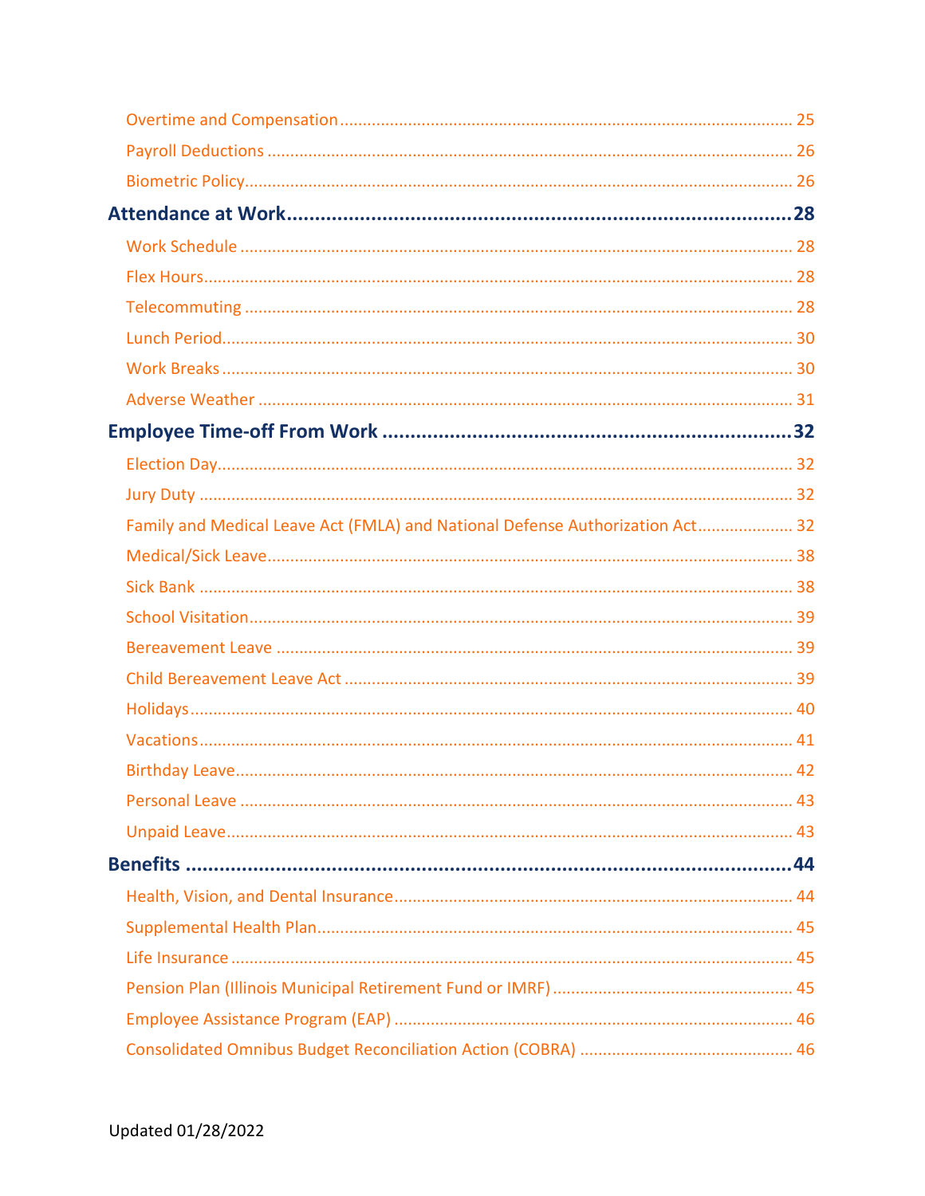Overtime and Compensation ..... 25
Payroll Deductions ..... 26
Biometric Policy ..... 26

**Attendance at Work ..... 28**

Work Schedule ..... 28
Flex Hours ..... 28
Telecommuting ..... 28
Lunch Period ..... 30
Work Breaks ..... 30
Adverse Weather ..... 31

**Employee Time-off From Work ..... 32**

Election Day ..... 32
Jury Duty ..... 32
Family and Medical Leave Act (FMLA) and National Defense Authorization Act ..... 32
Medical/Sick Leave ..... 38
Sick Bank ..... 38
School Visitation ..... 39
Bereavement Leave ..... 39
Child Bereavement Leave Act ..... 39
Holidays ..... 40
Vacations ..... 41
Birthday Leave ..... 42
Personal Leave ..... 43
Unpaid Leave ..... 43

**Benefits ..... 44**

Health, Vision, and Dental Insurance ..... 44
Supplemental Health Plan ..... 45
Life Insurance ..... 45
Pension Plan (Illinois Municipal Retirement Fund or IMRF) ..... 45
Employee Assistance Program (EAP) ..... 46
Consolidated Omnibus Budget Reconciliation Action (COBRA) ..... 46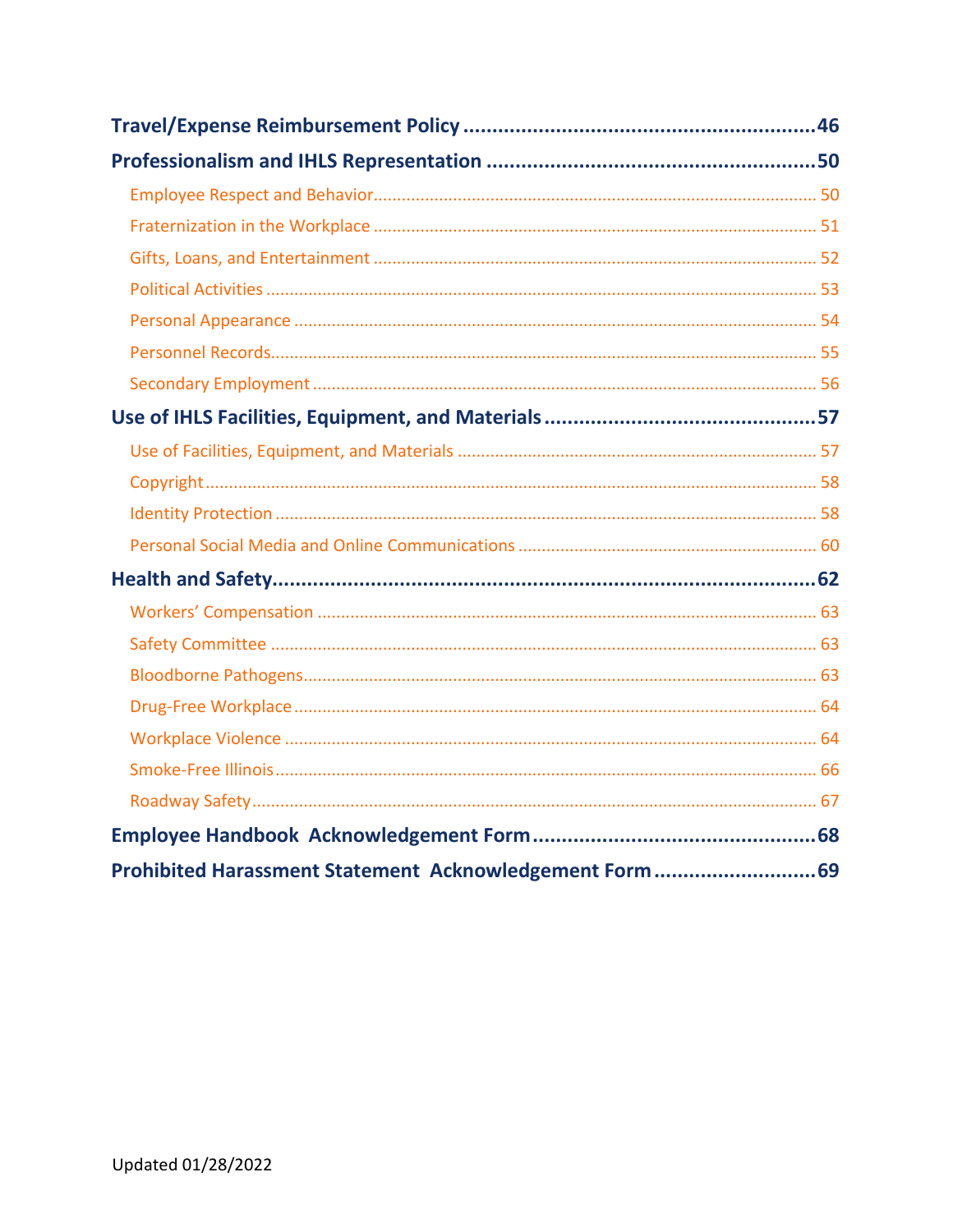**Travel/Expense Reimbursement Policy** ............................................................ **46**

**Professionalism and IHLS Representation** ........................................................ **50**

- Employee Respect and Behavior ............................................................ 50
- Fraternization in the Workplace ............................................................ 51
- Gifts, Loans, and Entertainment ............................................................ 52
- Political Activities ............................................................ 53
- Personal Appearance ............................................................ 54
- Personnel Records ............................................................ 55
- Secondary Employment ............................................................ 56

**Use of IHLS Facilities, Equipment, and Materials** ............................................ **57**

- Use of Facilities, Equipment, and Materials ............................................................ 57
- Copyright ............................................................ 58
- Identity Protection ............................................................ 58
- Personal Social Media and Online Communications ............................................................ 60

**Health and Safety** ............................................................ **62**

- Workers' Compensation ............................................................ 63
- Safety Committee ............................................................ 63
- Bloodborne Pathogens ............................................................ 63
- Drug-Free Workplace ............................................................ 64
- Workplace Violence ............................................................ 64
- Smoke-Free Illinois ............................................................ 66
- Roadway Safety ............................................................ 67

**Employee Handbook Acknowledgement Form** .................................................. **68**

**Prohibited Harassment Statement Acknowledgement Form** ............................ **69**

Updated 01/28/2022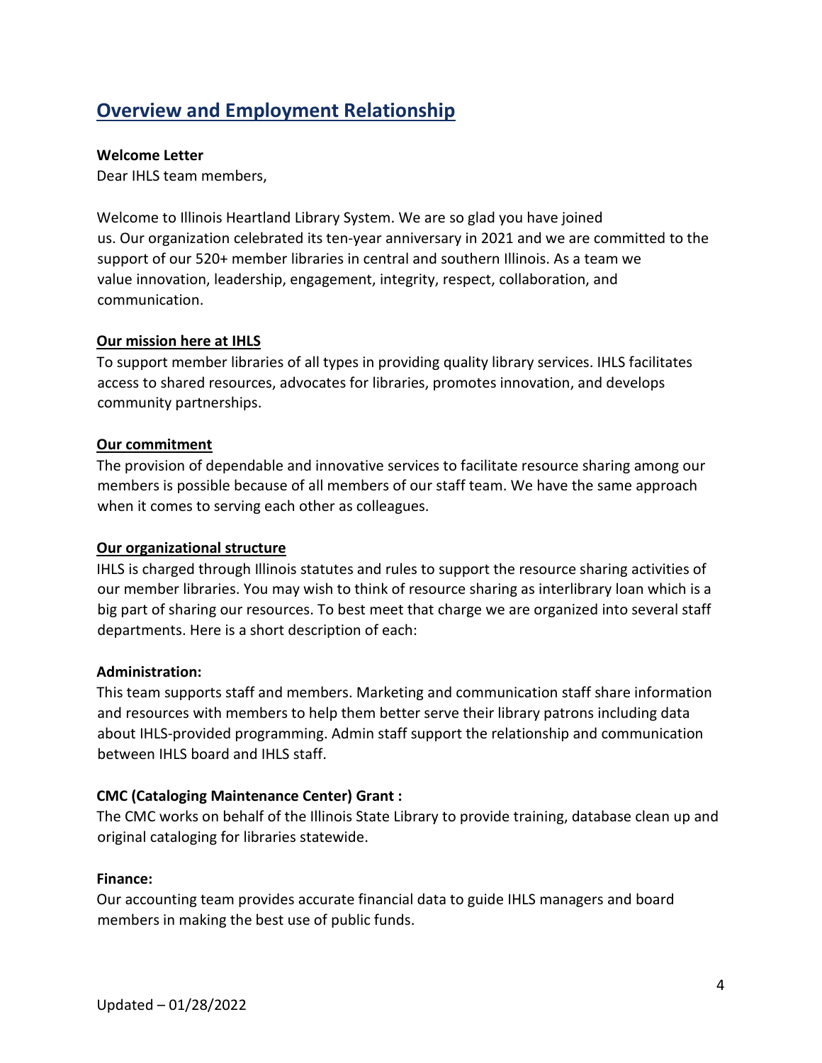## Overview and Employment Relationship

**Welcome Letter**

Dear IHLS team members,

Welcome to Illinois Heartland Library System. We are so glad you have joined us. Our organization celebrated its ten-year anniversary in 2021 and we are committed to the support of our 520+ member libraries in central and southern Illinois. As a team we value innovation, leadership, engagement, integrity, respect, collaboration, and communication.

**Our mission here at IHLS**

To support member libraries of all types in providing quality library services. IHLS facilitates access to shared resources, advocates for libraries, promotes innovation, and develops community partnerships.

**Our commitment**

The provision of dependable and innovative services to facilitate resource sharing among our members is possible because of all members of our staff team. We have the same approach when it comes to serving each other as colleagues.

**Our organizational structure**

IHLS is charged through Illinois statutes and rules to support the resource sharing activities of our member libraries. You may wish to think of resource sharing as interlibrary loan which is a big part of sharing our resources. To best meet that charge we are organized into several staff departments. Here is a short description of each:

**Administration:**

This team supports staff and members. Marketing and communication staff share information and resources with members to help them better serve their library patrons including data about IHLS-provided programming. Admin staff support the relationship and communication between IHLS board and IHLS staff.

**CMC (Cataloging Maintenance Center) Grant :**

The CMC works on behalf of the Illinois State Library to provide training, database clean up and original cataloging for libraries statewide.

**Finance:**

Our accounting team provides accurate financial data to guide IHLS managers and board members in making the best use of public funds.

Updated – 01/28/2022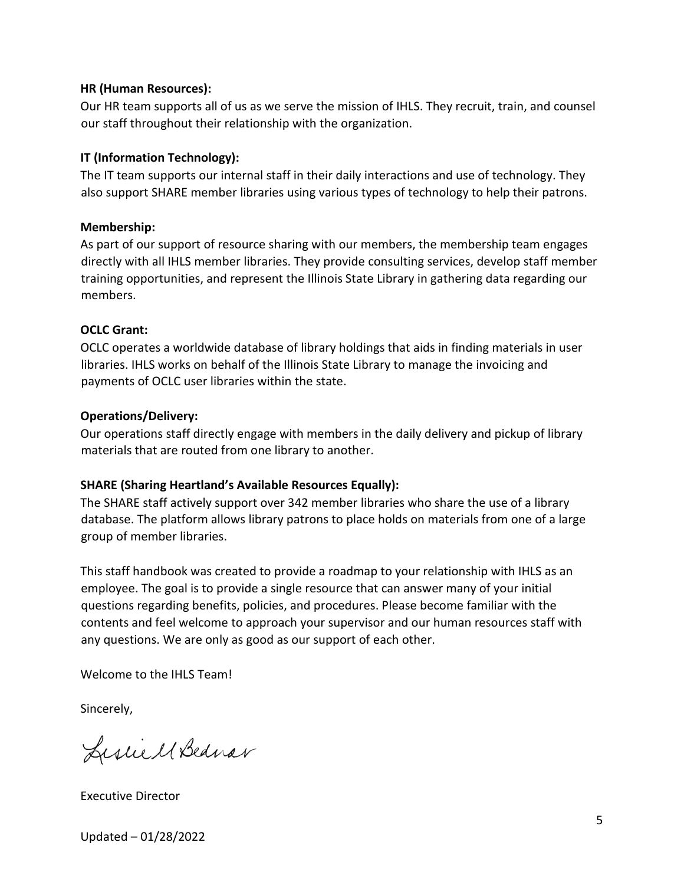**HR (Human Resources):**
Our HR team supports all of us as we serve the mission of IHLS. They recruit, train, and counsel our staff throughout their relationship with the organization.

**IT (Information Technology):**
The IT team supports our internal staff in their daily interactions and use of technology. They also support SHARE member libraries using various types of technology to help their patrons.

**Membership:**
As part of our support of resource sharing with our members, the membership team engages directly with all IHLS member libraries. They provide consulting services, develop staff member training opportunities, and represent the Illinois State Library in gathering data regarding our members.

**OCLC Grant:**
OCLC operates a worldwide database of library holdings that aids in finding materials in user libraries. IHLS works on behalf of the Illinois State Library to manage the invoicing and payments of OCLC user libraries within the state.

**Operations/Delivery:**
Our operations staff directly engage with members in the daily delivery and pickup of library materials that are routed from one library to another.

**SHARE (Sharing Heartland's Available Resources Equally):**
The SHARE staff actively support over 342 member libraries who share the use of a library database. The platform allows library patrons to place holds on materials from one of a large group of member libraries.

This staff handbook was created to provide a roadmap to your relationship with IHLS as an employee. The goal is to provide a single resource that can answer many of your initial questions regarding benefits, policies, and procedures. Please become familiar with the contents and feel welcome to approach your supervisor and our human resources staff with any questions. We are only as good as our support of each other.

Welcome to the IHLS Team!

Sincerely,

Leslie M Bednar

Executive Director

Updated – 01/28/2022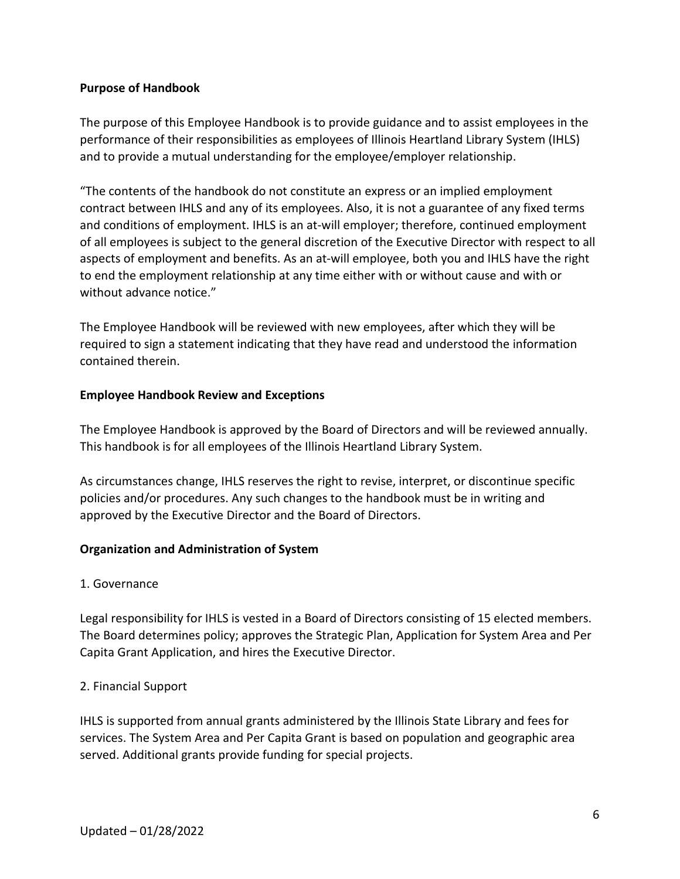**Purpose of Handbook**

The purpose of this Employee Handbook is to provide guidance and to assist employees in the performance of their responsibilities as employees of Illinois Heartland Library System (IHLS) and to provide a mutual understanding for the employee/employer relationship.

"The contents of the handbook do not constitute an express or an implied employment contract between IHLS and any of its employees. Also, it is not a guarantee of any fixed terms and conditions of employment. IHLS is an at-will employer; therefore, continued employment of all employees is subject to the general discretion of the Executive Director with respect to all aspects of employment and benefits. As an at-will employee, both you and IHLS have the right to end the employment relationship at any time either with or without cause and with or without advance notice."

The Employee Handbook will be reviewed with new employees, after which they will be required to sign a statement indicating that they have read and understood the information contained therein.

**Employee Handbook Review and Exceptions**

The Employee Handbook is approved by the Board of Directors and will be reviewed annually. This handbook is for all employees of the Illinois Heartland Library System.

As circumstances change, IHLS reserves the right to revise, interpret, or discontinue specific policies and/or procedures. Any such changes to the handbook must be in writing and approved by the Executive Director and the Board of Directors.

**Organization and Administration of System**

1. Governance

Legal responsibility for IHLS is vested in a Board of Directors consisting of 15 elected members. The Board determines policy; approves the Strategic Plan, Application for System Area and Per Capita Grant Application, and hires the Executive Director.

2. Financial Support

IHLS is supported from annual grants administered by the Illinois State Library and fees for services. The System Area and Per Capita Grant is based on population and geographic area served. Additional grants provide funding for special projects.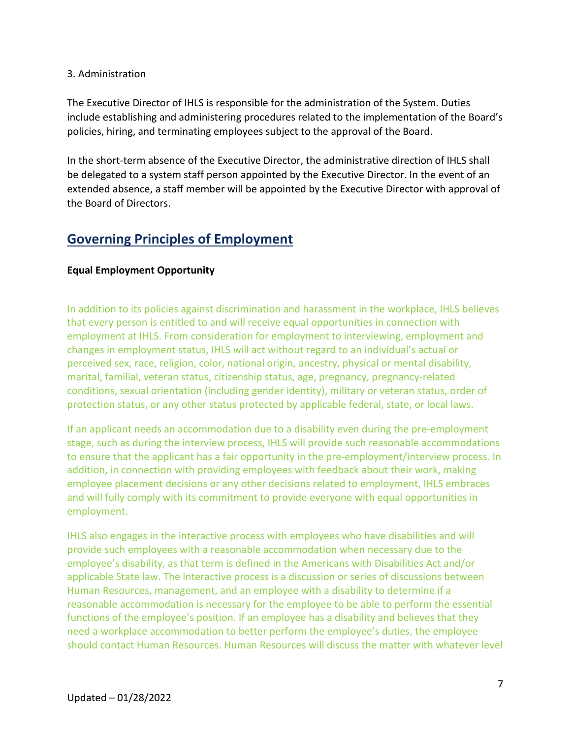3. Administration

The Executive Director of IHLS is responsible for the administration of the System. Duties include establishing and administering procedures related to the implementation of the Board's policies, hiring, and terminating employees subject to the approval of the Board.

In the short-term absence of the Executive Director, the administrative direction of IHLS shall be delegated to a system staff person appointed by the Executive Director. In the event of an extended absence, a staff member will be appointed by the Executive Director with approval of the Board of Directors.

## Governing Principles of Employment

**Equal Employment Opportunity**

In addition to its policies against discrimination and harassment in the workplace, IHLS believes that every person is entitled to and will receive equal opportunities in connection with employment at IHLS. From consideration for employment to interviewing, employment and changes in employment status, IHLS will act without regard to an individual's actual or perceived sex, race, religion, color, national origin, ancestry, physical or mental disability, marital, familial, veteran status, citizenship status, age, pregnancy, pregnancy-related conditions, sexual orientation (including gender identity), military or veteran status, order of protection status, or any other status protected by applicable federal, state, or local laws.

If an applicant needs an accommodation due to a disability even during the pre-employment stage, such as during the interview process, IHLS will provide such reasonable accommodations to ensure that the applicant has a fair opportunity in the pre-employment/interview process. In addition, in connection with providing employees with feedback about their work, making employee placement decisions or any other decisions related to employment, IHLS embraces and will fully comply with its commitment to provide everyone with equal opportunities in employment.

IHLS also engages in the interactive process with employees who have disabilities and will provide such employees with a reasonable accommodation when necessary due to the employee's disability, as that term is defined in the Americans with Disabilities Act and/or applicable State law. The interactive process is a discussion or series of discussions between Human Resources, management, and an employee with a disability to determine if a reasonable accommodation is necessary for the employee to be able to perform the essential functions of the employee's position. If an employee has a disability and believes that they need a workplace accommodation to better perform the employee's duties, the employee should contact Human Resources. Human Resources will discuss the matter with whatever level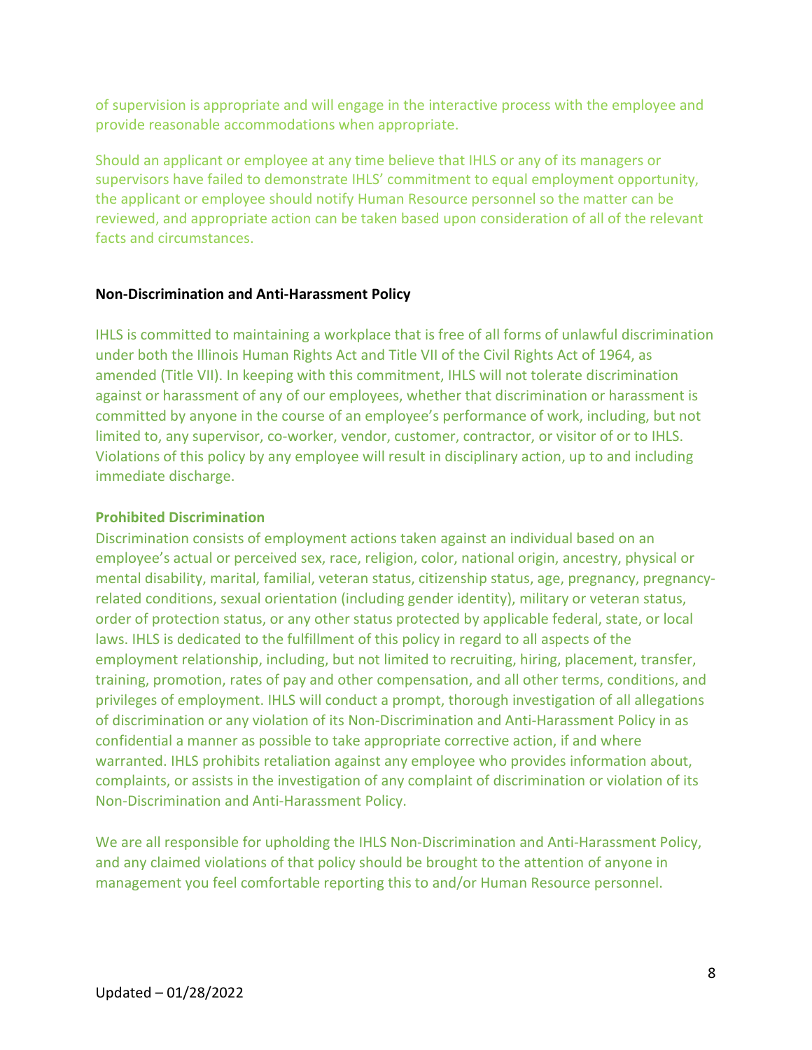of supervision is appropriate and will engage in the interactive process with the employee and provide reasonable accommodations when appropriate.

Should an applicant or employee at any time believe that IHLS or any of its managers or supervisors have failed to demonstrate IHLS' commitment to equal employment opportunity, the applicant or employee should notify Human Resource personnel so the matter can be reviewed, and appropriate action can be taken based upon consideration of all of the relevant facts and circumstances.

**Non-Discrimination and Anti-Harassment Policy**

IHLS is committed to maintaining a workplace that is free of all forms of unlawful discrimination under both the Illinois Human Rights Act and Title VII of the Civil Rights Act of 1964, as amended (Title VII). In keeping with this commitment, IHLS will not tolerate discrimination against or harassment of any of our employees, whether that discrimination or harassment is committed by anyone in the course of an employee's performance of work, including, but not limited to, any supervisor, co-worker, vendor, customer, contractor, or visitor of or to IHLS. Violations of this policy by any employee will result in disciplinary action, up to and including immediate discharge.

**Prohibited Discrimination**

Discrimination consists of employment actions taken against an individual based on an employee's actual or perceived sex, race, religion, color, national origin, ancestry, physical or mental disability, marital, familial, veteran status, citizenship status, age, pregnancy, pregnancy-related conditions, sexual orientation (including gender identity), military or veteran status, order of protection status, or any other status protected by applicable federal, state, or local laws. IHLS is dedicated to the fulfillment of this policy in regard to all aspects of the employment relationship, including, but not limited to recruiting, hiring, placement, transfer, training, promotion, rates of pay and other compensation, and all other terms, conditions, and privileges of employment. IHLS will conduct a prompt, thorough investigation of all allegations of discrimination or any violation of its Non-Discrimination and Anti-Harassment Policy in as confidential a manner as possible to take appropriate corrective action, if and where warranted. IHLS prohibits retaliation against any employee who provides information about, complaints, or assists in the investigation of any complaint of discrimination or violation of its Non-Discrimination and Anti-Harassment Policy.

We are all responsible for upholding the IHLS Non-Discrimination and Anti-Harassment Policy, and any claimed violations of that policy should be brought to the attention of anyone in management you feel comfortable reporting this to and/or Human Resource personnel.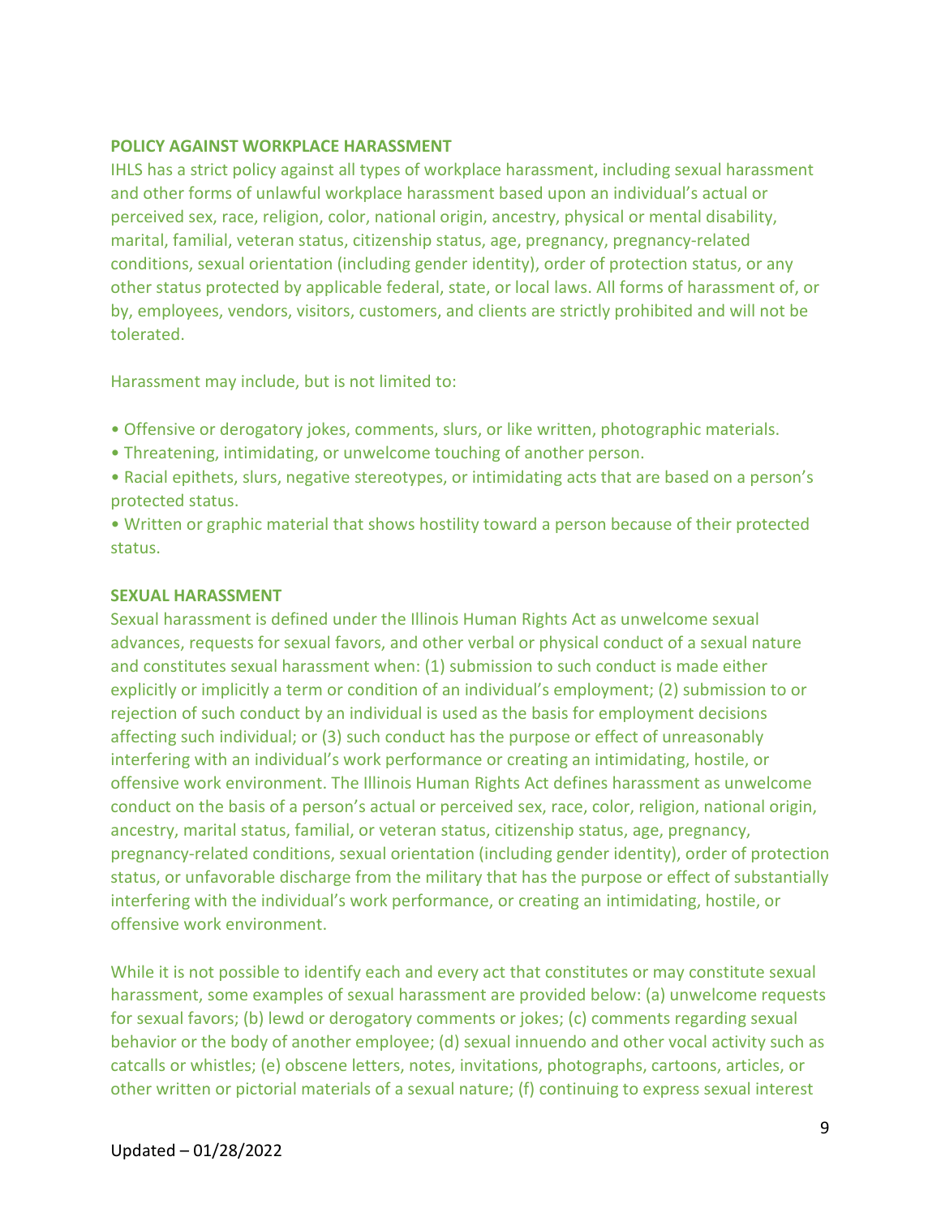## POLICY AGAINST WORKPLACE HARASSMENT

IHLS has a strict policy against all types of workplace harassment, including sexual harassment and other forms of unlawful workplace harassment based upon an individual's actual or perceived sex, race, religion, color, national origin, ancestry, physical or mental disability, marital, familial, veteran status, citizenship status, age, pregnancy, pregnancy-related conditions, sexual orientation (including gender identity), order of protection status, or any other status protected by applicable federal, state, or local laws. All forms of harassment of, or by, employees, vendors, visitors, customers, and clients are strictly prohibited and will not be tolerated.

Harassment may include, but is not limited to:

- Offensive or derogatory jokes, comments, slurs, or like written, photographic materials.
- Threatening, intimidating, or unwelcome touching of another person.
- Racial epithets, slurs, negative stereotypes, or intimidating acts that are based on a person's protected status.
- Written or graphic material that shows hostility toward a person because of their protected status.

## SEXUAL HARASSMENT

Sexual harassment is defined under the Illinois Human Rights Act as unwelcome sexual advances, requests for sexual favors, and other verbal or physical conduct of a sexual nature and constitutes sexual harassment when: (1) submission to such conduct is made either explicitly or implicitly a term or condition of an individual's employment; (2) submission to or rejection of such conduct by an individual is used as the basis for employment decisions affecting such individual; or (3) such conduct has the purpose or effect of unreasonably interfering with an individual's work performance or creating an intimidating, hostile, or offensive work environment. The Illinois Human Rights Act defines harassment as unwelcome conduct on the basis of a person's actual or perceived sex, race, color, religion, national origin, ancestry, marital status, familial, or veteran status, citizenship status, age, pregnancy, pregnancy-related conditions, sexual orientation (including gender identity), order of protection status, or unfavorable discharge from the military that has the purpose or effect of substantially interfering with the individual's work performance, or creating an intimidating, hostile, or offensive work environment.

While it is not possible to identify each and every act that constitutes or may constitute sexual harassment, some examples of sexual harassment are provided below: (a) unwelcome requests for sexual favors; (b) lewd or derogatory comments or jokes; (c) comments regarding sexual behavior or the body of another employee; (d) sexual innuendo and other vocal activity such as catcalls or whistles; (e) obscene letters, notes, invitations, photographs, cartoons, articles, or other written or pictorial materials of a sexual nature; (f) continuing to express sexual interest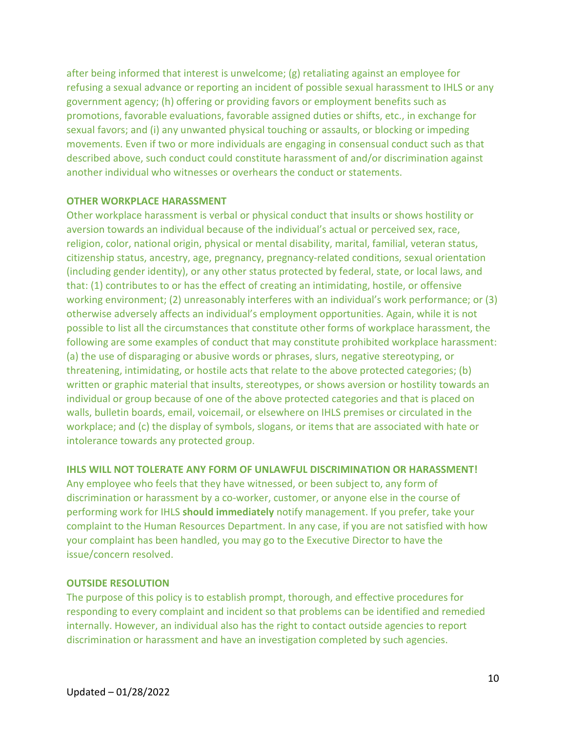after being informed that interest is unwelcome; (g) retaliating against an employee for refusing a sexual advance or reporting an incident of possible sexual harassment to IHLS or any government agency; (h) offering or providing favors or employment benefits such as promotions, favorable evaluations, favorable assigned duties or shifts, etc., in exchange for sexual favors; and (i) any unwanted physical touching or assaults, or blocking or impeding movements. Even if two or more individuals are engaging in consensual conduct such as that described above, such conduct could constitute harassment of and/or discrimination against another individual who witnesses or overhears the conduct or statements.

**OTHER WORKPLACE HARASSMENT**

Other workplace harassment is verbal or physical conduct that insults or shows hostility or aversion towards an individual because of the individual's actual or perceived sex, race, religion, color, national origin, physical or mental disability, marital, familial, veteran status, citizenship status, ancestry, age, pregnancy, pregnancy-related conditions, sexual orientation (including gender identity), or any other status protected by federal, state, or local laws, and that: (1) contributes to or has the effect of creating an intimidating, hostile, or offensive working environment; (2) unreasonably interferes with an individual's work performance; or (3) otherwise adversely affects an individual's employment opportunities. Again, while it is not possible to list all the circumstances that constitute other forms of workplace harassment, the following are some examples of conduct that may constitute prohibited workplace harassment: (a) the use of disparaging or abusive words or phrases, slurs, negative stereotyping, or threatening, intimidating, or hostile acts that relate to the above protected categories; (b) written or graphic material that insults, stereotypes, or shows aversion or hostility towards an individual or group because of one of the above protected categories and that is placed on walls, bulletin boards, email, voicemail, or elsewhere on IHLS premises or circulated in the workplace; and (c) the display of symbols, slogans, or items that are associated with hate or intolerance towards any protected group.

**IHLS WILL NOT TOLERATE ANY FORM OF UNLAWFUL DISCRIMINATION OR HARASSMENT!**

Any employee who feels that they have witnessed, or been subject to, any form of discrimination or harassment by a co-worker, customer, or anyone else in the course of performing work for IHLS **should immediately** notify management. If you prefer, take your complaint to the Human Resources Department. In any case, if you are not satisfied with how your complaint has been handled, you may go to the Executive Director to have the issue/concern resolved.

**OUTSIDE RESOLUTION**

The purpose of this policy is to establish prompt, thorough, and effective procedures for responding to every complaint and incident so that problems can be identified and remedied internally. However, an individual also has the right to contact outside agencies to report discrimination or harassment and have an investigation completed by such agencies.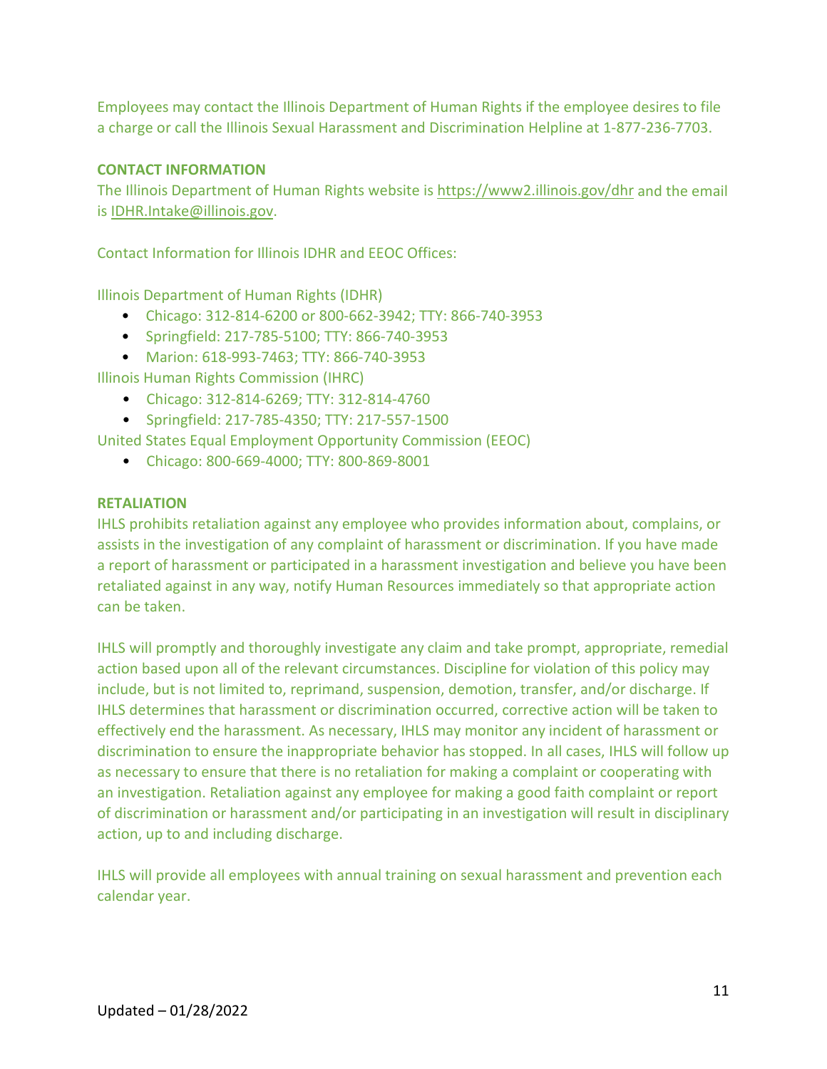Employees may contact the Illinois Department of Human Rights if the employee desires to file a charge or call the Illinois Sexual Harassment and Discrimination Helpline at 1-877-236-7703.

**CONTACT INFORMATION**

The Illinois Department of Human Rights website is https://www2.illinois.gov/dhr and the email is IDHR.Intake@illinois.gov.

Contact Information for Illinois IDHR and EEOC Offices:

Illinois Department of Human Rights (IDHR)

- Chicago: 312-814-6200 or 800-662-3942; TTY: 866-740-3953
- Springfield: 217-785-5100; TTY: 866-740-3953
- Marion: 618-993-7463; TTY: 866-740-3953

Illinois Human Rights Commission (IHRC)

- Chicago: 312-814-6269; TTY: 312-814-4760
- Springfield: 217-785-4350; TTY: 217-557-1500

United States Equal Employment Opportunity Commission (EEOC)

- Chicago: 800-669-4000; TTY: 800-869-8001

**RETALIATION**

IHLS prohibits retaliation against any employee who provides information about, complains, or assists in the investigation of any complaint of harassment or discrimination. If you have made a report of harassment or participated in a harassment investigation and believe you have been retaliated against in any way, notify Human Resources immediately so that appropriate action can be taken.

IHLS will promptly and thoroughly investigate any claim and take prompt, appropriate, remedial action based upon all of the relevant circumstances. Discipline for violation of this policy may include, but is not limited to, reprimand, suspension, demotion, transfer, and/or discharge. If IHLS determines that harassment or discrimination occurred, corrective action will be taken to effectively end the harassment. As necessary, IHLS may monitor any incident of harassment or discrimination to ensure the inappropriate behavior has stopped. In all cases, IHLS will follow up as necessary to ensure that there is no retaliation for making a complaint or cooperating with an investigation. Retaliation against any employee for making a good faith complaint or report of discrimination or harassment and/or participating in an investigation will result in disciplinary action, up to and including discharge.

IHLS will provide all employees with annual training on sexual harassment and prevention each calendar year.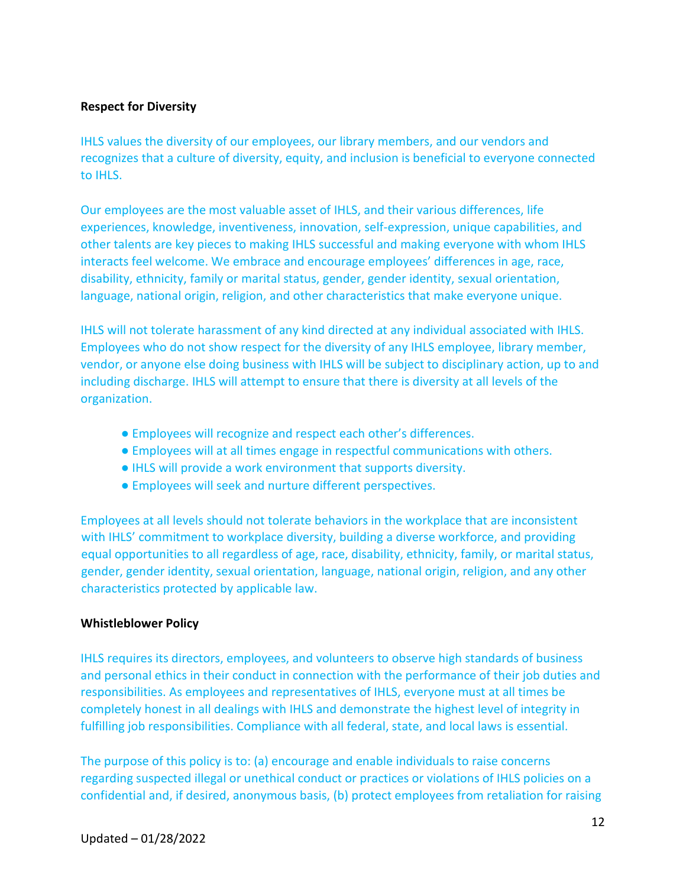**Respect for Diversity**

IHLS values the diversity of our employees, our library members, and our vendors and recognizes that a culture of diversity, equity, and inclusion is beneficial to everyone connected to IHLS.

Our employees are the most valuable asset of IHLS, and their various differences, life experiences, knowledge, inventiveness, innovation, self-expression, unique capabilities, and other talents are key pieces to making IHLS successful and making everyone with whom IHLS interacts feel welcome. We embrace and encourage employees' differences in age, race, disability, ethnicity, family or marital status, gender, gender identity, sexual orientation, language, national origin, religion, and other characteristics that make everyone unique.

IHLS will not tolerate harassment of any kind directed at any individual associated with IHLS. Employees who do not show respect for the diversity of any IHLS employee, library member, vendor, or anyone else doing business with IHLS will be subject to disciplinary action, up to and including discharge. IHLS will attempt to ensure that there is diversity at all levels of the organization.

- Employees will recognize and respect each other's differences.
- Employees will at all times engage in respectful communications with others.
- IHLS will provide a work environment that supports diversity.
- Employees will seek and nurture different perspectives.

Employees at all levels should not tolerate behaviors in the workplace that are inconsistent with IHLS' commitment to workplace diversity, building a diverse workforce, and providing equal opportunities to all regardless of age, race, disability, ethnicity, family, or marital status, gender, gender identity, sexual orientation, language, national origin, religion, and any other characteristics protected by applicable law.

**Whistleblower Policy**

IHLS requires its directors, employees, and volunteers to observe high standards of business and personal ethics in their conduct in connection with the performance of their job duties and responsibilities. As employees and representatives of IHLS, everyone must at all times be completely honest in all dealings with IHLS and demonstrate the highest level of integrity in fulfilling job responsibilities. Compliance with all federal, state, and local laws is essential.

The purpose of this policy is to: (a) encourage and enable individuals to raise concerns regarding suspected illegal or unethical conduct or practices or violations of IHLS policies on a confidential and, if desired, anonymous basis, (b) protect employees from retaliation for raising

Updated – 01/28/2022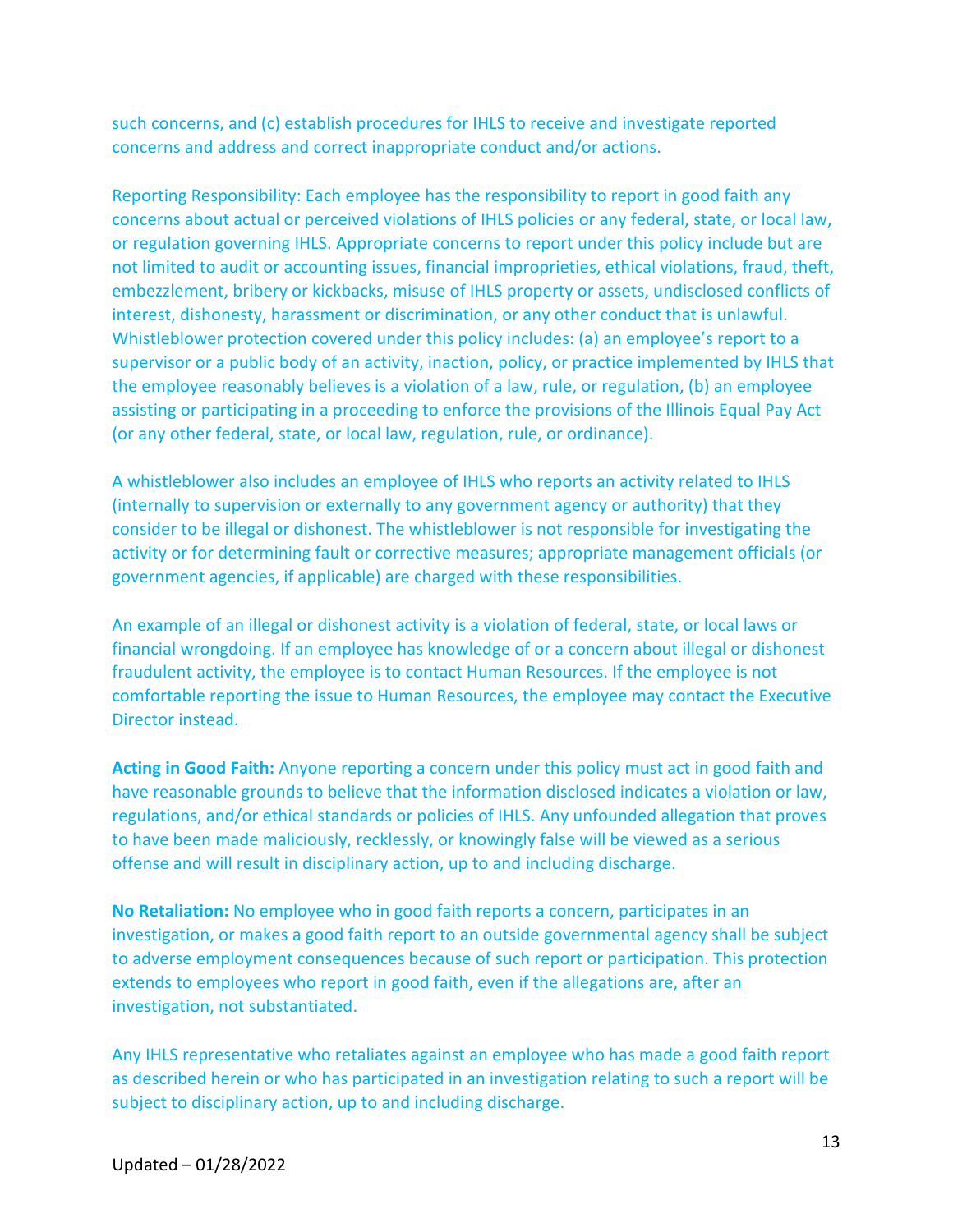such concerns, and (c) establish procedures for IHLS to receive and investigate reported concerns and address and correct inappropriate conduct and/or actions.

Reporting Responsibility: Each employee has the responsibility to report in good faith any concerns about actual or perceived violations of IHLS policies or any federal, state, or local law, or regulation governing IHLS. Appropriate concerns to report under this policy include but are not limited to audit or accounting issues, financial improprieties, ethical violations, fraud, theft, embezzlement, bribery or kickbacks, misuse of IHLS property or assets, undisclosed conflicts of interest, dishonesty, harassment or discrimination, or any other conduct that is unlawful. Whistleblower protection covered under this policy includes: (a) an employee's report to a supervisor or a public body of an activity, inaction, policy, or practice implemented by IHLS that the employee reasonably believes is a violation of a law, rule, or regulation, (b) an employee assisting or participating in a proceeding to enforce the provisions of the Illinois Equal Pay Act (or any other federal, state, or local law, regulation, rule, or ordinance).

A whistleblower also includes an employee of IHLS who reports an activity related to IHLS (internally to supervision or externally to any government agency or authority) that they consider to be illegal or dishonest. The whistleblower is not responsible for investigating the activity or for determining fault or corrective measures; appropriate management officials (or government agencies, if applicable) are charged with these responsibilities.

An example of an illegal or dishonest activity is a violation of federal, state, or local laws or financial wrongdoing. If an employee has knowledge of or a concern about illegal or dishonest fraudulent activity, the employee is to contact Human Resources. If the employee is not comfortable reporting the issue to Human Resources, the employee may contact the Executive Director instead.

**Acting in Good Faith:** Anyone reporting a concern under this policy must act in good faith and have reasonable grounds to believe that the information disclosed indicates a violation or law, regulations, and/or ethical standards or policies of IHLS. Any unfounded allegation that proves to have been made maliciously, recklessly, or knowingly false will be viewed as a serious offense and will result in disciplinary action, up to and including discharge.

**No Retaliation:** No employee who in good faith reports a concern, participates in an investigation, or makes a good faith report to an outside governmental agency shall be subject to adverse employment consequences because of such report or participation. This protection extends to employees who report in good faith, even if the allegations are, after an investigation, not substantiated.

Any IHLS representative who retaliates against an employee who has made a good faith report as described herein or who has participated in an investigation relating to such a report will be subject to disciplinary action, up to and including discharge.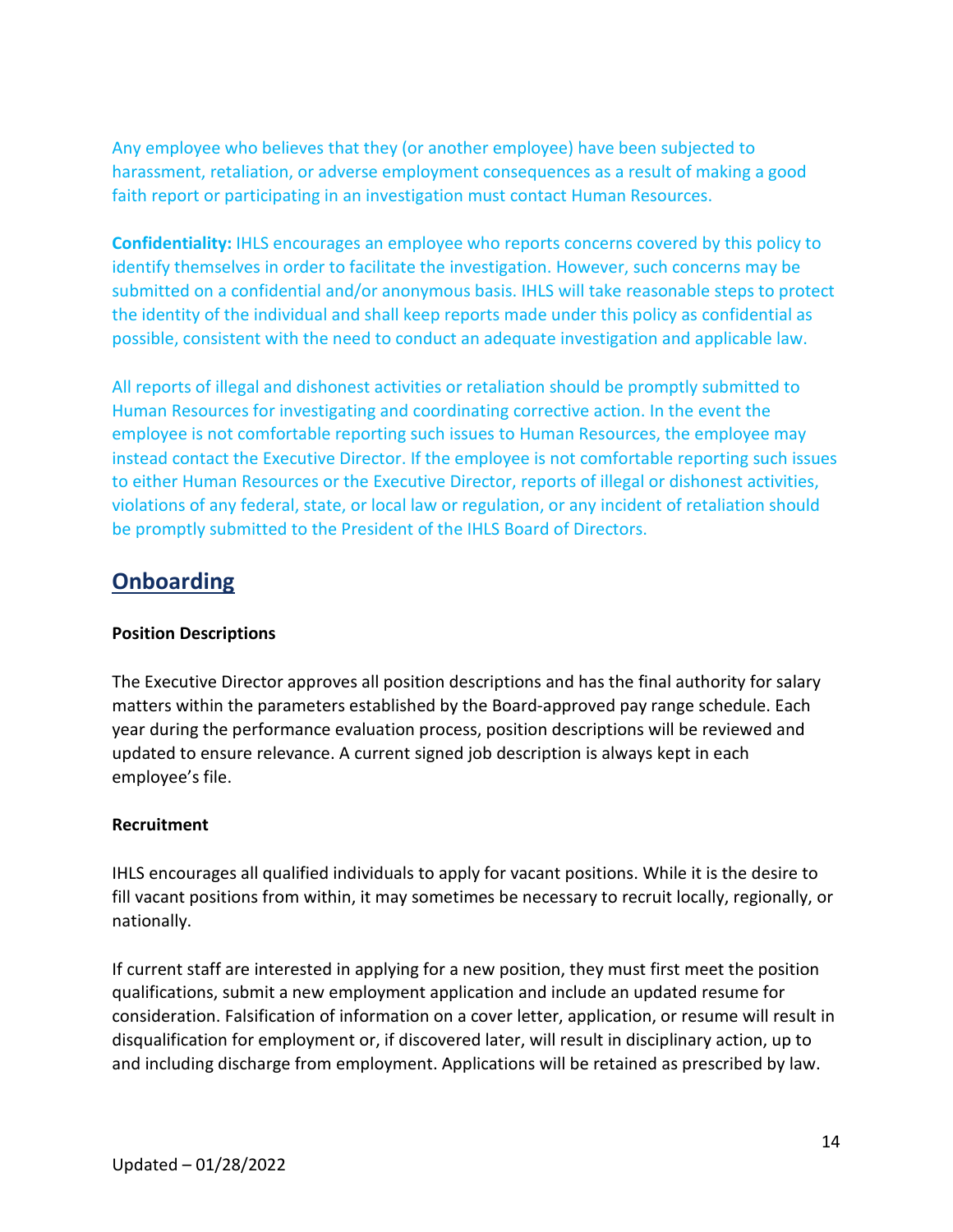Any employee who believes that they (or another employee) have been subjected to harassment, retaliation, or adverse employment consequences as a result of making a good faith report or participating in an investigation must contact Human Resources.

**Confidentiality:** IHLS encourages an employee who reports concerns covered by this policy to identify themselves in order to facilitate the investigation. However, such concerns may be submitted on a confidential and/or anonymous basis. IHLS will take reasonable steps to protect the identity of the individual and shall keep reports made under this policy as confidential as possible, consistent with the need to conduct an adequate investigation and applicable law.

All reports of illegal and dishonest activities or retaliation should be promptly submitted to Human Resources for investigating and coordinating corrective action. In the event the employee is not comfortable reporting such issues to Human Resources, the employee may instead contact the Executive Director. If the employee is not comfortable reporting such issues to either Human Resources or the Executive Director, reports of illegal or dishonest activities, violations of any federal, state, or local law or regulation, or any incident of retaliation should be promptly submitted to the President of the IHLS Board of Directors.

## Onboarding

**Position Descriptions**

The Executive Director approves all position descriptions and has the final authority for salary matters within the parameters established by the Board-approved pay range schedule. Each year during the performance evaluation process, position descriptions will be reviewed and updated to ensure relevance. A current signed job description is always kept in each employee's file.

**Recruitment**

IHLS encourages all qualified individuals to apply for vacant positions. While it is the desire to fill vacant positions from within, it may sometimes be necessary to recruit locally, regionally, or nationally.

If current staff are interested in applying for a new position, they must first meet the position qualifications, submit a new employment application and include an updated resume for consideration. Falsification of information on a cover letter, application, or resume will result in disqualification for employment or, if discovered later, will result in disciplinary action, up to and including discharge from employment. Applications will be retained as prescribed by law.

Updated – 01/28/2022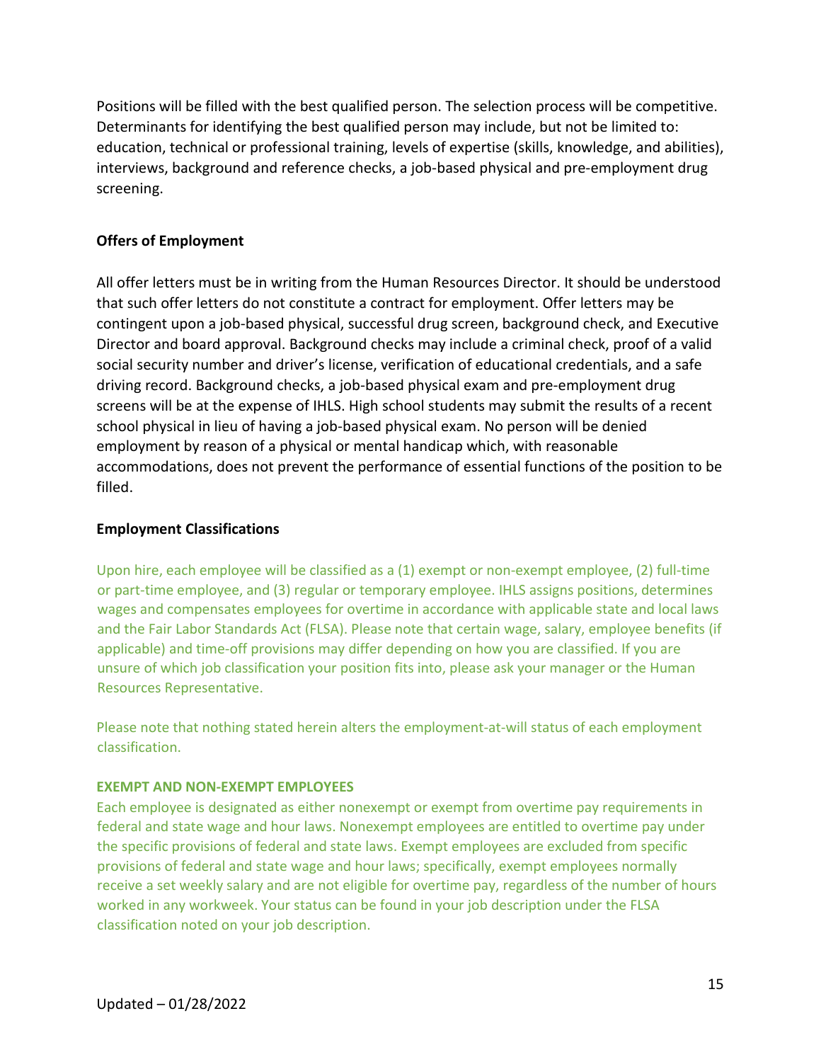Positions will be filled with the best qualified person. The selection process will be competitive. Determinants for identifying the best qualified person may include, but not be limited to: education, technical or professional training, levels of expertise (skills, knowledge, and abilities), interviews, background and reference checks, a job-based physical and pre-employment drug screening.

**Offers of Employment**

All offer letters must be in writing from the Human Resources Director. It should be understood that such offer letters do not constitute a contract for employment. Offer letters may be contingent upon a job-based physical, successful drug screen, background check, and Executive Director and board approval. Background checks may include a criminal check, proof of a valid social security number and driver's license, verification of educational credentials, and a safe driving record. Background checks, a job-based physical exam and pre-employment drug screens will be at the expense of IHLS. High school students may submit the results of a recent school physical in lieu of having a job-based physical exam. No person will be denied employment by reason of a physical or mental handicap which, with reasonable accommodations, does not prevent the performance of essential functions of the position to be filled.

**Employment Classifications**

Upon hire, each employee will be classified as a (1) exempt or non-exempt employee, (2) full-time or part-time employee, and (3) regular or temporary employee. IHLS assigns positions, determines wages and compensates employees for overtime in accordance with applicable state and local laws and the Fair Labor Standards Act (FLSA). Please note that certain wage, salary, employee benefits (if applicable) and time-off provisions may differ depending on how you are classified. If you are unsure of which job classification your position fits into, please ask your manager or the Human Resources Representative.

Please note that nothing stated herein alters the employment-at-will status of each employment classification.

**EXEMPT AND NON-EXEMPT EMPLOYEES**

Each employee is designated as either nonexempt or exempt from overtime pay requirements in federal and state wage and hour laws. Nonexempt employees are entitled to overtime pay under the specific provisions of federal and state laws. Exempt employees are excluded from specific provisions of federal and state wage and hour laws; specifically, exempt employees normally receive a set weekly salary and are not eligible for overtime pay, regardless of the number of hours worked in any workweek. Your status can be found in your job description under the FLSA classification noted on your job description.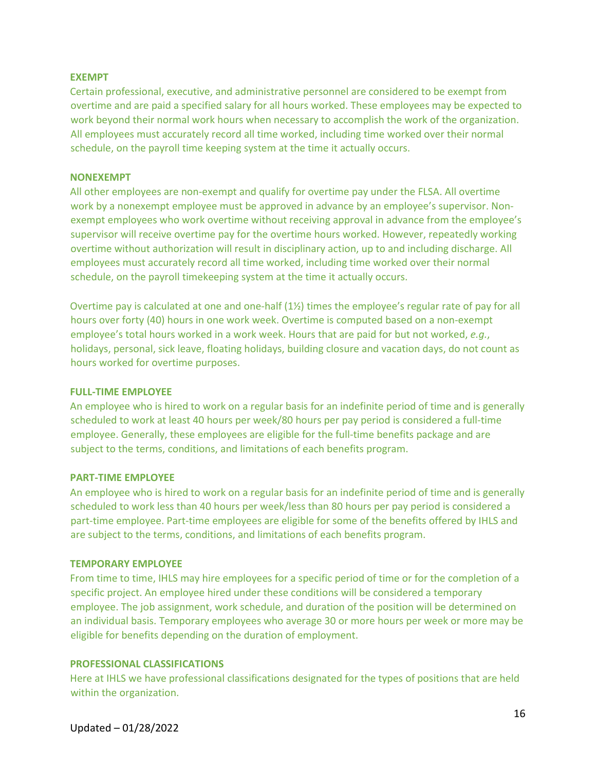### EXEMPT

Certain professional, executive, and administrative personnel are considered to be exempt from overtime and are paid a specified salary for all hours worked. These employees may be expected to work beyond their normal work hours when necessary to accomplish the work of the organization. All employees must accurately record all time worked, including time worked over their normal schedule, on the payroll time keeping system at the time it actually occurs.

### NONEXEMPT

All other employees are non-exempt and qualify for overtime pay under the FLSA. All overtime work by a nonexempt employee must be approved in advance by an employee's supervisor. Non-exempt employees who work overtime without receiving approval in advance from the employee's supervisor will receive overtime pay for the overtime hours worked. However, repeatedly working overtime without authorization will result in disciplinary action, up to and including discharge. All employees must accurately record all time worked, including time worked over their normal schedule, on the payroll timekeeping system at the time it actually occurs.

Overtime pay is calculated at one and one-half (1½) times the employee's regular rate of pay for all hours over forty (40) hours in one work week. Overtime is computed based on a non-exempt employee's total hours worked in a work week. Hours that are paid for but not worked, *e.g.*, holidays, personal, sick leave, floating holidays, building closure and vacation days, do not count as hours worked for overtime purposes.

### FULL-TIME EMPLOYEE

An employee who is hired to work on a regular basis for an indefinite period of time and is generally scheduled to work at least 40 hours per week/80 hours per pay period is considered a full-time employee. Generally, these employees are eligible for the full-time benefits package and are subject to the terms, conditions, and limitations of each benefits program.

### PART-TIME EMPLOYEE

An employee who is hired to work on a regular basis for an indefinite period of time and is generally scheduled to work less than 40 hours per week/less than 80 hours per pay period is considered a part-time employee. Part-time employees are eligible for some of the benefits offered by IHLS and are subject to the terms, conditions, and limitations of each benefits program.

### TEMPORARY EMPLOYEE

From time to time, IHLS may hire employees for a specific period of time or for the completion of a specific project. An employee hired under these conditions will be considered a temporary employee. The job assignment, work schedule, and duration of the position will be determined on an individual basis. Temporary employees who average 30 or more hours per week or more may be eligible for benefits depending on the duration of employment.

### PROFESSIONAL CLASSIFICATIONS

Here at IHLS we have professional classifications designated for the types of positions that are held within the organization.

Updated – 01/28/2022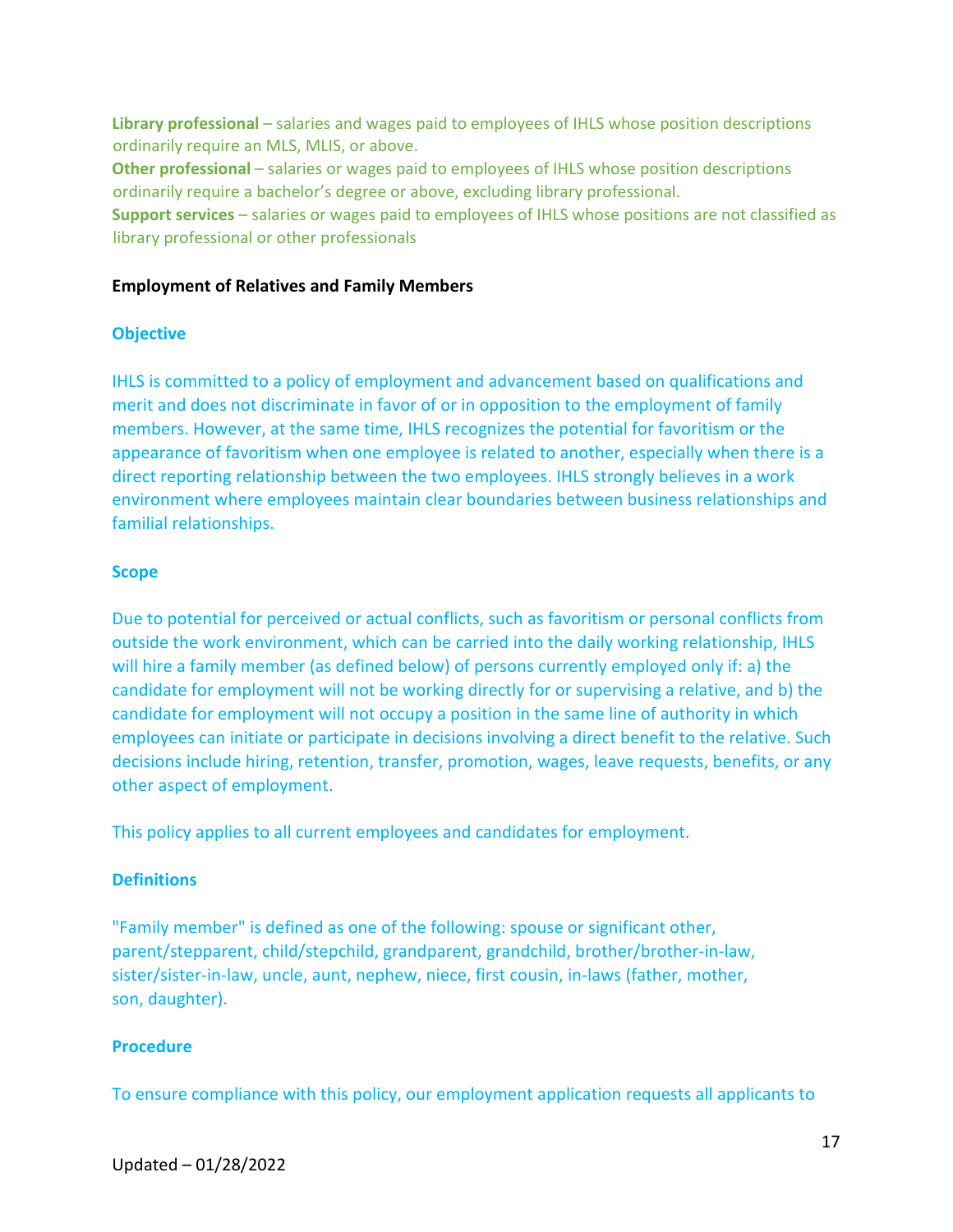**Library professional** – salaries and wages paid to employees of IHLS whose position descriptions ordinarily require an MLS, MLIS, or above.

**Other professional** – salaries or wages paid to employees of IHLS whose position descriptions ordinarily require a bachelor's degree or above, excluding library professional.

**Support services** – salaries or wages paid to employees of IHLS whose positions are not classified as library professional or other professionals

## Employment of Relatives and Family Members

### Objective

IHLS is committed to a policy of employment and advancement based on qualifications and merit and does not discriminate in favor of or in opposition to the employment of family members. However, at the same time, IHLS recognizes the potential for favoritism or the appearance of favoritism when one employee is related to another, especially when there is a direct reporting relationship between the two employees. IHLS strongly believes in a work environment where employees maintain clear boundaries between business relationships and familial relationships.

### Scope

Due to potential for perceived or actual conflicts, such as favoritism or personal conflicts from outside the work environment, which can be carried into the daily working relationship, IHLS will hire a family member (as defined below) of persons currently employed only if: a) the candidate for employment will not be working directly for or supervising a relative, and b) the candidate for employment will not occupy a position in the same line of authority in which employees can initiate or participate in decisions involving a direct benefit to the relative. Such decisions include hiring, retention, transfer, promotion, wages, leave requests, benefits, or any other aspect of employment.

This policy applies to all current employees and candidates for employment.

### Definitions

"Family member" is defined as one of the following: spouse or significant other, parent/stepparent, child/stepchild, grandparent, grandchild, brother/brother-in-law, sister/sister-in-law, uncle, aunt, nephew, niece, first cousin, in-laws (father, mother, son, daughter).

### Procedure

To ensure compliance with this policy, our employment application requests all applicants to

Updated – 01/28/2022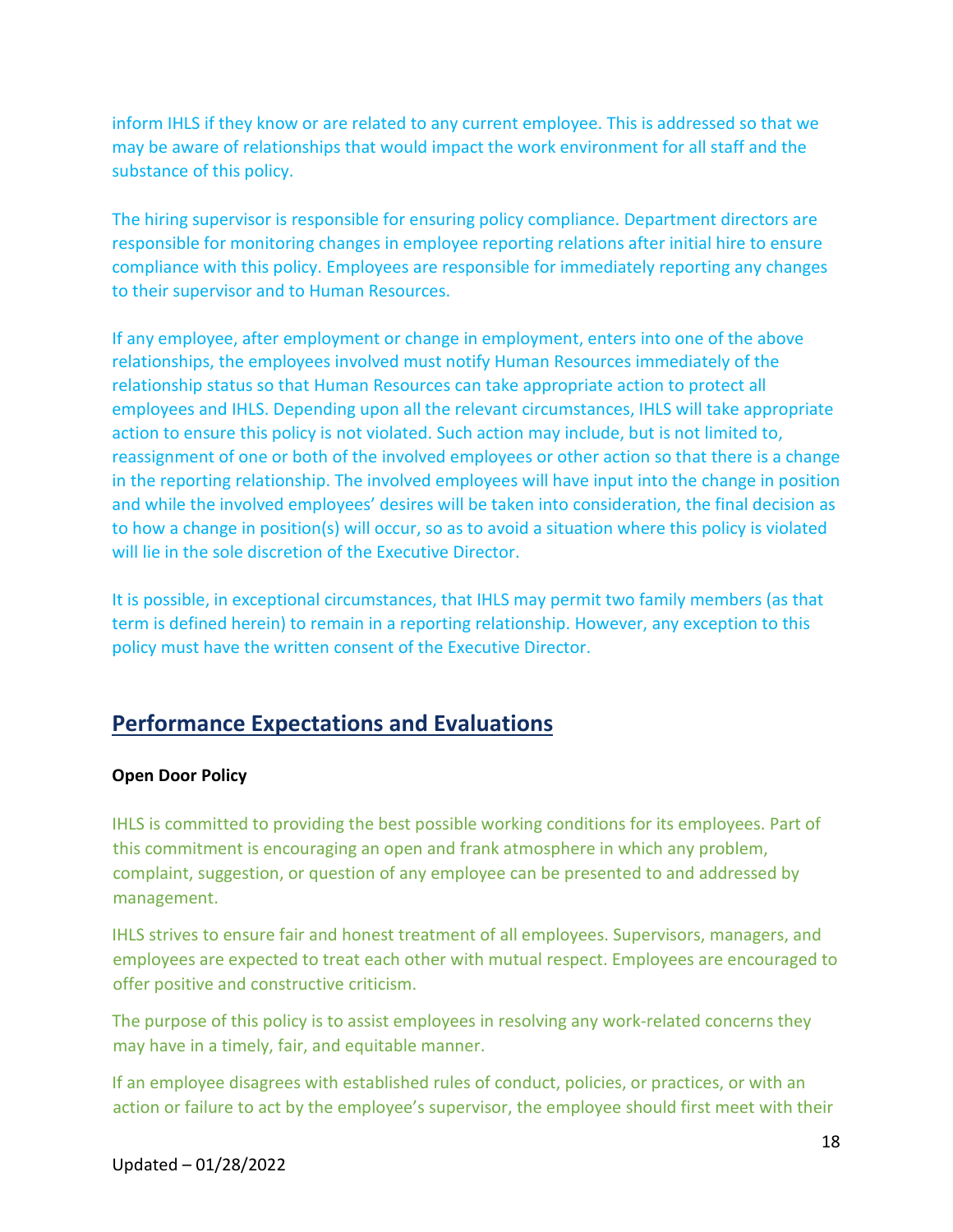inform IHLS if they know or are related to any current employee. This is addressed so that we may be aware of relationships that would impact the work environment for all staff and the substance of this policy.

The hiring supervisor is responsible for ensuring policy compliance. Department directors are responsible for monitoring changes in employee reporting relations after initial hire to ensure compliance with this policy. Employees are responsible for immediately reporting any changes to their supervisor and to Human Resources.

If any employee, after employment or change in employment, enters into one of the above relationships, the employees involved must notify Human Resources immediately of the relationship status so that Human Resources can take appropriate action to protect all employees and IHLS. Depending upon all the relevant circumstances, IHLS will take appropriate action to ensure this policy is not violated. Such action may include, but is not limited to, reassignment of one or both of the involved employees or other action so that there is a change in the reporting relationship. The involved employees will have input into the change in position and while the involved employees' desires will be taken into consideration, the final decision as to how a change in position(s) will occur, so as to avoid a situation where this policy is violated will lie in the sole discretion of the Executive Director.

It is possible, in exceptional circumstances, that IHLS may permit two family members (as that term is defined herein) to remain in a reporting relationship. However, any exception to this policy must have the written consent of the Executive Director.

## Performance Expectations and Evaluations

**Open Door Policy**

IHLS is committed to providing the best possible working conditions for its employees. Part of this commitment is encouraging an open and frank atmosphere in which any problem, complaint, suggestion, or question of any employee can be presented to and addressed by management.

IHLS strives to ensure fair and honest treatment of all employees. Supervisors, managers, and employees are expected to treat each other with mutual respect. Employees are encouraged to offer positive and constructive criticism.

The purpose of this policy is to assist employees in resolving any work-related concerns they may have in a timely, fair, and equitable manner.

If an employee disagrees with established rules of conduct, policies, or practices, or with an action or failure to act by the employee's supervisor, the employee should first meet with their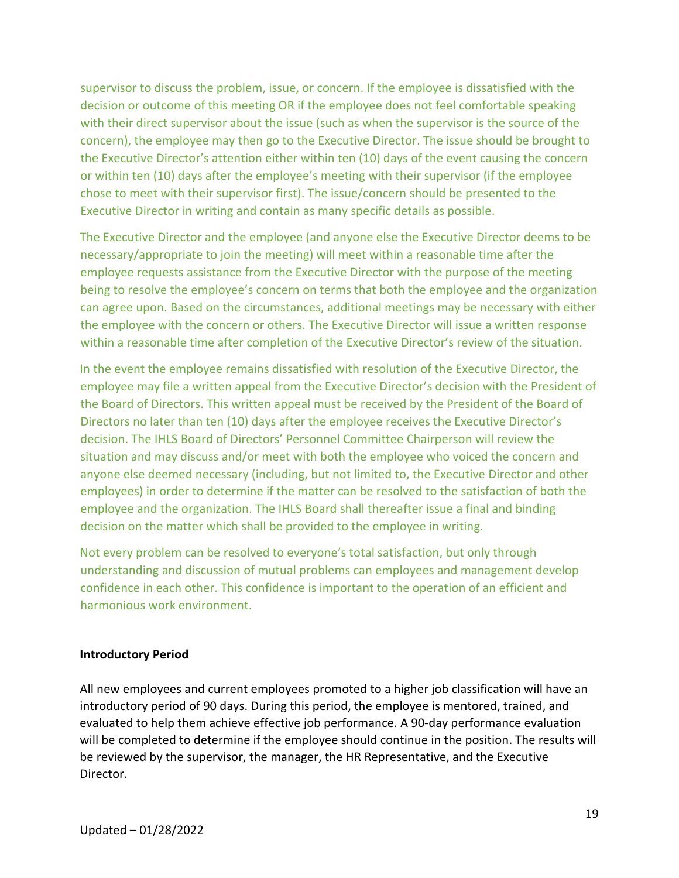supervisor to discuss the problem, issue, or concern. If the employee is dissatisfied with the decision or outcome of this meeting OR if the employee does not feel comfortable speaking with their direct supervisor about the issue (such as when the supervisor is the source of the concern), the employee may then go to the Executive Director. The issue should be brought to the Executive Director's attention either within ten (10) days of the event causing the concern or within ten (10) days after the employee's meeting with their supervisor (if the employee chose to meet with their supervisor first). The issue/concern should be presented to the Executive Director in writing and contain as many specific details as possible.

The Executive Director and the employee (and anyone else the Executive Director deems to be necessary/appropriate to join the meeting) will meet within a reasonable time after the employee requests assistance from the Executive Director with the purpose of the meeting being to resolve the employee's concern on terms that both the employee and the organization can agree upon. Based on the circumstances, additional meetings may be necessary with either the employee with the concern or others. The Executive Director will issue a written response within a reasonable time after completion of the Executive Director's review of the situation.

In the event the employee remains dissatisfied with resolution of the Executive Director, the employee may file a written appeal from the Executive Director's decision with the President of the Board of Directors. This written appeal must be received by the President of the Board of Directors no later than ten (10) days after the employee receives the Executive Director's decision. The IHLS Board of Directors' Personnel Committee Chairperson will review the situation and may discuss and/or meet with both the employee who voiced the concern and anyone else deemed necessary (including, but not limited to, the Executive Director and other employees) in order to determine if the matter can be resolved to the satisfaction of both the employee and the organization. The IHLS Board shall thereafter issue a final and binding decision on the matter which shall be provided to the employee in writing.

Not every problem can be resolved to everyone's total satisfaction, but only through understanding and discussion of mutual problems can employees and management develop confidence in each other. This confidence is important to the operation of an efficient and harmonious work environment.

**Introductory Period**

All new employees and current employees promoted to a higher job classification will have an introductory period of 90 days. During this period, the employee is mentored, trained, and evaluated to help them achieve effective job performance. A 90-day performance evaluation will be completed to determine if the employee should continue in the position. The results will be reviewed by the supervisor, the manager, the HR Representative, and the Executive Director.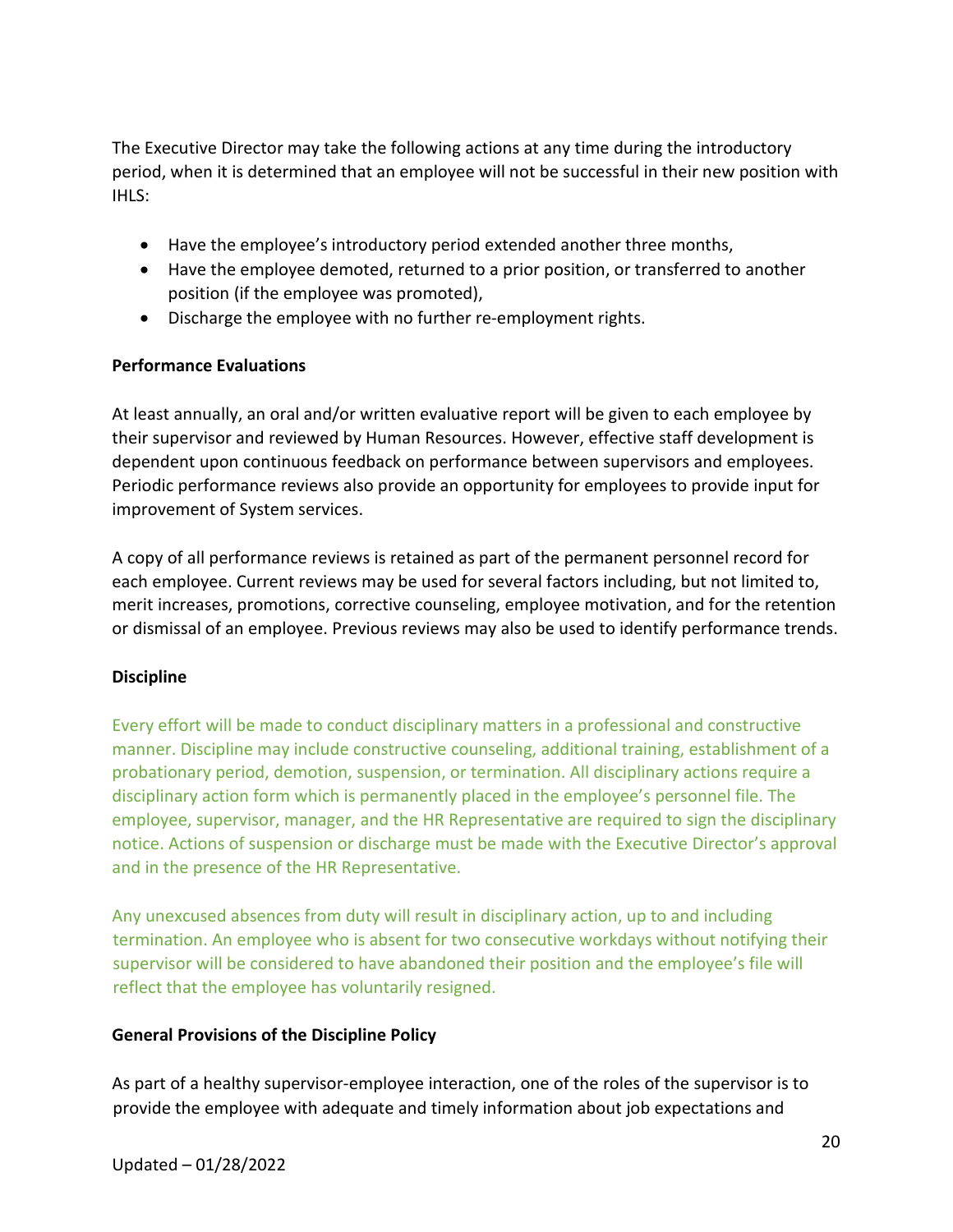The Executive Director may take the following actions at any time during the introductory period, when it is determined that an employee will not be successful in their new position with IHLS:

- Have the employee's introductory period extended another three months,
- Have the employee demoted, returned to a prior position, or transferred to another position (if the employee was promoted),
- Discharge the employee with no further re-employment rights.

**Performance Evaluations**

At least annually, an oral and/or written evaluative report will be given to each employee by their supervisor and reviewed by Human Resources. However, effective staff development is dependent upon continuous feedback on performance between supervisors and employees. Periodic performance reviews also provide an opportunity for employees to provide input for improvement of System services.

A copy of all performance reviews is retained as part of the permanent personnel record for each employee. Current reviews may be used for several factors including, but not limited to, merit increases, promotions, corrective counseling, employee motivation, and for the retention or dismissal of an employee. Previous reviews may also be used to identify performance trends.

**Discipline**

Every effort will be made to conduct disciplinary matters in a professional and constructive manner. Discipline may include constructive counseling, additional training, establishment of a probationary period, demotion, suspension, or termination. All disciplinary actions require a disciplinary action form which is permanently placed in the employee's personnel file. The employee, supervisor, manager, and the HR Representative are required to sign the disciplinary notice. Actions of suspension or discharge must be made with the Executive Director's approval and in the presence of the HR Representative.

Any unexcused absences from duty will result in disciplinary action, up to and including termination. An employee who is absent for two consecutive workdays without notifying their supervisor will be considered to have abandoned their position and the employee's file will reflect that the employee has voluntarily resigned.

**General Provisions of the Discipline Policy**

As part of a healthy supervisor-employee interaction, one of the roles of the supervisor is to provide the employee with adequate and timely information about job expectations and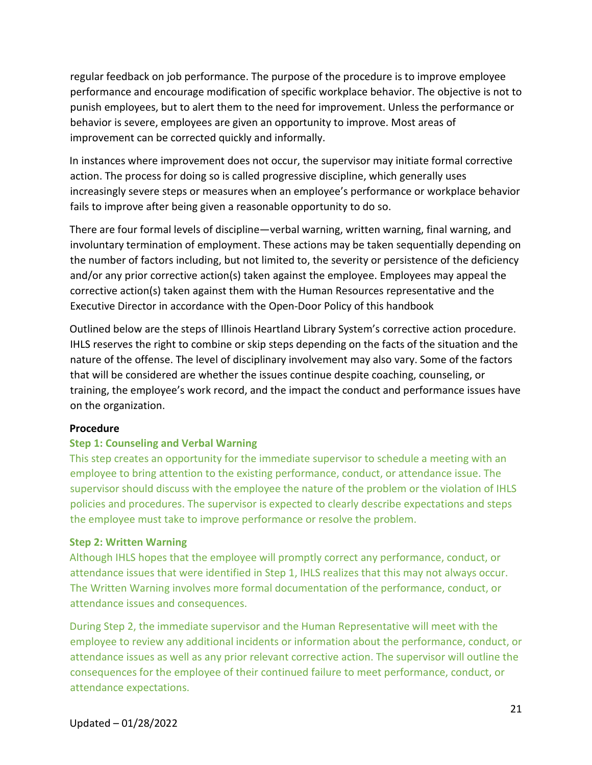regular feedback on job performance. The purpose of the procedure is to improve employee performance and encourage modification of specific workplace behavior. The objective is not to punish employees, but to alert them to the need for improvement. Unless the performance or behavior is severe, employees are given an opportunity to improve. Most areas of improvement can be corrected quickly and informally.

In instances where improvement does not occur, the supervisor may initiate formal corrective action. The process for doing so is called progressive discipline, which generally uses increasingly severe steps or measures when an employee's performance or workplace behavior fails to improve after being given a reasonable opportunity to do so.

There are four formal levels of discipline—verbal warning, written warning, final warning, and involuntary termination of employment. These actions may be taken sequentially depending on the number of factors including, but not limited to, the severity or persistence of the deficiency and/or any prior corrective action(s) taken against the employee. Employees may appeal the corrective action(s) taken against them with the Human Resources representative and the Executive Director in accordance with the Open-Door Policy of this handbook

Outlined below are the steps of Illinois Heartland Library System's corrective action procedure. IHLS reserves the right to combine or skip steps depending on the facts of the situation and the nature of the offense. The level of disciplinary involvement may also vary. Some of the factors that will be considered are whether the issues continue despite coaching, counseling, or training, the employee's work record, and the impact the conduct and performance issues have on the organization.

**Procedure**

**Step 1: Counseling and Verbal Warning**

This step creates an opportunity for the immediate supervisor to schedule a meeting with an employee to bring attention to the existing performance, conduct, or attendance issue. The supervisor should discuss with the employee the nature of the problem or the violation of IHLS policies and procedures. The supervisor is expected to clearly describe expectations and steps the employee must take to improve performance or resolve the problem.

**Step 2: Written Warning**

Although IHLS hopes that the employee will promptly correct any performance, conduct, or attendance issues that were identified in Step 1, IHLS realizes that this may not always occur. The Written Warning involves more formal documentation of the performance, conduct, or attendance issues and consequences.

During Step 2, the immediate supervisor and the Human Representative will meet with the employee to review any additional incidents or information about the performance, conduct, or attendance issues as well as any prior relevant corrective action. The supervisor will outline the consequences for the employee of their continued failure to meet performance, conduct, or attendance expectations.

Updated – 01/28/2022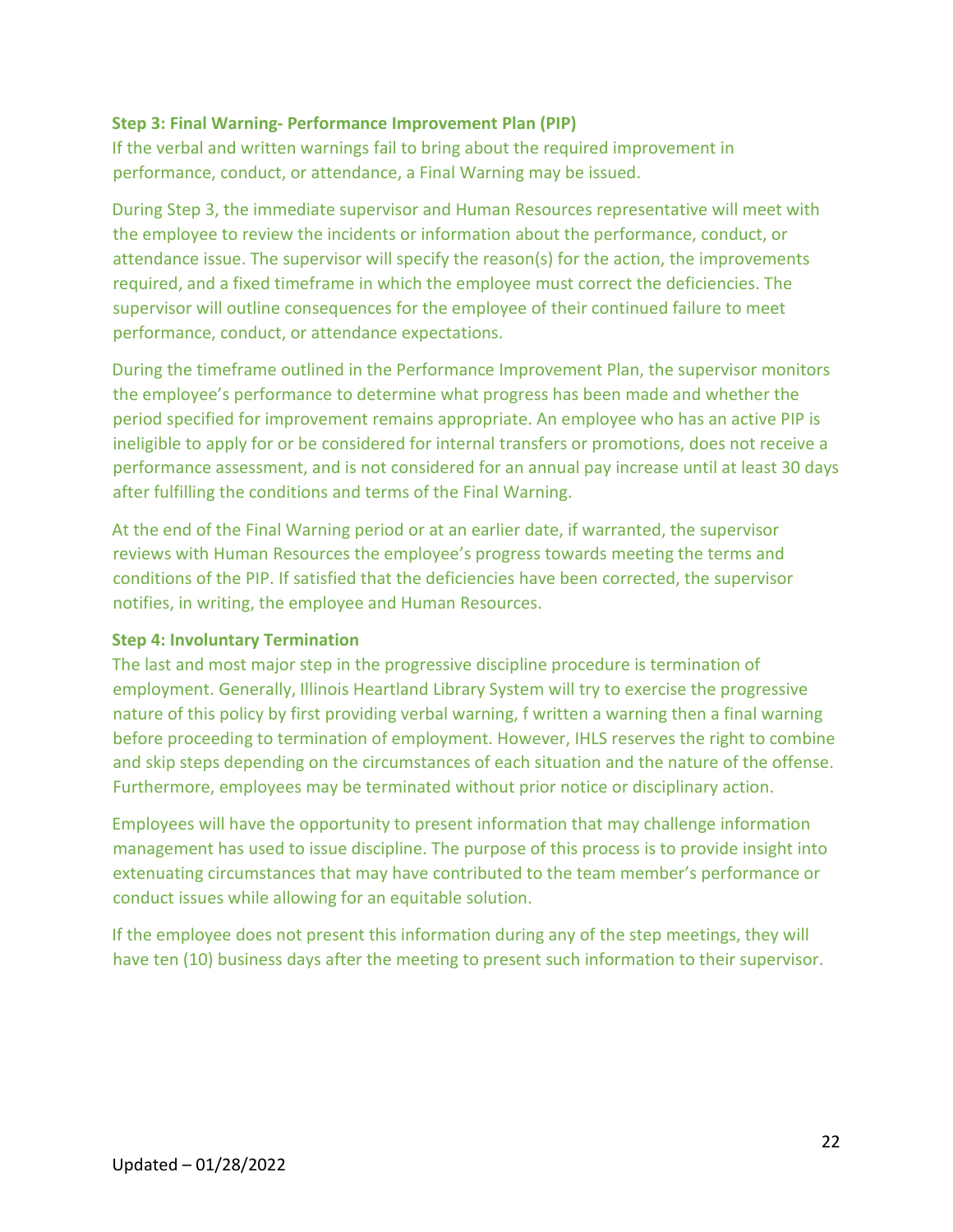**Step 3: Final Warning- Performance Improvement Plan (PIP)**
If the verbal and written warnings fail to bring about the required improvement in performance, conduct, or attendance, a Final Warning may be issued.

During Step 3, the immediate supervisor and Human Resources representative will meet with the employee to review the incidents or information about the performance, conduct, or attendance issue. The supervisor will specify the reason(s) for the action, the improvements required, and a fixed timeframe in which the employee must correct the deficiencies. The supervisor will outline consequences for the employee of their continued failure to meet performance, conduct, or attendance expectations.

During the timeframe outlined in the Performance Improvement Plan, the supervisor monitors the employee's performance to determine what progress has been made and whether the period specified for improvement remains appropriate. An employee who has an active PIP is ineligible to apply for or be considered for internal transfers or promotions, does not receive a performance assessment, and is not considered for an annual pay increase until at least 30 days after fulfilling the conditions and terms of the Final Warning.

At the end of the Final Warning period or at an earlier date, if warranted, the supervisor reviews with Human Resources the employee's progress towards meeting the terms and conditions of the PIP. If satisfied that the deficiencies have been corrected, the supervisor notifies, in writing, the employee and Human Resources.

**Step 4: Involuntary Termination**
The last and most major step in the progressive discipline procedure is termination of employment. Generally, Illinois Heartland Library System will try to exercise the progressive nature of this policy by first providing verbal warning, f written a warning then a final warning before proceeding to termination of employment. However, IHLS reserves the right to combine and skip steps depending on the circumstances of each situation and the nature of the offense. Furthermore, employees may be terminated without prior notice or disciplinary action.

Employees will have the opportunity to present information that may challenge information management has used to issue discipline. The purpose of this process is to provide insight into extenuating circumstances that may have contributed to the team member's performance or conduct issues while allowing for an equitable solution.

If the employee does not present this information during any of the step meetings, they will have ten (10) business days after the meeting to present such information to their supervisor.

Updated – 01/28/2022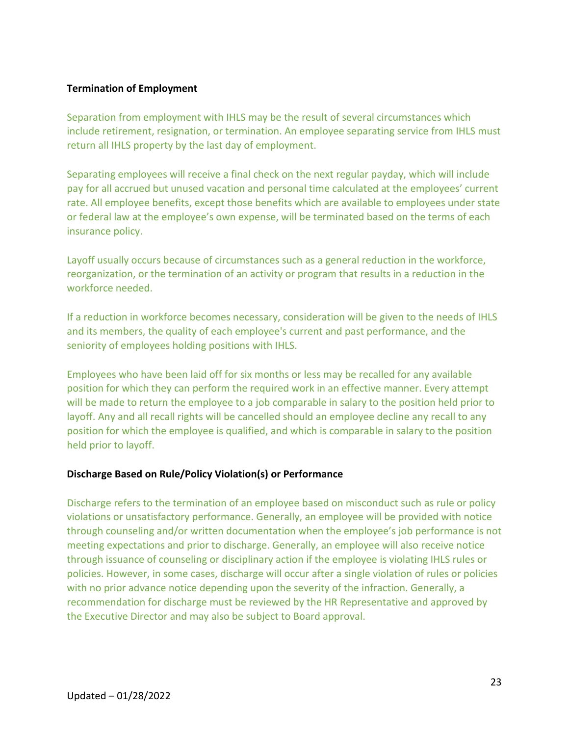**Termination of Employment**

Separation from employment with IHLS may be the result of several circumstances which include retirement, resignation, or termination. An employee separating service from IHLS must return all IHLS property by the last day of employment.

Separating employees will receive a final check on the next regular payday, which will include pay for all accrued but unused vacation and personal time calculated at the employees' current rate. All employee benefits, except those benefits which are available to employees under state or federal law at the employee's own expense, will be terminated based on the terms of each insurance policy.

Layoff usually occurs because of circumstances such as a general reduction in the workforce, reorganization, or the termination of an activity or program that results in a reduction in the workforce needed.

If a reduction in workforce becomes necessary, consideration will be given to the needs of IHLS and its members, the quality of each employee's current and past performance, and the seniority of employees holding positions with IHLS.

Employees who have been laid off for six months or less may be recalled for any available position for which they can perform the required work in an effective manner. Every attempt will be made to return the employee to a job comparable in salary to the position held prior to layoff. Any and all recall rights will be cancelled should an employee decline any recall to any position for which the employee is qualified, and which is comparable in salary to the position held prior to layoff.

**Discharge Based on Rule/Policy Violation(s) or Performance**

Discharge refers to the termination of an employee based on misconduct such as rule or policy violations or unsatisfactory performance. Generally, an employee will be provided with notice through counseling and/or written documentation when the employee's job performance is not meeting expectations and prior to discharge. Generally, an employee will also receive notice through issuance of counseling or disciplinary action if the employee is violating IHLS rules or policies. However, in some cases, discharge will occur after a single violation of rules or policies with no prior advance notice depending upon the severity of the infraction. Generally, a recommendation for discharge must be reviewed by the HR Representative and approved by the Executive Director and may also be subject to Board approval.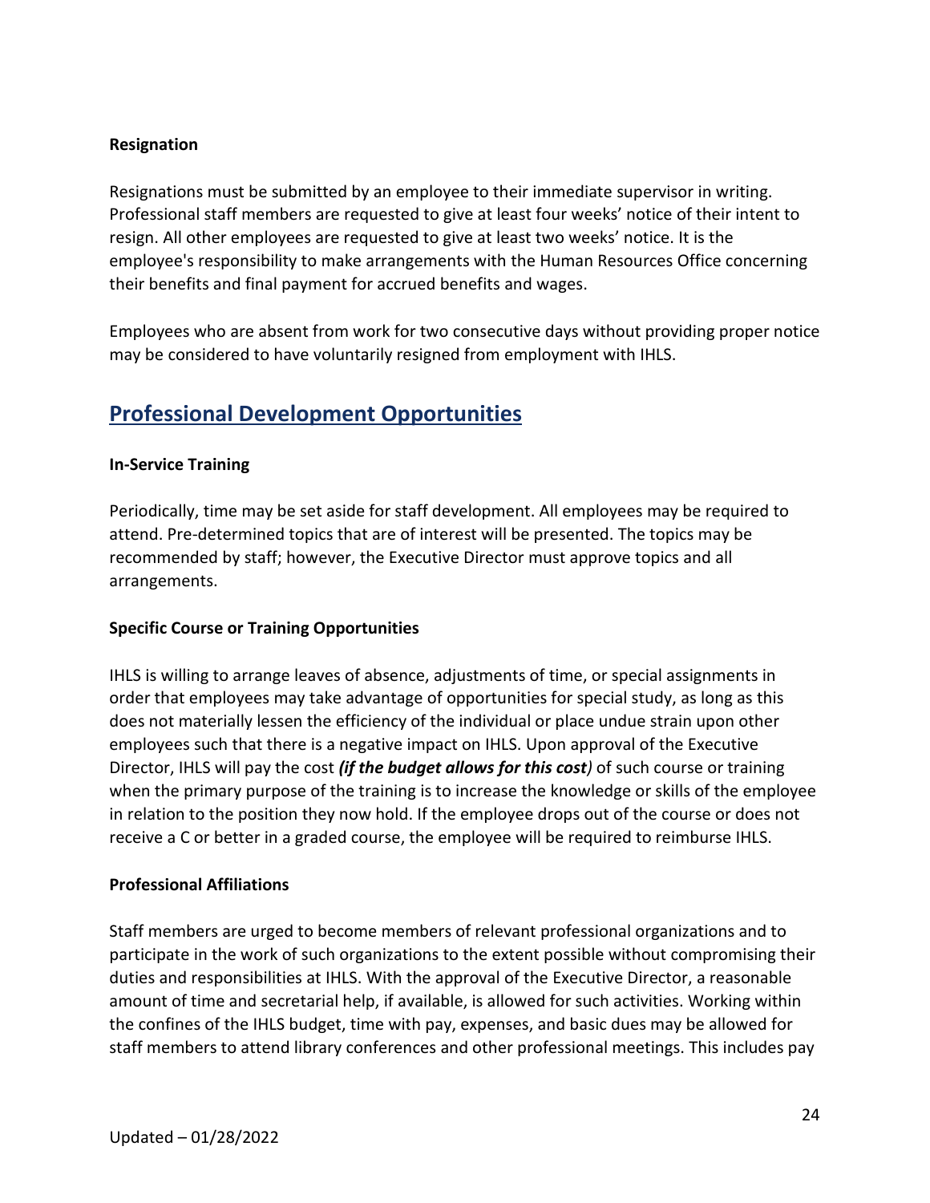**Resignation**

Resignations must be submitted by an employee to their immediate supervisor in writing. Professional staff members are requested to give at least four weeks' notice of their intent to resign. All other employees are requested to give at least two weeks' notice. It is the employee's responsibility to make arrangements with the Human Resources Office concerning their benefits and final payment for accrued benefits and wages.

Employees who are absent from work for two consecutive days without providing proper notice may be considered to have voluntarily resigned from employment with IHLS.

## Professional Development Opportunities

**In-Service Training**

Periodically, time may be set aside for staff development. All employees may be required to attend. Pre-determined topics that are of interest will be presented. The topics may be recommended by staff; however, the Executive Director must approve topics and all arrangements.

**Specific Course or Training Opportunities**

IHLS is willing to arrange leaves of absence, adjustments of time, or special assignments in order that employees may take advantage of opportunities for special study, as long as this does not materially lessen the efficiency of the individual or place undue strain upon other employees such that there is a negative impact on IHLS. Upon approval of the Executive Director, IHLS will pay the cost ***(if the budget allows for this cost)*** of such course or training when the primary purpose of the training is to increase the knowledge or skills of the employee in relation to the position they now hold. If the employee drops out of the course or does not receive a C or better in a graded course, the employee will be required to reimburse IHLS.

**Professional Affiliations**

Staff members are urged to become members of relevant professional organizations and to participate in the work of such organizations to the extent possible without compromising their duties and responsibilities at IHLS. With the approval of the Executive Director, a reasonable amount of time and secretarial help, if available, is allowed for such activities. Working within the confines of the IHLS budget, time with pay, expenses, and basic dues may be allowed for staff members to attend library conferences and other professional meetings. This includes pay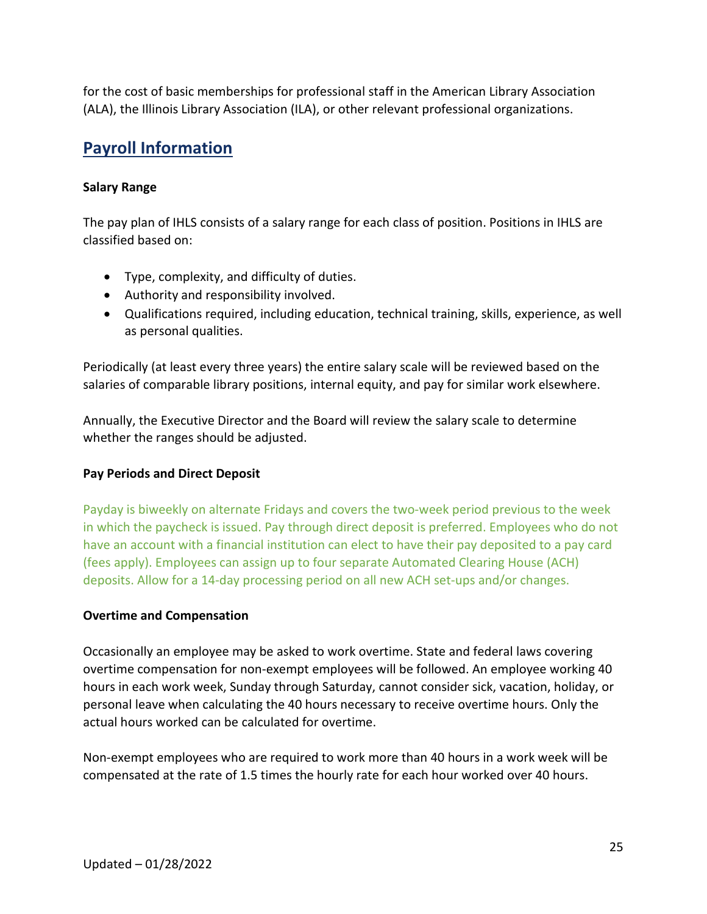for the cost of basic memberships for professional staff in the American Library Association (ALA), the Illinois Library Association (ILA), or other relevant professional organizations.

## Payroll Information

**Salary Range**

The pay plan of IHLS consists of a salary range for each class of position. Positions in IHLS are classified based on:

- Type, complexity, and difficulty of duties.
- Authority and responsibility involved.
- Qualifications required, including education, technical training, skills, experience, as well as personal qualities.

Periodically (at least every three years) the entire salary scale will be reviewed based on the salaries of comparable library positions, internal equity, and pay for similar work elsewhere.

Annually, the Executive Director and the Board will review the salary scale to determine whether the ranges should be adjusted.

**Pay Periods and Direct Deposit**

Payday is biweekly on alternate Fridays and covers the two-week period previous to the week in which the paycheck is issued. Pay through direct deposit is preferred. Employees who do not have an account with a financial institution can elect to have their pay deposited to a pay card (fees apply). Employees can assign up to four separate Automated Clearing House (ACH) deposits. Allow for a 14-day processing period on all new ACH set-ups and/or changes.

**Overtime and Compensation**

Occasionally an employee may be asked to work overtime. State and federal laws covering overtime compensation for non-exempt employees will be followed. An employee working 40 hours in each work week, Sunday through Saturday, cannot consider sick, vacation, holiday, or personal leave when calculating the 40 hours necessary to receive overtime hours. Only the actual hours worked can be calculated for overtime.

Non-exempt employees who are required to work more than 40 hours in a work week will be compensated at the rate of 1.5 times the hourly rate for each hour worked over 40 hours.

Updated – 01/28/2022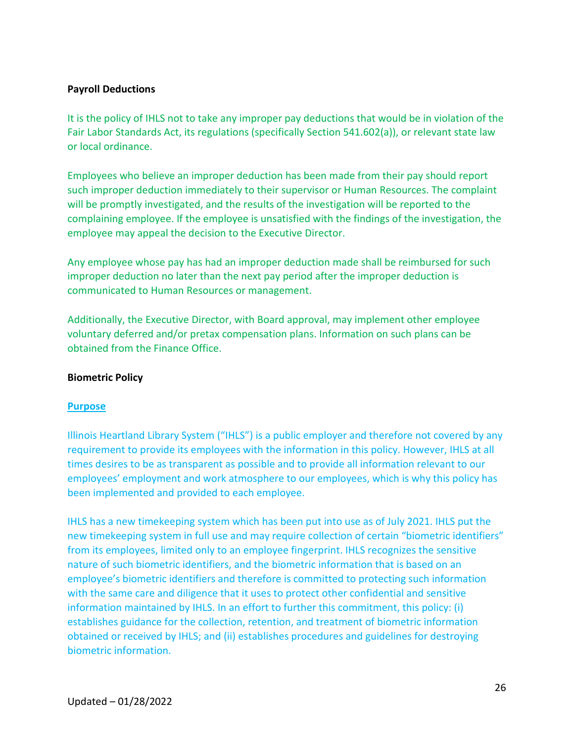**Payroll Deductions**

It is the policy of IHLS not to take any improper pay deductions that would be in violation of the Fair Labor Standards Act, its regulations (specifically Section 541.602(a)), or relevant state law or local ordinance.

Employees who believe an improper deduction has been made from their pay should report such improper deduction immediately to their supervisor or Human Resources. The complaint will be promptly investigated, and the results of the investigation will be reported to the complaining employee. If the employee is unsatisfied with the findings of the investigation, the employee may appeal the decision to the Executive Director.

Any employee whose pay has had an improper deduction made shall be reimbursed for such improper deduction no later than the next pay period after the improper deduction is communicated to Human Resources or management.

Additionally, the Executive Director, with Board approval, may implement other employee voluntary deferred and/or pretax compensation plans. Information on such plans can be obtained from the Finance Office.

**Biometric Policy**

**Purpose**

Illinois Heartland Library System ("IHLS") is a public employer and therefore not covered by any requirement to provide its employees with the information in this policy. However, IHLS at all times desires to be as transparent as possible and to provide all information relevant to our employees' employment and work atmosphere to our employees, which is why this policy has been implemented and provided to each employee.

IHLS has a new timekeeping system which has been put into use as of July 2021. IHLS put the new timekeeping system in full use and may require collection of certain "biometric identifiers" from its employees, limited only to an employee fingerprint. IHLS recognizes the sensitive nature of such biometric identifiers, and the biometric information that is based on an employee's biometric identifiers and therefore is committed to protecting such information with the same care and diligence that it uses to protect other confidential and sensitive information maintained by IHLS. In an effort to further this commitment, this policy: (i) establishes guidance for the collection, retention, and treatment of biometric information obtained or received by IHLS; and (ii) establishes procedures and guidelines for destroying biometric information.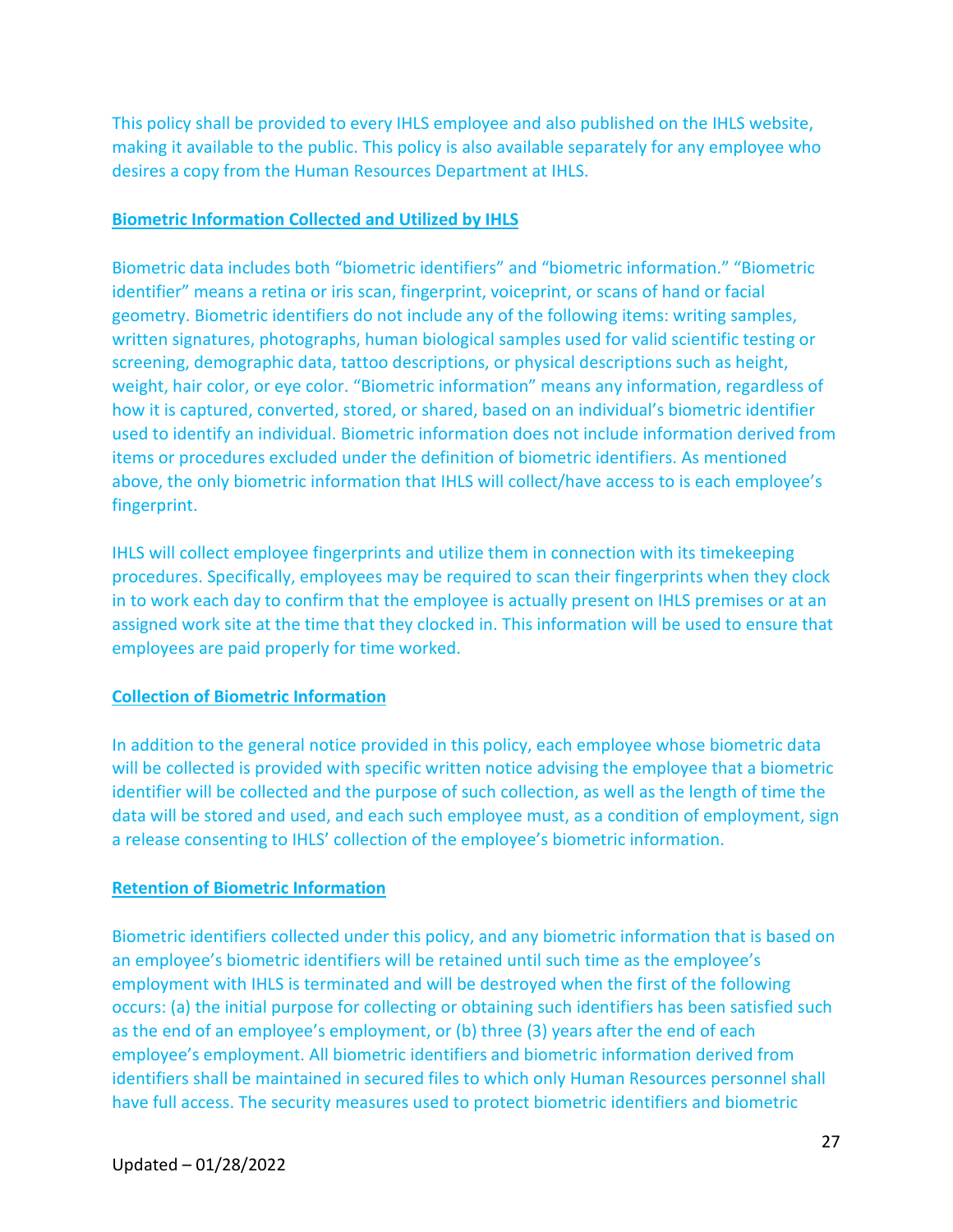This policy shall be provided to every IHLS employee and also published on the IHLS website, making it available to the public. This policy is also available separately for any employee who desires a copy from the Human Resources Department at IHLS.

**Biometric Information Collected and Utilized by IHLS**

Biometric data includes both "biometric identifiers" and "biometric information." "Biometric identifier" means a retina or iris scan, fingerprint, voiceprint, or scans of hand or facial geometry. Biometric identifiers do not include any of the following items: writing samples, written signatures, photographs, human biological samples used for valid scientific testing or screening, demographic data, tattoo descriptions, or physical descriptions such as height, weight, hair color, or eye color. "Biometric information" means any information, regardless of how it is captured, converted, stored, or shared, based on an individual's biometric identifier used to identify an individual. Biometric information does not include information derived from items or procedures excluded under the definition of biometric identifiers. As mentioned above, the only biometric information that IHLS will collect/have access to is each employee's fingerprint.

IHLS will collect employee fingerprints and utilize them in connection with its timekeeping procedures. Specifically, employees may be required to scan their fingerprints when they clock in to work each day to confirm that the employee is actually present on IHLS premises or at an assigned work site at the time that they clocked in. This information will be used to ensure that employees are paid properly for time worked.

**Collection of Biometric Information**

In addition to the general notice provided in this policy, each employee whose biometric data will be collected is provided with specific written notice advising the employee that a biometric identifier will be collected and the purpose of such collection, as well as the length of time the data will be stored and used, and each such employee must, as a condition of employment, sign a release consenting to IHLS' collection of the employee's biometric information.

**Retention of Biometric Information**

Biometric identifiers collected under this policy, and any biometric information that is based on an employee's biometric identifiers will be retained until such time as the employee's employment with IHLS is terminated and will be destroyed when the first of the following occurs: (a) the initial purpose for collecting or obtaining such identifiers has been satisfied such as the end of an employee's employment, or (b) three (3) years after the end of each employee's employment. All biometric identifiers and biometric information derived from identifiers shall be maintained in secured files to which only Human Resources personnel shall have full access. The security measures used to protect biometric identifiers and biometric

Updated – 01/28/2022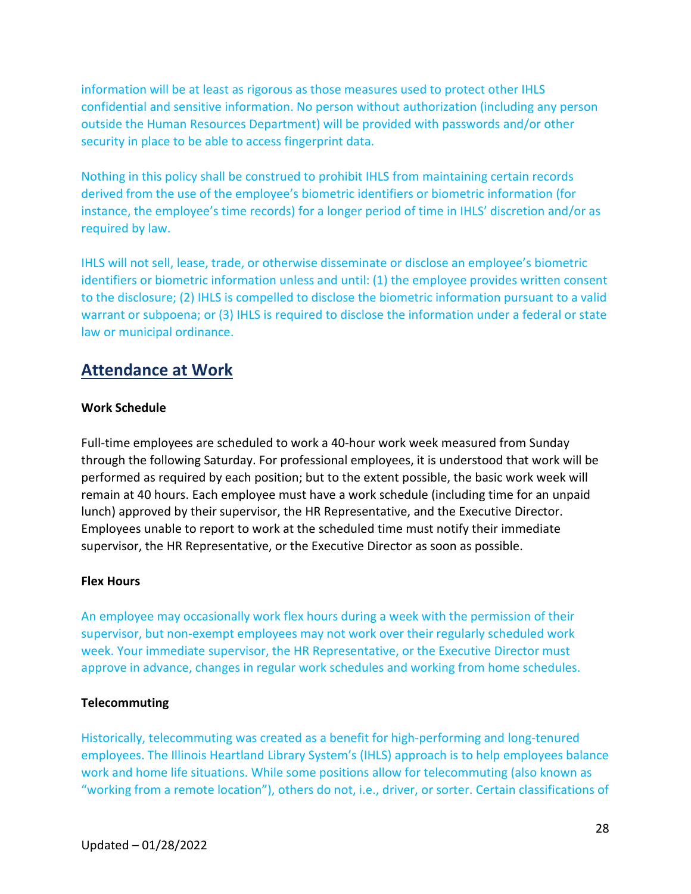information will be at least as rigorous as those measures used to protect other IHLS confidential and sensitive information. No person without authorization (including any person outside the Human Resources Department) will be provided with passwords and/or other security in place to be able to access fingerprint data.

Nothing in this policy shall be construed to prohibit IHLS from maintaining certain records derived from the use of the employee's biometric identifiers or biometric information (for instance, the employee's time records) for a longer period of time in IHLS' discretion and/or as required by law.

IHLS will not sell, lease, trade, or otherwise disseminate or disclose an employee's biometric identifiers or biometric information unless and until: (1) the employee provides written consent to the disclosure; (2) IHLS is compelled to disclose the biometric information pursuant to a valid warrant or subpoena; or (3) IHLS is required to disclose the information under a federal or state law or municipal ordinance.

## Attendance at Work

**Work Schedule**

Full-time employees are scheduled to work a 40-hour work week measured from Sunday through the following Saturday. For professional employees, it is understood that work will be performed as required by each position; but to the extent possible, the basic work week will remain at 40 hours. Each employee must have a work schedule (including time for an unpaid lunch) approved by their supervisor, the HR Representative, and the Executive Director. Employees unable to report to work at the scheduled time must notify their immediate supervisor, the HR Representative, or the Executive Director as soon as possible.

**Flex Hours**

An employee may occasionally work flex hours during a week with the permission of their supervisor, but non-exempt employees may not work over their regularly scheduled work week. Your immediate supervisor, the HR Representative, or the Executive Director must approve in advance, changes in regular work schedules and working from home schedules.

**Telecommuting**

Historically, telecommuting was created as a benefit for high-performing and long-tenured employees. The Illinois Heartland Library System's (IHLS) approach is to help employees balance work and home life situations. While some positions allow for telecommuting (also known as "working from a remote location"), others do not, i.e., driver, or sorter. Certain classifications of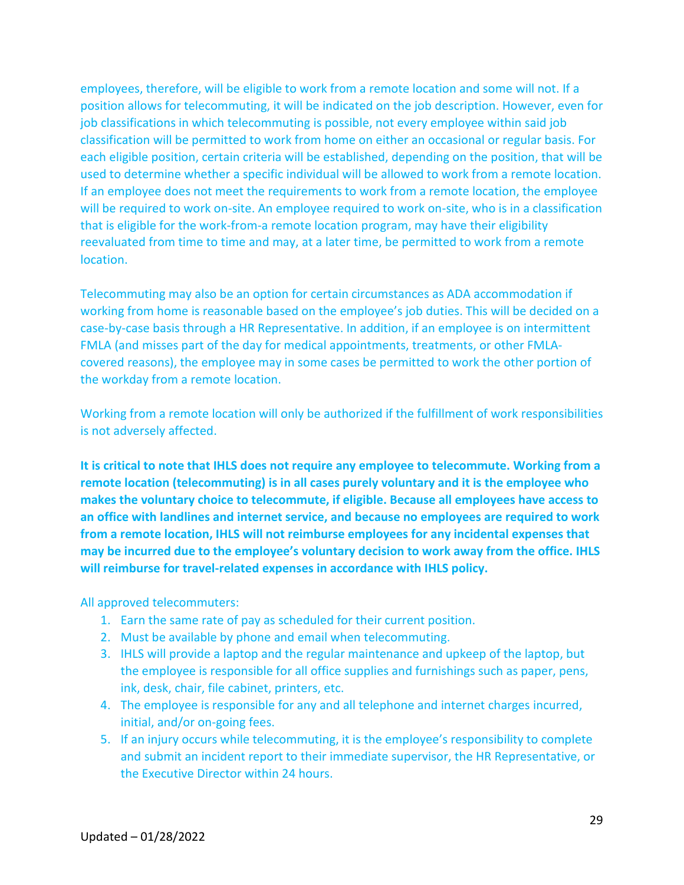employees, therefore, will be eligible to work from a remote location and some will not. If a position allows for telecommuting, it will be indicated on the job description. However, even for job classifications in which telecommuting is possible, not every employee within said job classification will be permitted to work from home on either an occasional or regular basis. For each eligible position, certain criteria will be established, depending on the position, that will be used to determine whether a specific individual will be allowed to work from a remote location. If an employee does not meet the requirements to work from a remote location, the employee will be required to work on-site. An employee required to work on-site, who is in a classification that is eligible for the work-from-a remote location program, may have their eligibility reevaluated from time to time and may, at a later time, be permitted to work from a remote location.

Telecommuting may also be an option for certain circumstances as ADA accommodation if working from home is reasonable based on the employee's job duties. This will be decided on a case-by-case basis through a HR Representative. In addition, if an employee is on intermittent FMLA (and misses part of the day for medical appointments, treatments, or other FMLA-covered reasons), the employee may in some cases be permitted to work the other portion of the workday from a remote location.

Working from a remote location will only be authorized if the fulfillment of work responsibilities is not adversely affected.

**It is critical to note that IHLS does not require any employee to telecommute. Working from a remote location (telecommuting) is in all cases purely voluntary and it is the employee who makes the voluntary choice to telecommute, if eligible. Because all employees have access to an office with landlines and internet service, and because no employees are required to work from a remote location, IHLS will not reimburse employees for any incidental expenses that may be incurred due to the employee's voluntary decision to work away from the office. IHLS will reimburse for travel-related expenses in accordance with IHLS policy.**

All approved telecommuters:

1. Earn the same rate of pay as scheduled for their current position.
2. Must be available by phone and email when telecommuting.
3. IHLS will provide a laptop and the regular maintenance and upkeep of the laptop, but the employee is responsible for all office supplies and furnishings such as paper, pens, ink, desk, chair, file cabinet, printers, etc.
4. The employee is responsible for any and all telephone and internet charges incurred, initial, and/or on-going fees.
5. If an injury occurs while telecommuting, it is the employee's responsibility to complete and submit an incident report to their immediate supervisor, the HR Representative, or the Executive Director within 24 hours.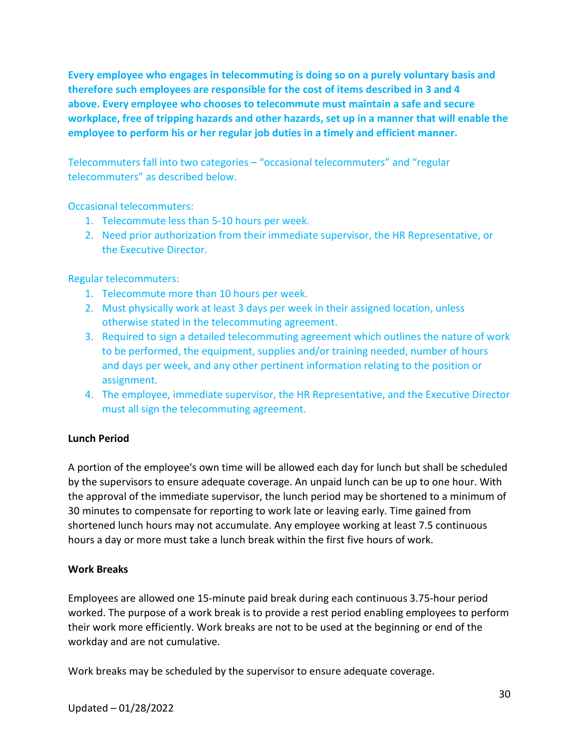**Every employee who engages in telecommuting is doing so on a purely voluntary basis and therefore such employees are responsible for the cost of items described in 3 and 4 above. Every employee who chooses to telecommute must maintain a safe and secure workplace, free of tripping hazards and other hazards, set up in a manner that will enable the employee to perform his or her regular job duties in a timely and efficient manner.**

Telecommuters fall into two categories – "occasional telecommuters" and "regular telecommuters" as described below.

Occasional telecommuters:

1. Telecommute less than 5-10 hours per week.
2. Need prior authorization from their immediate supervisor, the HR Representative, or the Executive Director.

Regular telecommuters:

1. Telecommute more than 10 hours per week.
2. Must physically work at least 3 days per week in their assigned location, unless otherwise stated in the telecommuting agreement.
3. Required to sign a detailed telecommuting agreement which outlines the nature of work to be performed, the equipment, supplies and/or training needed, number of hours and days per week, and any other pertinent information relating to the position or assignment.
4. The employee, immediate supervisor, the HR Representative, and the Executive Director must all sign the telecommuting agreement.

**Lunch Period**

A portion of the employee's own time will be allowed each day for lunch but shall be scheduled by the supervisors to ensure adequate coverage. An unpaid lunch can be up to one hour. With the approval of the immediate supervisor, the lunch period may be shortened to a minimum of 30 minutes to compensate for reporting to work late or leaving early. Time gained from shortened lunch hours may not accumulate. Any employee working at least 7.5 continuous hours a day or more must take a lunch break within the first five hours of work.

**Work Breaks**

Employees are allowed one 15-minute paid break during each continuous 3.75-hour period worked. The purpose of a work break is to provide a rest period enabling employees to perform their work more efficiently. Work breaks are not to be used at the beginning or end of the workday and are not cumulative.

Work breaks may be scheduled by the supervisor to ensure adequate coverage.

Updated – 01/28/2022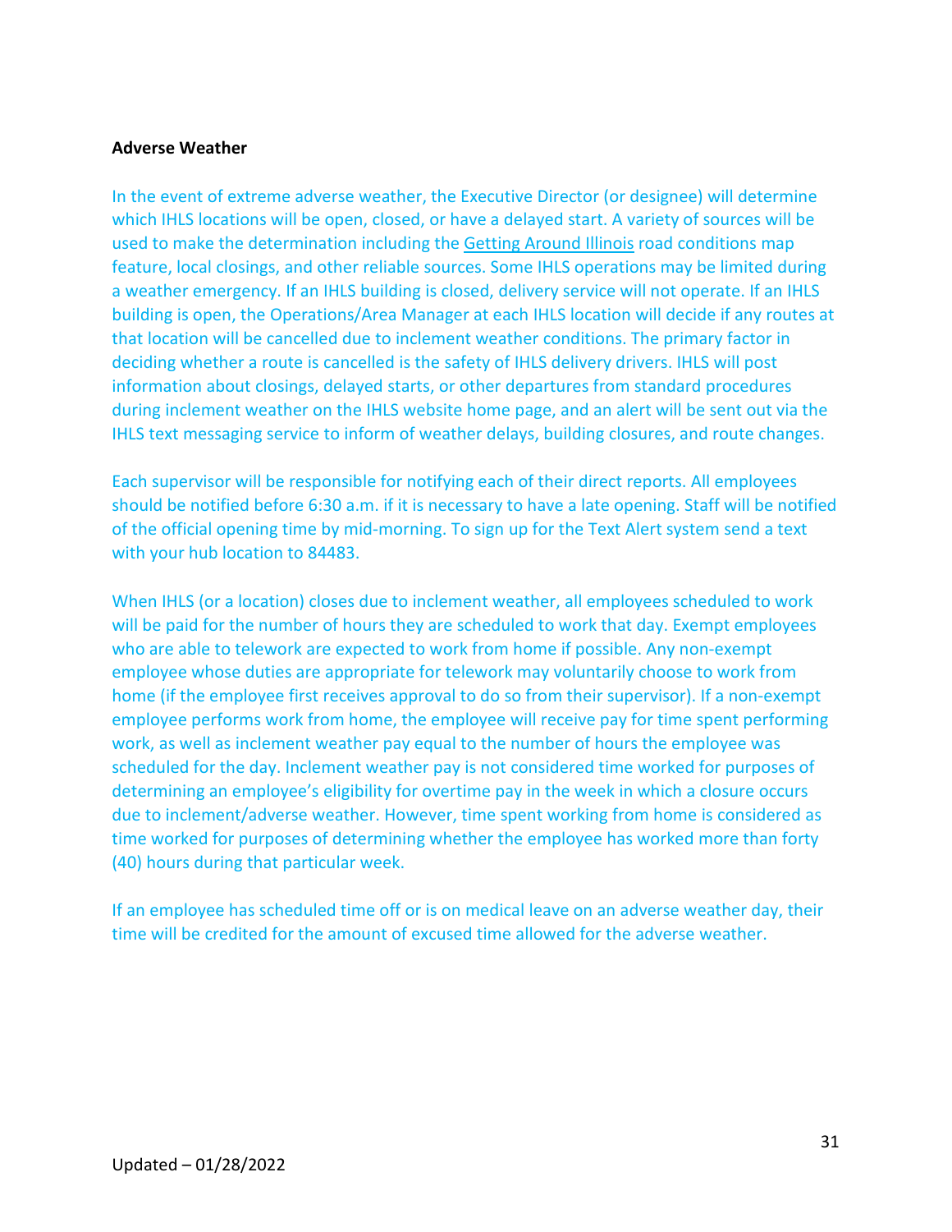**Adverse Weather**

In the event of extreme adverse weather, the Executive Director (or designee) will determine which IHLS locations will be open, closed, or have a delayed start. A variety of sources will be used to make the determination including the Getting Around Illinois road conditions map feature, local closings, and other reliable sources. Some IHLS operations may be limited during a weather emergency. If an IHLS building is closed, delivery service will not operate. If an IHLS building is open, the Operations/Area Manager at each IHLS location will decide if any routes at that location will be cancelled due to inclement weather conditions. The primary factor in deciding whether a route is cancelled is the safety of IHLS delivery drivers. IHLS will post information about closings, delayed starts, or other departures from standard procedures during inclement weather on the IHLS website home page, and an alert will be sent out via the IHLS text messaging service to inform of weather delays, building closures, and route changes.

Each supervisor will be responsible for notifying each of their direct reports. All employees should be notified before 6:30 a.m. if it is necessary to have a late opening. Staff will be notified of the official opening time by mid-morning. To sign up for the Text Alert system send a text with your hub location to 84483.

When IHLS (or a location) closes due to inclement weather, all employees scheduled to work will be paid for the number of hours they are scheduled to work that day. Exempt employees who are able to telework are expected to work from home if possible. Any non-exempt employee whose duties are appropriate for telework may voluntarily choose to work from home (if the employee first receives approval to do so from their supervisor). If a non-exempt employee performs work from home, the employee will receive pay for time spent performing work, as well as inclement weather pay equal to the number of hours the employee was scheduled for the day. Inclement weather pay is not considered time worked for purposes of determining an employee's eligibility for overtime pay in the week in which a closure occurs due to inclement/adverse weather. However, time spent working from home is considered as time worked for purposes of determining whether the employee has worked more than forty (40) hours during that particular week.

If an employee has scheduled time off or is on medical leave on an adverse weather day, their time will be credited for the amount of excused time allowed for the adverse weather.

Updated – 01/28/2022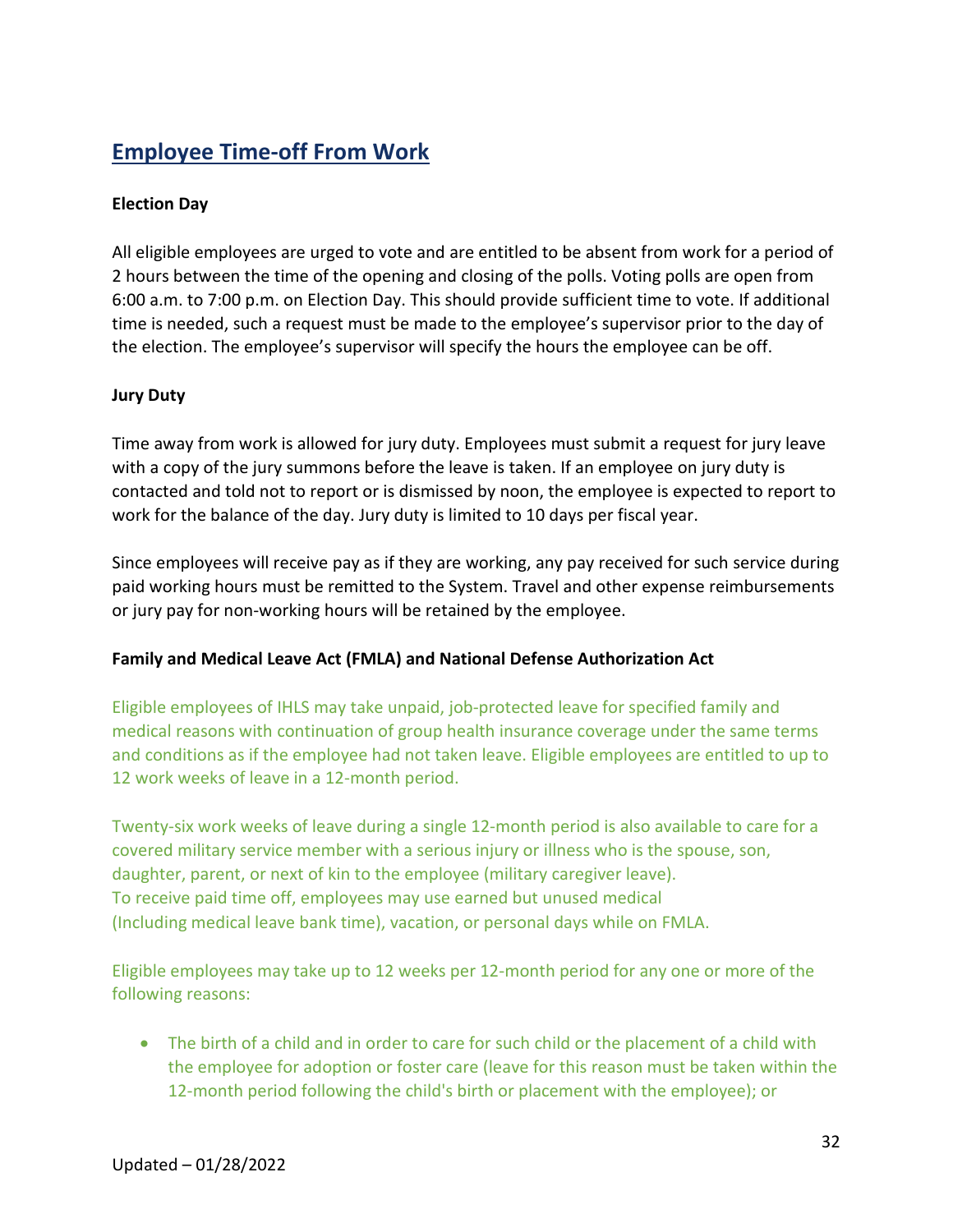## Employee Time-off From Work

**Election Day**

All eligible employees are urged to vote and are entitled to be absent from work for a period of 2 hours between the time of the opening and closing of the polls. Voting polls are open from 6:00 a.m. to 7:00 p.m. on Election Day. This should provide sufficient time to vote. If additional time is needed, such a request must be made to the employee's supervisor prior to the day of the election. The employee's supervisor will specify the hours the employee can be off.

**Jury Duty**

Time away from work is allowed for jury duty. Employees must submit a request for jury leave with a copy of the jury summons before the leave is taken. If an employee on jury duty is contacted and told not to report or is dismissed by noon, the employee is expected to report to work for the balance of the day. Jury duty is limited to 10 days per fiscal year.

Since employees will receive pay as if they are working, any pay received for such service during paid working hours must be remitted to the System. Travel and other expense reimbursements or jury pay for non-working hours will be retained by the employee.

**Family and Medical Leave Act (FMLA) and National Defense Authorization Act**

Eligible employees of IHLS may take unpaid, job-protected leave for specified family and medical reasons with continuation of group health insurance coverage under the same terms and conditions as if the employee had not taken leave. Eligible employees are entitled to up to 12 work weeks of leave in a 12-month period.

Twenty-six work weeks of leave during a single 12-month period is also available to care for a covered military service member with a serious injury or illness who is the spouse, son, daughter, parent, or next of kin to the employee (military caregiver leave).
To receive paid time off, employees may use earned but unused medical (Including medical leave bank time), vacation, or personal days while on FMLA.

Eligible employees may take up to 12 weeks per 12-month period for any one or more of the following reasons:

- The birth of a child and in order to care for such child or the placement of a child with the employee for adoption or foster care (leave for this reason must be taken within the 12-month period following the child's birth or placement with the employee); or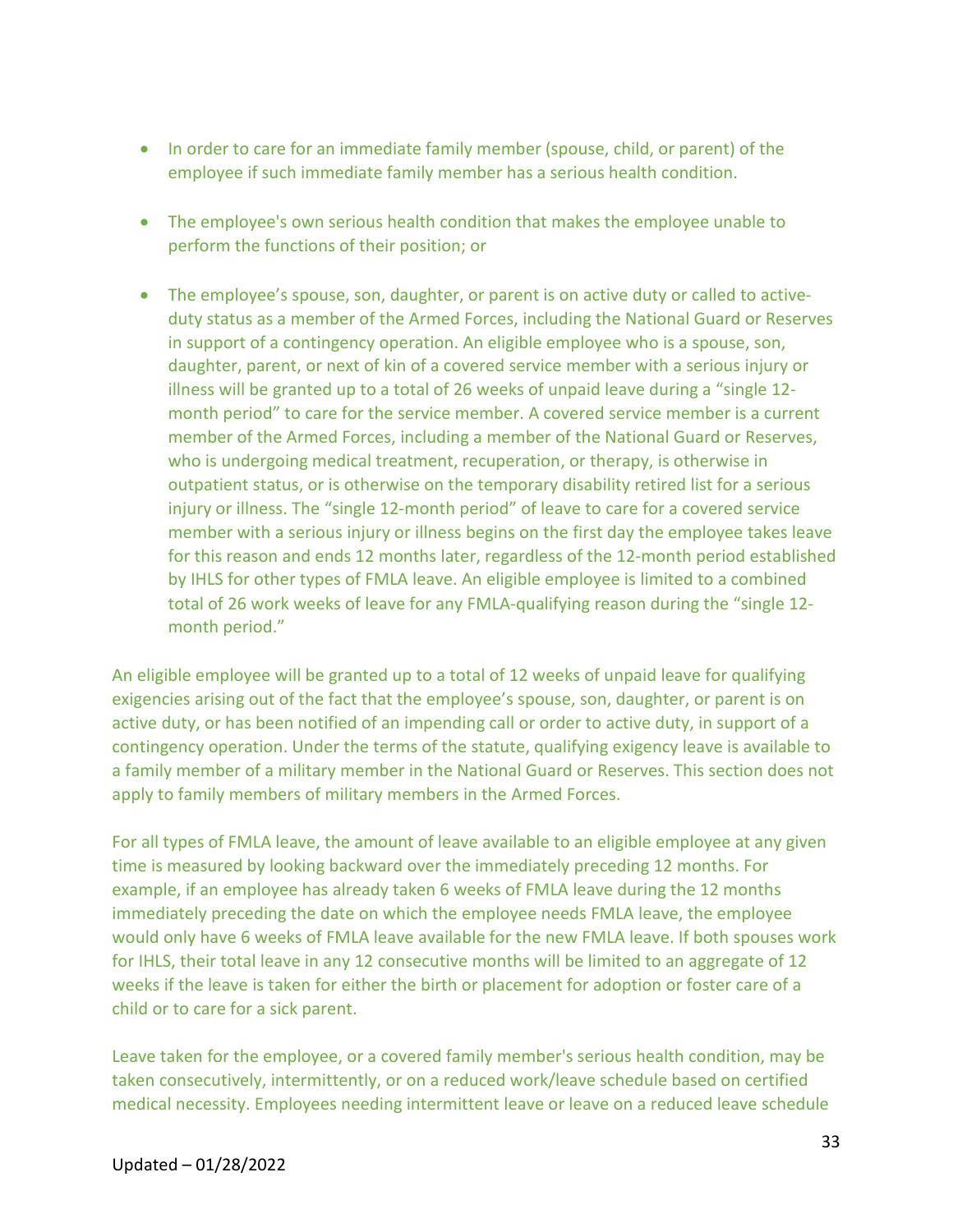- In order to care for an immediate family member (spouse, child, or parent) of the employee if such immediate family member has a serious health condition.

- The employee's own serious health condition that makes the employee unable to perform the functions of their position; or

- The employee's spouse, son, daughter, or parent is on active duty or called to active-duty status as a member of the Armed Forces, including the National Guard or Reserves in support of a contingency operation. An eligible employee who is a spouse, son, daughter, parent, or next of kin of a covered service member with a serious injury or illness will be granted up to a total of 26 weeks of unpaid leave during a "single 12-month period" to care for the service member. A covered service member is a current member of the Armed Forces, including a member of the National Guard or Reserves, who is undergoing medical treatment, recuperation, or therapy, is otherwise in outpatient status, or is otherwise on the temporary disability retired list for a serious injury or illness. The "single 12-month period" of leave to care for a covered service member with a serious injury or illness begins on the first day the employee takes leave for this reason and ends 12 months later, regardless of the 12-month period established by IHLS for other types of FMLA leave. An eligible employee is limited to a combined total of 26 work weeks of leave for any FMLA-qualifying reason during the "single 12-month period."

An eligible employee will be granted up to a total of 12 weeks of unpaid leave for qualifying exigencies arising out of the fact that the employee's spouse, son, daughter, or parent is on active duty, or has been notified of an impending call or order to active duty, in support of a contingency operation. Under the terms of the statute, qualifying exigency leave is available to a family member of a military member in the National Guard or Reserves. This section does not apply to family members of military members in the Armed Forces.

For all types of FMLA leave, the amount of leave available to an eligible employee at any given time is measured by looking backward over the immediately preceding 12 months. For example, if an employee has already taken 6 weeks of FMLA leave during the 12 months immediately preceding the date on which the employee needs FMLA leave, the employee would only have 6 weeks of FMLA leave available for the new FMLA leave. If both spouses work for IHLS, their total leave in any 12 consecutive months will be limited to an aggregate of 12 weeks if the leave is taken for either the birth or placement for adoption or foster care of a child or to care for a sick parent.

Leave taken for the employee, or a covered family member's serious health condition, may be taken consecutively, intermittently, or on a reduced work/leave schedule based on certified medical necessity. Employees needing intermittent leave or leave on a reduced leave schedule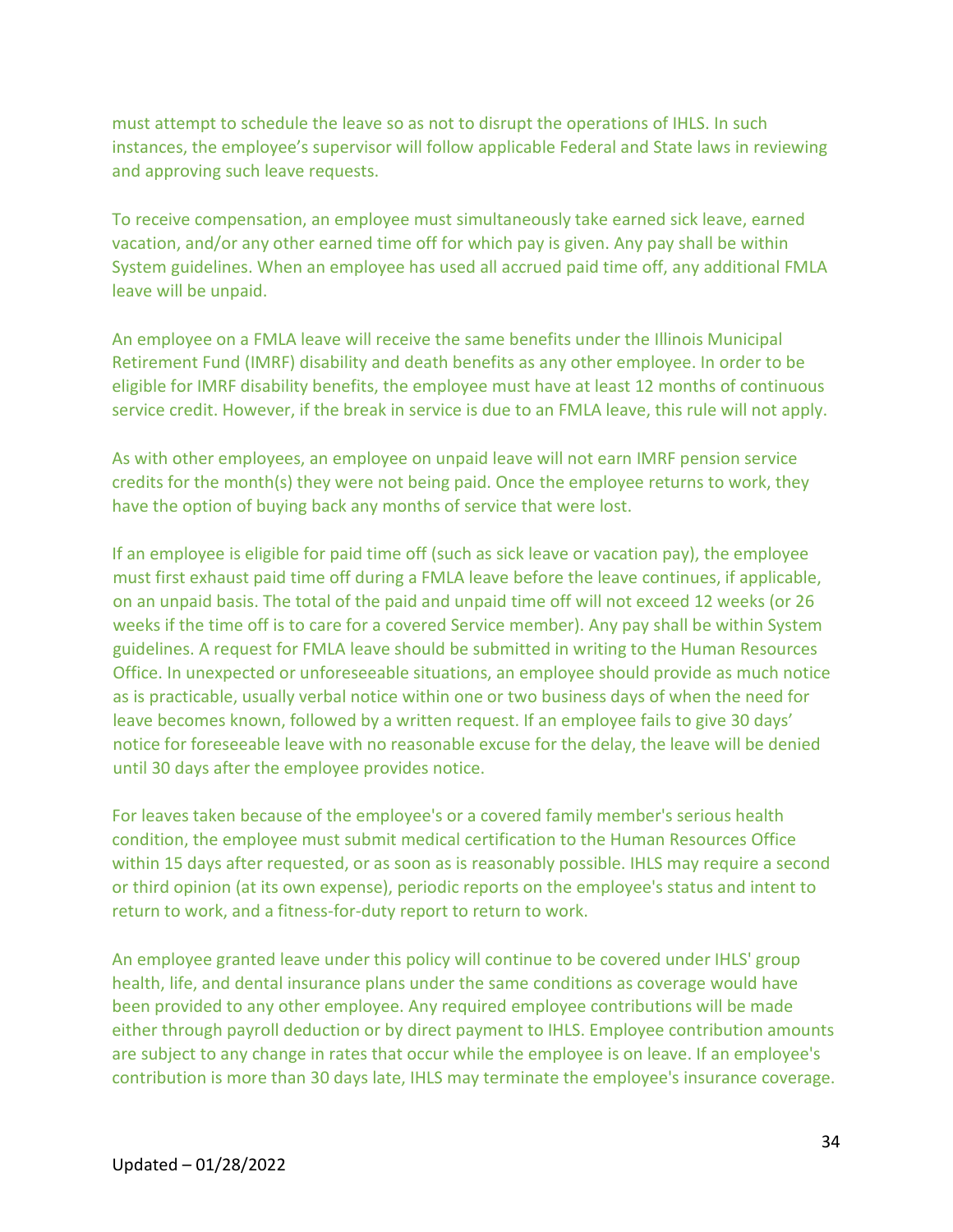must attempt to schedule the leave so as not to disrupt the operations of IHLS. In such instances, the employee's supervisor will follow applicable Federal and State laws in reviewing and approving such leave requests.

To receive compensation, an employee must simultaneously take earned sick leave, earned vacation, and/or any other earned time off for which pay is given. Any pay shall be within System guidelines. When an employee has used all accrued paid time off, any additional FMLA leave will be unpaid.

An employee on a FMLA leave will receive the same benefits under the Illinois Municipal Retirement Fund (IMRF) disability and death benefits as any other employee. In order to be eligible for IMRF disability benefits, the employee must have at least 12 months of continuous service credit. However, if the break in service is due to an FMLA leave, this rule will not apply.

As with other employees, an employee on unpaid leave will not earn IMRF pension service credits for the month(s) they were not being paid. Once the employee returns to work, they have the option of buying back any months of service that were lost.

If an employee is eligible for paid time off (such as sick leave or vacation pay), the employee must first exhaust paid time off during a FMLA leave before the leave continues, if applicable, on an unpaid basis. The total of the paid and unpaid time off will not exceed 12 weeks (or 26 weeks if the time off is to care for a covered Service member). Any pay shall be within System guidelines. A request for FMLA leave should be submitted in writing to the Human Resources Office. In unexpected or unforeseeable situations, an employee should provide as much notice as is practicable, usually verbal notice within one or two business days of when the need for leave becomes known, followed by a written request. If an employee fails to give 30 days' notice for foreseeable leave with no reasonable excuse for the delay, the leave will be denied until 30 days after the employee provides notice.

For leaves taken because of the employee's or a covered family member's serious health condition, the employee must submit medical certification to the Human Resources Office within 15 days after requested, or as soon as is reasonably possible. IHLS may require a second or third opinion (at its own expense), periodic reports on the employee's status and intent to return to work, and a fitness-for-duty report to return to work.

An employee granted leave under this policy will continue to be covered under IHLS' group health, life, and dental insurance plans under the same conditions as coverage would have been provided to any other employee. Any required employee contributions will be made either through payroll deduction or by direct payment to IHLS. Employee contribution amounts are subject to any change in rates that occur while the employee is on leave. If an employee's contribution is more than 30 days late, IHLS may terminate the employee's insurance coverage.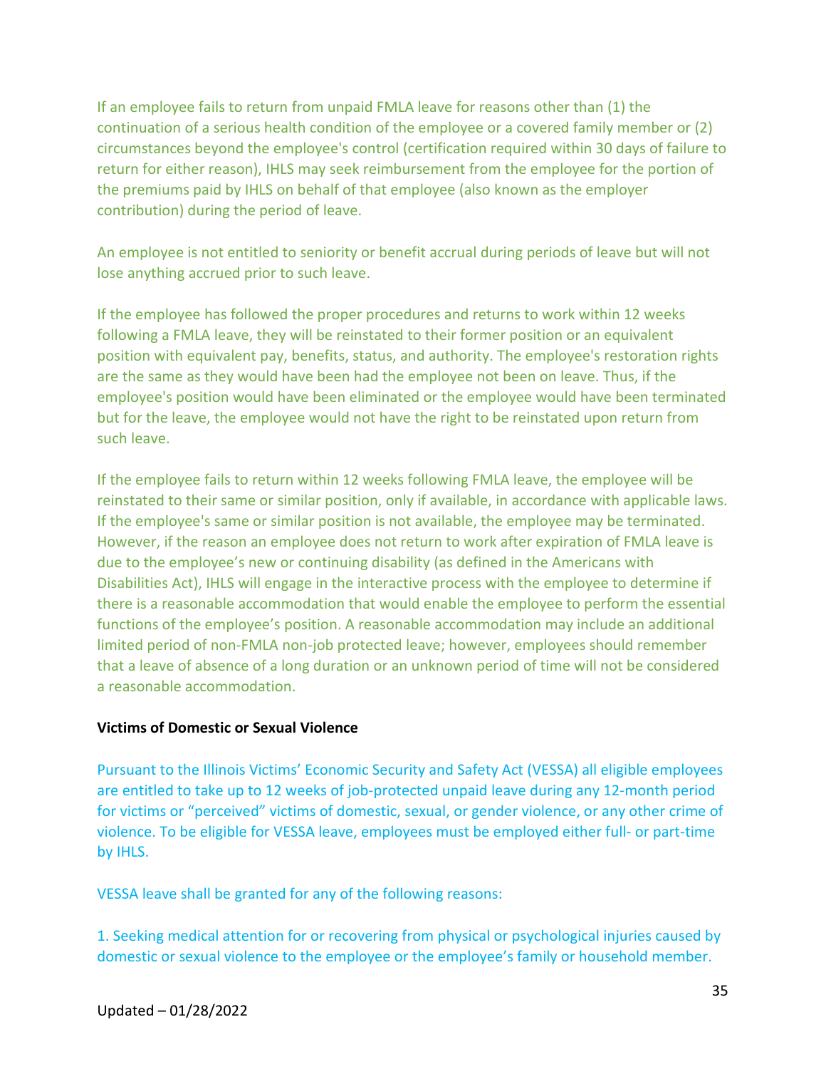If an employee fails to return from unpaid FMLA leave for reasons other than (1) the continuation of a serious health condition of the employee or a covered family member or (2) circumstances beyond the employee's control (certification required within 30 days of failure to return for either reason), IHLS may seek reimbursement from the employee for the portion of the premiums paid by IHLS on behalf of that employee (also known as the employer contribution) during the period of leave.

An employee is not entitled to seniority or benefit accrual during periods of leave but will not lose anything accrued prior to such leave.

If the employee has followed the proper procedures and returns to work within 12 weeks following a FMLA leave, they will be reinstated to their former position or an equivalent position with equivalent pay, benefits, status, and authority. The employee's restoration rights are the same as they would have been had the employee not been on leave. Thus, if the employee's position would have been eliminated or the employee would have been terminated but for the leave, the employee would not have the right to be reinstated upon return from such leave.

If the employee fails to return within 12 weeks following FMLA leave, the employee will be reinstated to their same or similar position, only if available, in accordance with applicable laws. If the employee's same or similar position is not available, the employee may be terminated. However, if the reason an employee does not return to work after expiration of FMLA leave is due to the employee's new or continuing disability (as defined in the Americans with Disabilities Act), IHLS will engage in the interactive process with the employee to determine if there is a reasonable accommodation that would enable the employee to perform the essential functions of the employee's position. A reasonable accommodation may include an additional limited period of non-FMLA non-job protected leave; however, employees should remember that a leave of absence of a long duration or an unknown period of time will not be considered a reasonable accommodation.

**Victims of Domestic or Sexual Violence**

Pursuant to the Illinois Victims' Economic Security and Safety Act (VESSA) all eligible employees are entitled to take up to 12 weeks of job-protected unpaid leave during any 12-month period for victims or "perceived" victims of domestic, sexual, or gender violence, or any other crime of violence. To be eligible for VESSA leave, employees must be employed either full- or part-time by IHLS.

VESSA leave shall be granted for any of the following reasons:

1. Seeking medical attention for or recovering from physical or psychological injuries caused by domestic or sexual violence to the employee or the employee's family or household member.

Updated – 01/28/2022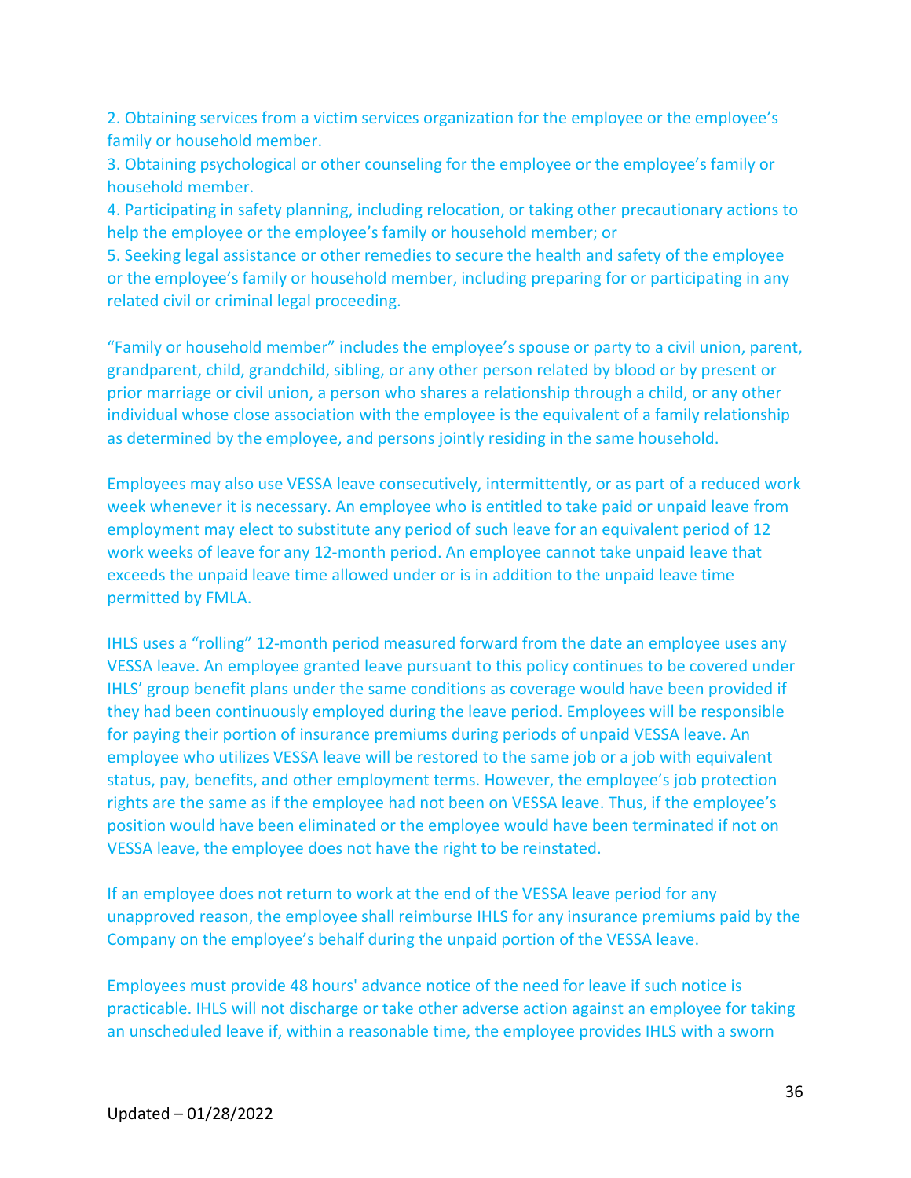2. Obtaining services from a victim services organization for the employee or the employee's family or household member.
3. Obtaining psychological or other counseling for the employee or the employee's family or household member.
4. Participating in safety planning, including relocation, or taking other precautionary actions to help the employee or the employee's family or household member; or
5. Seeking legal assistance or other remedies to secure the health and safety of the employee or the employee's family or household member, including preparing for or participating in any related civil or criminal legal proceeding.

"Family or household member" includes the employee's spouse or party to a civil union, parent, grandparent, child, grandchild, sibling, or any other person related by blood or by present or prior marriage or civil union, a person who shares a relationship through a child, or any other individual whose close association with the employee is the equivalent of a family relationship as determined by the employee, and persons jointly residing in the same household.

Employees may also use VESSA leave consecutively, intermittently, or as part of a reduced work week whenever it is necessary. An employee who is entitled to take paid or unpaid leave from employment may elect to substitute any period of such leave for an equivalent period of 12 work weeks of leave for any 12-month period. An employee cannot take unpaid leave that exceeds the unpaid leave time allowed under or is in addition to the unpaid leave time permitted by FMLA.

IHLS uses a "rolling" 12-month period measured forward from the date an employee uses any VESSA leave. An employee granted leave pursuant to this policy continues to be covered under IHLS' group benefit plans under the same conditions as coverage would have been provided if they had been continuously employed during the leave period. Employees will be responsible for paying their portion of insurance premiums during periods of unpaid VESSA leave. An employee who utilizes VESSA leave will be restored to the same job or a job with equivalent status, pay, benefits, and other employment terms. However, the employee's job protection rights are the same as if the employee had not been on VESSA leave. Thus, if the employee's position would have been eliminated or the employee would have been terminated if not on VESSA leave, the employee does not have the right to be reinstated.

If an employee does not return to work at the end of the VESSA leave period for any unapproved reason, the employee shall reimburse IHLS for any insurance premiums paid by the Company on the employee's behalf during the unpaid portion of the VESSA leave.

Employees must provide 48 hours' advance notice of the need for leave if such notice is practicable. IHLS will not discharge or take other adverse action against an employee for taking an unscheduled leave if, within a reasonable time, the employee provides IHLS with a sworn

Updated – 01/28/2022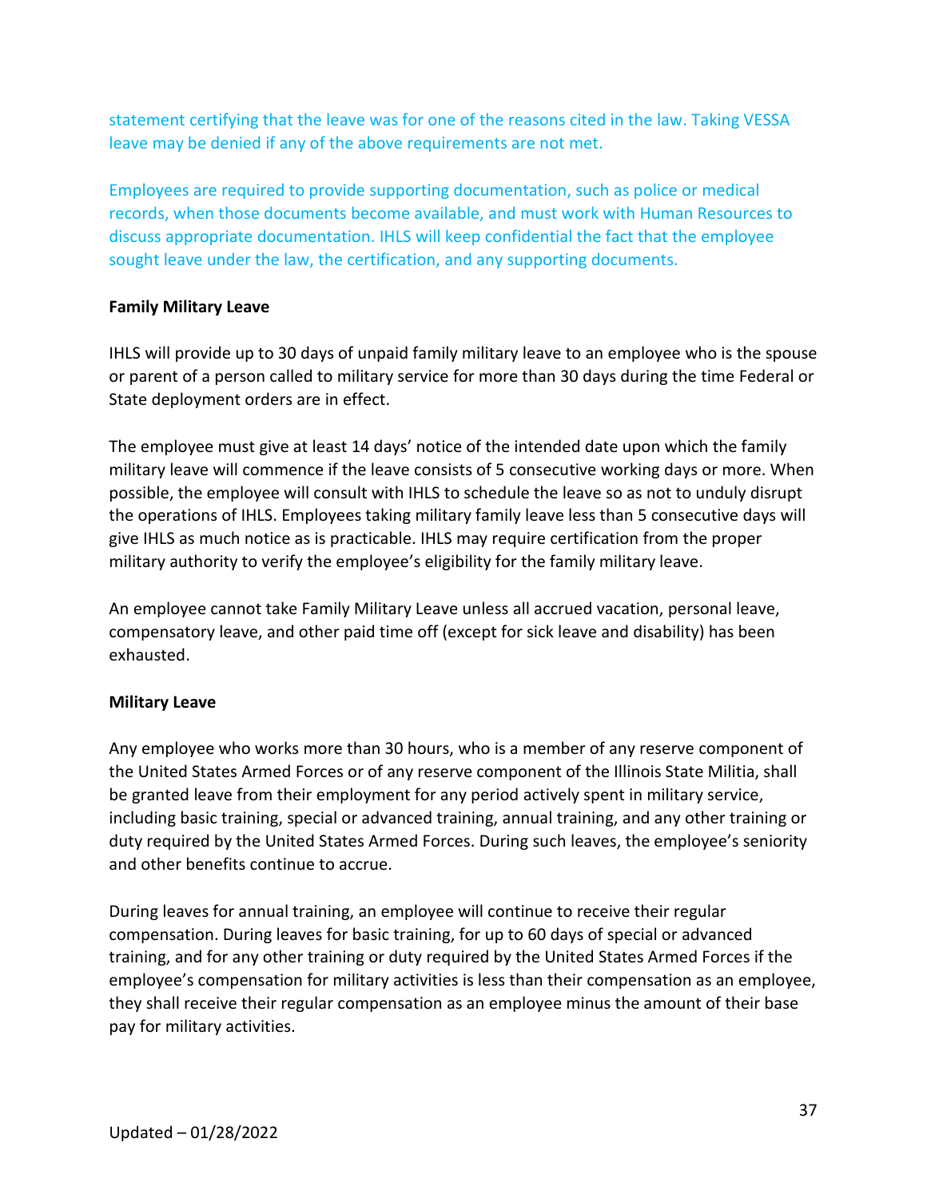statement certifying that the leave was for one of the reasons cited in the law. Taking VESSA leave may be denied if any of the above requirements are not met.

Employees are required to provide supporting documentation, such as police or medical records, when those documents become available, and must work with Human Resources to discuss appropriate documentation. IHLS will keep confidential the fact that the employee sought leave under the law, the certification, and any supporting documents.

**Family Military Leave**

IHLS will provide up to 30 days of unpaid family military leave to an employee who is the spouse or parent of a person called to military service for more than 30 days during the time Federal or State deployment orders are in effect.

The employee must give at least 14 days' notice of the intended date upon which the family military leave will commence if the leave consists of 5 consecutive working days or more. When possible, the employee will consult with IHLS to schedule the leave so as not to unduly disrupt the operations of IHLS. Employees taking military family leave less than 5 consecutive days will give IHLS as much notice as is practicable. IHLS may require certification from the proper military authority to verify the employee's eligibility for the family military leave.

An employee cannot take Family Military Leave unless all accrued vacation, personal leave, compensatory leave, and other paid time off (except for sick leave and disability) has been exhausted.

**Military Leave**

Any employee who works more than 30 hours, who is a member of any reserve component of the United States Armed Forces or of any reserve component of the Illinois State Militia, shall be granted leave from their employment for any period actively spent in military service, including basic training, special or advanced training, annual training, and any other training or duty required by the United States Armed Forces. During such leaves, the employee's seniority and other benefits continue to accrue.

During leaves for annual training, an employee will continue to receive their regular compensation. During leaves for basic training, for up to 60 days of special or advanced training, and for any other training or duty required by the United States Armed Forces if the employee's compensation for military activities is less than their compensation as an employee, they shall receive their regular compensation as an employee minus the amount of their base pay for military activities.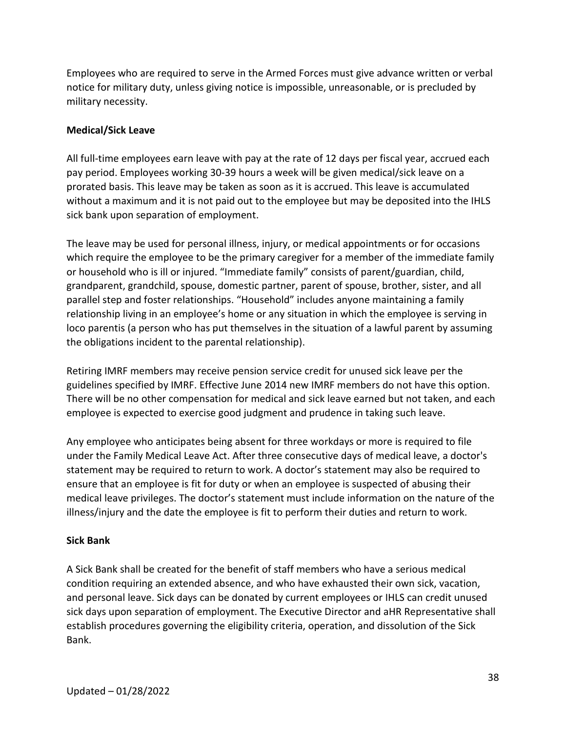Employees who are required to serve in the Armed Forces must give advance written or verbal notice for military duty, unless giving notice is impossible, unreasonable, or is precluded by military necessity.

**Medical/Sick Leave**

All full-time employees earn leave with pay at the rate of 12 days per fiscal year, accrued each pay period. Employees working 30-39 hours a week will be given medical/sick leave on a prorated basis. This leave may be taken as soon as it is accrued. This leave is accumulated without a maximum and it is not paid out to the employee but may be deposited into the IHLS sick bank upon separation of employment.

The leave may be used for personal illness, injury, or medical appointments or for occasions which require the employee to be the primary caregiver for a member of the immediate family or household who is ill or injured. "Immediate family" consists of parent/guardian, child, grandparent, grandchild, spouse, domestic partner, parent of spouse, brother, sister, and all parallel step and foster relationships. "Household" includes anyone maintaining a family relationship living in an employee's home or any situation in which the employee is serving in loco parentis (a person who has put themselves in the situation of a lawful parent by assuming the obligations incident to the parental relationship).

Retiring IMRF members may receive pension service credit for unused sick leave per the guidelines specified by IMRF. Effective June 2014 new IMRF members do not have this option. There will be no other compensation for medical and sick leave earned but not taken, and each employee is expected to exercise good judgment and prudence in taking such leave.

Any employee who anticipates being absent for three workdays or more is required to file under the Family Medical Leave Act. After three consecutive days of medical leave, a doctor's statement may be required to return to work. A doctor's statement may also be required to ensure that an employee is fit for duty or when an employee is suspected of abusing their medical leave privileges. The doctor's statement must include information on the nature of the illness/injury and the date the employee is fit to perform their duties and return to work.

**Sick Bank**

A Sick Bank shall be created for the benefit of staff members who have a serious medical condition requiring an extended absence, and who have exhausted their own sick, vacation, and personal leave. Sick days can be donated by current employees or IHLS can credit unused sick days upon separation of employment. The Executive Director and aHR Representative shall establish procedures governing the eligibility criteria, operation, and dissolution of the Sick Bank.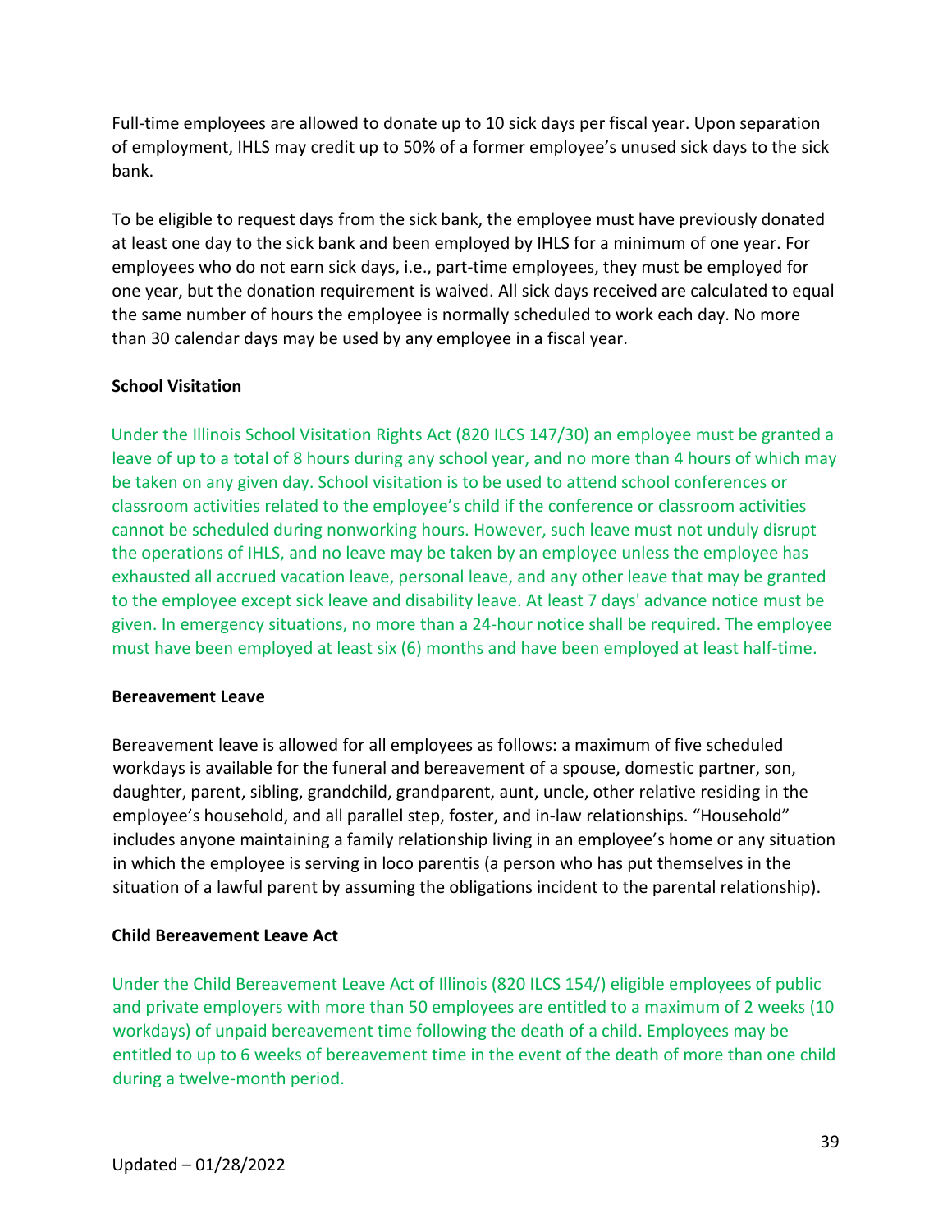Full-time employees are allowed to donate up to 10 sick days per fiscal year. Upon separation of employment, IHLS may credit up to 50% of a former employee's unused sick days to the sick bank.

To be eligible to request days from the sick bank, the employee must have previously donated at least one day to the sick bank and been employed by IHLS for a minimum of one year. For employees who do not earn sick days, i.e., part-time employees, they must be employed for one year, but the donation requirement is waived. All sick days received are calculated to equal the same number of hours the employee is normally scheduled to work each day. No more than 30 calendar days may be used by any employee in a fiscal year.

**School Visitation**

Under the Illinois School Visitation Rights Act (820 ILCS 147/30) an employee must be granted a leave of up to a total of 8 hours during any school year, and no more than 4 hours of which may be taken on any given day. School visitation is to be used to attend school conferences or classroom activities related to the employee's child if the conference or classroom activities cannot be scheduled during nonworking hours. However, such leave must not unduly disrupt the operations of IHLS, and no leave may be taken by an employee unless the employee has exhausted all accrued vacation leave, personal leave, and any other leave that may be granted to the employee except sick leave and disability leave. At least 7 days' advance notice must be given. In emergency situations, no more than a 24-hour notice shall be required. The employee must have been employed at least six (6) months and have been employed at least half-time.

**Bereavement Leave**

Bereavement leave is allowed for all employees as follows: a maximum of five scheduled workdays is available for the funeral and bereavement of a spouse, domestic partner, son, daughter, parent, sibling, grandchild, grandparent, aunt, uncle, other relative residing in the employee's household, and all parallel step, foster, and in-law relationships. "Household" includes anyone maintaining a family relationship living in an employee's home or any situation in which the employee is serving in loco parentis (a person who has put themselves in the situation of a lawful parent by assuming the obligations incident to the parental relationship).

**Child Bereavement Leave Act**

Under the Child Bereavement Leave Act of Illinois (820 ILCS 154/) eligible employees of public and private employers with more than 50 employees are entitled to a maximum of 2 weeks (10 workdays) of unpaid bereavement time following the death of a child. Employees may be entitled to up to 6 weeks of bereavement time in the event of the death of more than one child during a twelve-month period.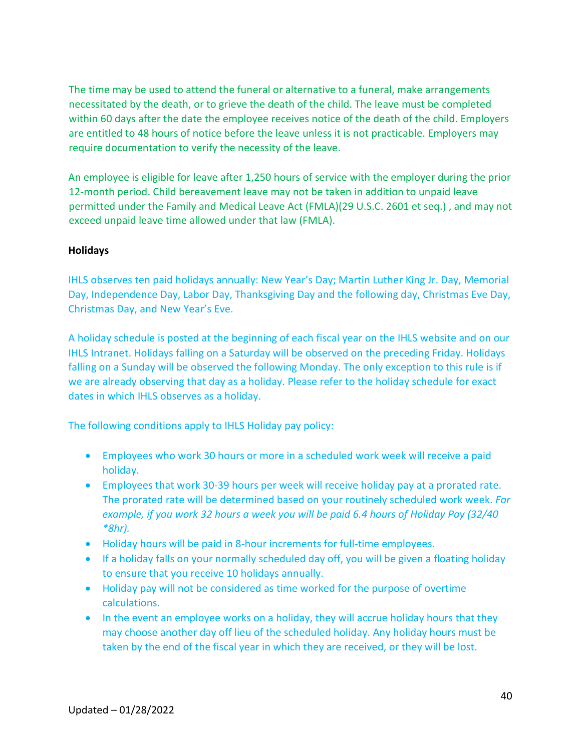The time may be used to attend the funeral or alternative to a funeral, make arrangements necessitated by the death, or to grieve the death of the child. The leave must be completed within 60 days after the date the employee receives notice of the death of the child. Employers are entitled to 48 hours of notice before the leave unless it is not practicable. Employers may require documentation to verify the necessity of the leave.

An employee is eligible for leave after 1,250 hours of service with the employer during the prior 12-month period. Child bereavement leave may not be taken in addition to unpaid leave permitted under the Family and Medical Leave Act (FMLA)(29 U.S.C. 2601 et seq.) , and may not exceed unpaid leave time allowed under that law (FMLA).

**Holidays**

IHLS observes ten paid holidays annually: New Year's Day; Martin Luther King Jr. Day, Memorial Day, Independence Day, Labor Day, Thanksgiving Day and the following day, Christmas Eve Day, Christmas Day, and New Year's Eve.

A holiday schedule is posted at the beginning of each fiscal year on the IHLS website and on our IHLS Intranet. Holidays falling on a Saturday will be observed on the preceding Friday. Holidays falling on a Sunday will be observed the following Monday. The only exception to this rule is if we are already observing that day as a holiday. Please refer to the holiday schedule for exact dates in which IHLS observes as a holiday.

The following conditions apply to IHLS Holiday pay policy:

- Employees who work 30 hours or more in a scheduled work week will receive a paid holiday.
- Employees that work 30-39 hours per week will receive holiday pay at a prorated rate. The prorated rate will be determined based on your routinely scheduled work week. *For example, if you work 32 hours a week you will be paid 6.4 hours of Holiday Pay (32/40 *8hr).*
- Holiday hours will be paid in 8-hour increments for full-time employees.
- If a holiday falls on your normally scheduled day off, you will be given a floating holiday to ensure that you receive 10 holidays annually.
- Holiday pay will not be considered as time worked for the purpose of overtime calculations.
- In the event an employee works on a holiday, they will accrue holiday hours that they may choose another day off lieu of the scheduled holiday. Any holiday hours must be taken by the end of the fiscal year in which they are received, or they will be lost.

Updated – 01/28/2022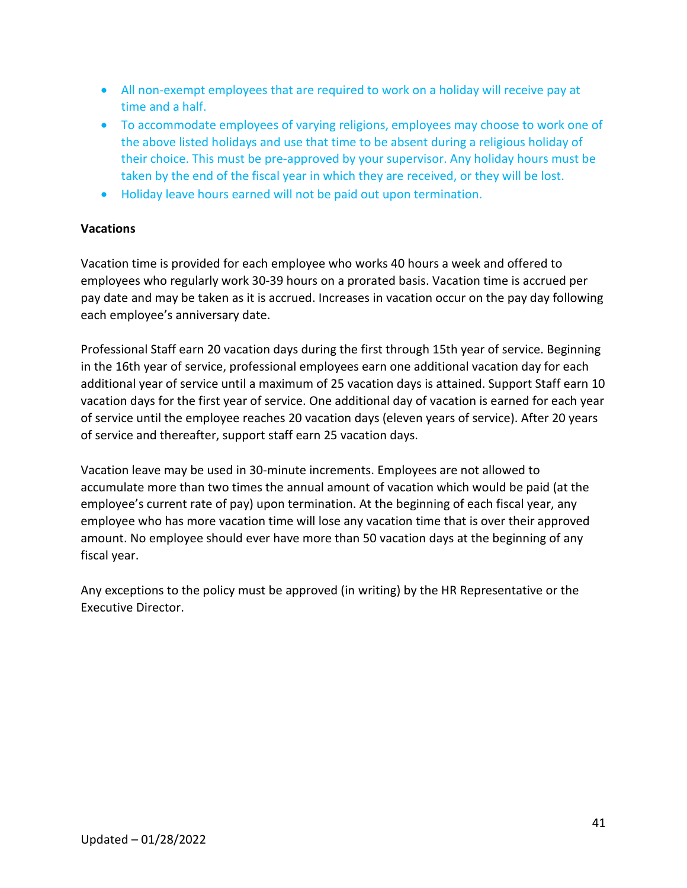- All non-exempt employees that are required to work on a holiday will receive pay at time and a half.
- To accommodate employees of varying religions, employees may choose to work one of the above listed holidays and use that time to be absent during a religious holiday of their choice. This must be pre-approved by your supervisor. Any holiday hours must be taken by the end of the fiscal year in which they are received, or they will be lost.
- Holiday leave hours earned will not be paid out upon termination.

**Vacations**

Vacation time is provided for each employee who works 40 hours a week and offered to employees who regularly work 30-39 hours on a prorated basis. Vacation time is accrued per pay date and may be taken as it is accrued. Increases in vacation occur on the pay day following each employee's anniversary date.

Professional Staff earn 20 vacation days during the first through 15th year of service. Beginning in the 16th year of service, professional employees earn one additional vacation day for each additional year of service until a maximum of 25 vacation days is attained. Support Staff earn 10 vacation days for the first year of service. One additional day of vacation is earned for each year of service until the employee reaches 20 vacation days (eleven years of service). After 20 years of service and thereafter, support staff earn 25 vacation days.

Vacation leave may be used in 30-minute increments. Employees are not allowed to accumulate more than two times the annual amount of vacation which would be paid (at the employee's current rate of pay) upon termination. At the beginning of each fiscal year, any employee who has more vacation time will lose any vacation time that is over their approved amount. No employee should ever have more than 50 vacation days at the beginning of any fiscal year.

Any exceptions to the policy must be approved (in writing) by the HR Representative or the Executive Director.

Updated – 01/28/2022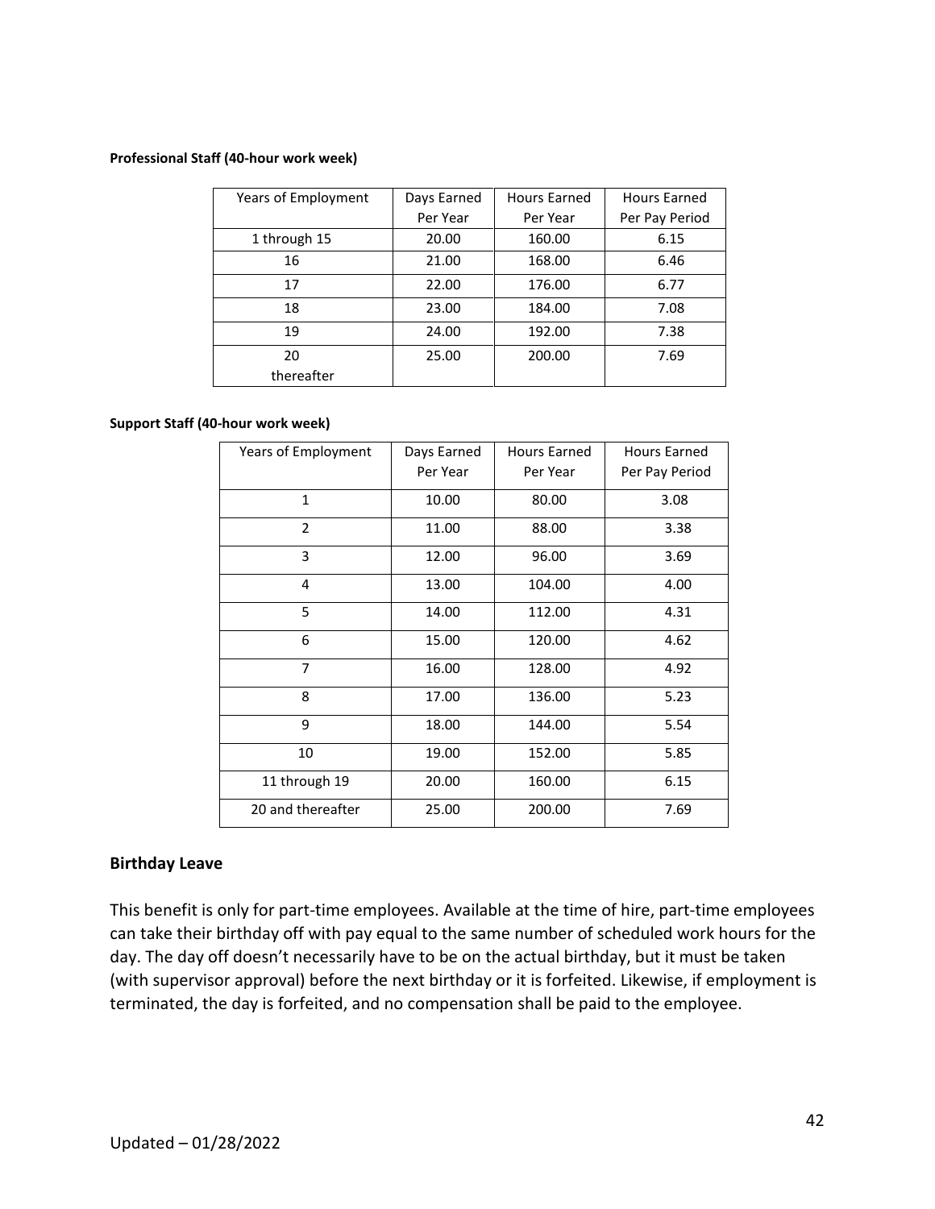**Professional Staff (40-hour work week)**

| Years of Employment | Days Earned Per Year | Hours Earned Per Year | Hours Earned Per Pay Period |
|---|---|---|---|
| 1 through 15 | 20.00 | 160.00 | 6.15 |
| 16 | 21.00 | 168.00 | 6.46 |
| 17 | 22.00 | 176.00 | 6.77 |
| 18 | 23.00 | 184.00 | 7.08 |
| 19 | 24.00 | 192.00 | 7.38 |
| 20 thereafter | 25.00 | 200.00 | 7.69 |

**Support Staff (40-hour work week)**

| Years of Employment | Days Earned Per Year | Hours Earned Per Year | Hours Earned Per Pay Period |
|---|---|---|---|
| 1 | 10.00 | 80.00 | 3.08 |
| 2 | 11.00 | 88.00 | 3.38 |
| 3 | 12.00 | 96.00 | 3.69 |
| 4 | 13.00 | 104.00 | 4.00 |
| 5 | 14.00 | 112.00 | 4.31 |
| 6 | 15.00 | 120.00 | 4.62 |
| 7 | 16.00 | 128.00 | 4.92 |
| 8 | 17.00 | 136.00 | 5.23 |
| 9 | 18.00 | 144.00 | 5.54 |
| 10 | 19.00 | 152.00 | 5.85 |
| 11 through 19 | 20.00 | 160.00 | 6.15 |
| 20 and thereafter | 25.00 | 200.00 | 7.69 |

### Birthday Leave

This benefit is only for part-time employees. Available at the time of hire, part-time employees can take their birthday off with pay equal to the same number of scheduled work hours for the day. The day off doesn't necessarily have to be on the actual birthday, but it must be taken (with supervisor approval) before the next birthday or it is forfeited. Likewise, if employment is terminated, the day is forfeited, and no compensation shall be paid to the employee.

Updated – 01/28/2022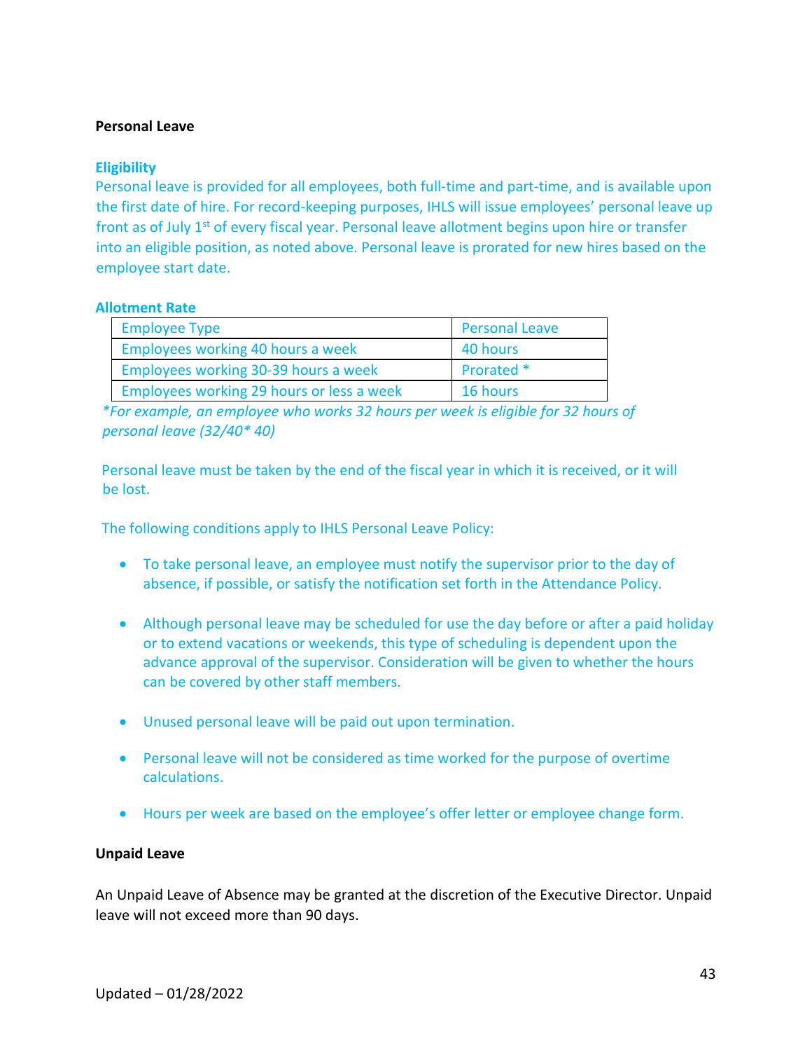**Personal Leave**

**Eligibility**

Personal leave is provided for all employees, both full-time and part-time, and is available upon the first date of hire. For record-keeping purposes, IHLS will issue employees' personal leave up front as of July 1st of every fiscal year. Personal leave allotment begins upon hire or transfer into an eligible position, as noted above. Personal leave is prorated for new hires based on the employee start date.

**Allotment Rate**

| Employee Type | Personal Leave |
| --- | --- |
| Employees working 40 hours a week | 40 hours |
| Employees working 30-39 hours a week | Prorated * |
| Employees working 29 hours or less a week | 16 hours |

*\*For example, an employee who works 32 hours per week is eligible for 32 hours of personal leave (32/40\* 40)*

Personal leave must be taken by the end of the fiscal year in which it is received, or it will be lost.

The following conditions apply to IHLS Personal Leave Policy:

- To take personal leave, an employee must notify the supervisor prior to the day of absence, if possible, or satisfy the notification set forth in the Attendance Policy.
- Although personal leave may be scheduled for use the day before or after a paid holiday or to extend vacations or weekends, this type of scheduling is dependent upon the advance approval of the supervisor. Consideration will be given to whether the hours can be covered by other staff members.
- Unused personal leave will be paid out upon termination.
- Personal leave will not be considered as time worked for the purpose of overtime calculations.
- Hours per week are based on the employee's offer letter or employee change form.

**Unpaid Leave**

An Unpaid Leave of Absence may be granted at the discretion of the Executive Director. Unpaid leave will not exceed more than 90 days.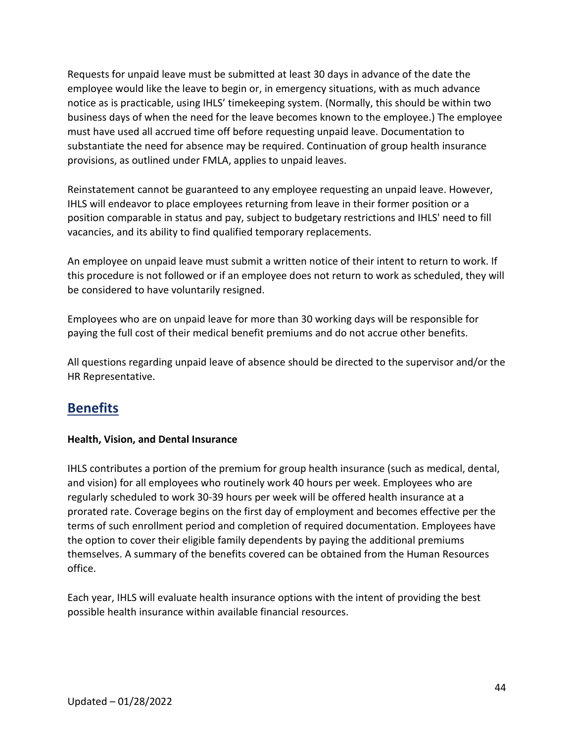Requests for unpaid leave must be submitted at least 30 days in advance of the date the employee would like the leave to begin or, in emergency situations, with as much advance notice as is practicable, using IHLS' timekeeping system. (Normally, this should be within two business days of when the need for the leave becomes known to the employee.) The employee must have used all accrued time off before requesting unpaid leave. Documentation to substantiate the need for absence may be required. Continuation of group health insurance provisions, as outlined under FMLA, applies to unpaid leaves.

Reinstatement cannot be guaranteed to any employee requesting an unpaid leave. However, IHLS will endeavor to place employees returning from leave in their former position or a position comparable in status and pay, subject to budgetary restrictions and IHLS' need to fill vacancies, and its ability to find qualified temporary replacements.

An employee on unpaid leave must submit a written notice of their intent to return to work. If this procedure is not followed or if an employee does not return to work as scheduled, they will be considered to have voluntarily resigned.

Employees who are on unpaid leave for more than 30 working days will be responsible for paying the full cost of their medical benefit premiums and do not accrue other benefits.

All questions regarding unpaid leave of absence should be directed to the supervisor and/or the HR Representative.

## Benefits

**Health, Vision, and Dental Insurance**

IHLS contributes a portion of the premium for group health insurance (such as medical, dental, and vision) for all employees who routinely work 40 hours per week. Employees who are regularly scheduled to work 30-39 hours per week will be offered health insurance at a prorated rate. Coverage begins on the first day of employment and becomes effective per the terms of such enrollment period and completion of required documentation. Employees have the option to cover their eligible family dependents by paying the additional premiums themselves. A summary of the benefits covered can be obtained from the Human Resources office.

Each year, IHLS will evaluate health insurance options with the intent of providing the best possible health insurance within available financial resources.

Updated – 01/28/2022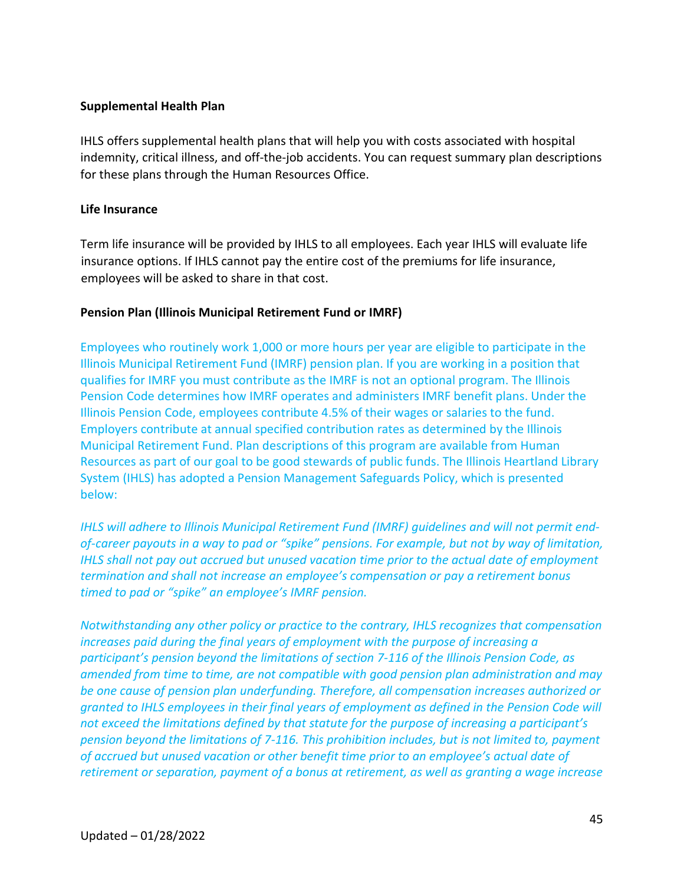**Supplemental Health Plan**

IHLS offers supplemental health plans that will help you with costs associated with hospital indemnity, critical illness, and off-the-job accidents. You can request summary plan descriptions for these plans through the Human Resources Office.

**Life Insurance**

Term life insurance will be provided by IHLS to all employees. Each year IHLS will evaluate life insurance options. If IHLS cannot pay the entire cost of the premiums for life insurance, employees will be asked to share in that cost.

**Pension Plan (Illinois Municipal Retirement Fund or IMRF)**

Employees who routinely work 1,000 or more hours per year are eligible to participate in the Illinois Municipal Retirement Fund (IMRF) pension plan. If you are working in a position that qualifies for IMRF you must contribute as the IMRF is not an optional program. The Illinois Pension Code determines how IMRF operates and administers IMRF benefit plans. Under the Illinois Pension Code, employees contribute 4.5% of their wages or salaries to the fund. Employers contribute at annual specified contribution rates as determined by the Illinois Municipal Retirement Fund. Plan descriptions of this program are available from Human Resources as part of our goal to be good stewards of public funds. The Illinois Heartland Library System (IHLS) has adopted a Pension Management Safeguards Policy, which is presented below:

*IHLS will adhere to Illinois Municipal Retirement Fund (IMRF) guidelines and will not permit end-of-career payouts in a way to pad or "spike" pensions. For example, but not by way of limitation, IHLS shall not pay out accrued but unused vacation time prior to the actual date of employment termination and shall not increase an employee's compensation or pay a retirement bonus timed to pad or "spike" an employee's IMRF pension.*

*Notwithstanding any other policy or practice to the contrary, IHLS recognizes that compensation increases paid during the final years of employment with the purpose of increasing a participant's pension beyond the limitations of section 7-116 of the Illinois Pension Code, as amended from time to time, are not compatible with good pension plan administration and may be one cause of pension plan underfunding. Therefore, all compensation increases authorized or granted to IHLS employees in their final years of employment as defined in the Pension Code will not exceed the limitations defined by that statute for the purpose of increasing a participant's pension beyond the limitations of 7-116. This prohibition includes, but is not limited to, payment of accrued but unused vacation or other benefit time prior to an employee's actual date of retirement or separation, payment of a bonus at retirement, as well as granting a wage increase*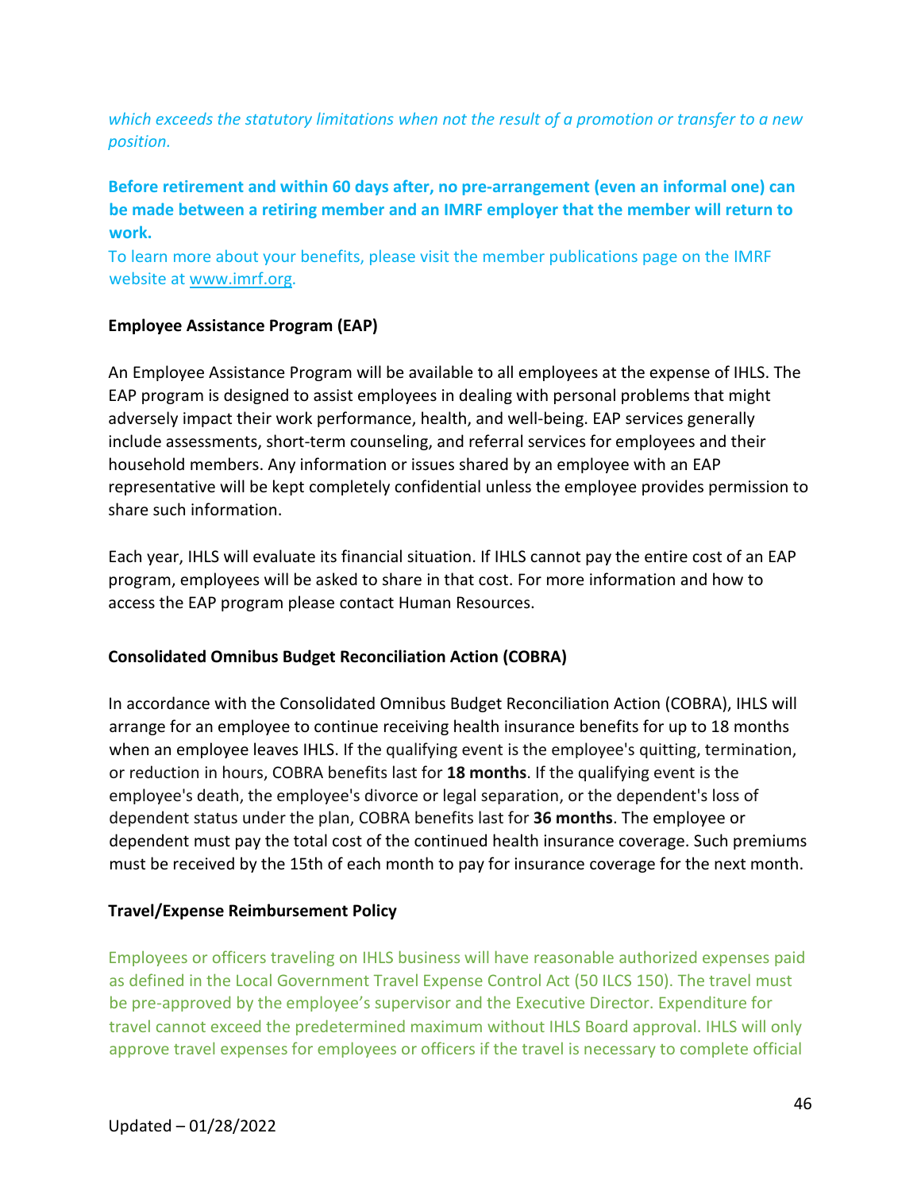*which exceeds the statutory limitations when not the result of a promotion or transfer to a new position.*

**Before retirement and within 60 days after, no pre-arrangement (even an informal one) can be made between a retiring member and an IMRF employer that the member will return to work.**

To learn more about your benefits, please visit the member publications page on the IMRF website at [www.imrf.org](http://www.imrf.org).

**Employee Assistance Program (EAP)**

An Employee Assistance Program will be available to all employees at the expense of IHLS. The EAP program is designed to assist employees in dealing with personal problems that might adversely impact their work performance, health, and well-being. EAP services generally include assessments, short-term counseling, and referral services for employees and their household members. Any information or issues shared by an employee with an EAP representative will be kept completely confidential unless the employee provides permission to share such information.

Each year, IHLS will evaluate its financial situation. If IHLS cannot pay the entire cost of an EAP program, employees will be asked to share in that cost. For more information and how to access the EAP program please contact Human Resources.

**Consolidated Omnibus Budget Reconciliation Action (COBRA)**

In accordance with the Consolidated Omnibus Budget Reconciliation Action (COBRA), IHLS will arrange for an employee to continue receiving health insurance benefits for up to 18 months when an employee leaves IHLS. If the qualifying event is the employee's quitting, termination, or reduction in hours, COBRA benefits last for **18 months**. If the qualifying event is the employee's death, the employee's divorce or legal separation, or the dependent's loss of dependent status under the plan, COBRA benefits last for **36 months**. The employee or dependent must pay the total cost of the continued health insurance coverage. Such premiums must be received by the 15th of each month to pay for insurance coverage for the next month.

**Travel/Expense Reimbursement Policy**

Employees or officers traveling on IHLS business will have reasonable authorized expenses paid as defined in the Local Government Travel Expense Control Act (50 ILCS 150). The travel must be pre-approved by the employee's supervisor and the Executive Director. Expenditure for travel cannot exceed the predetermined maximum without IHLS Board approval. IHLS will only approve travel expenses for employees or officers if the travel is necessary to complete official

Updated – 01/28/2022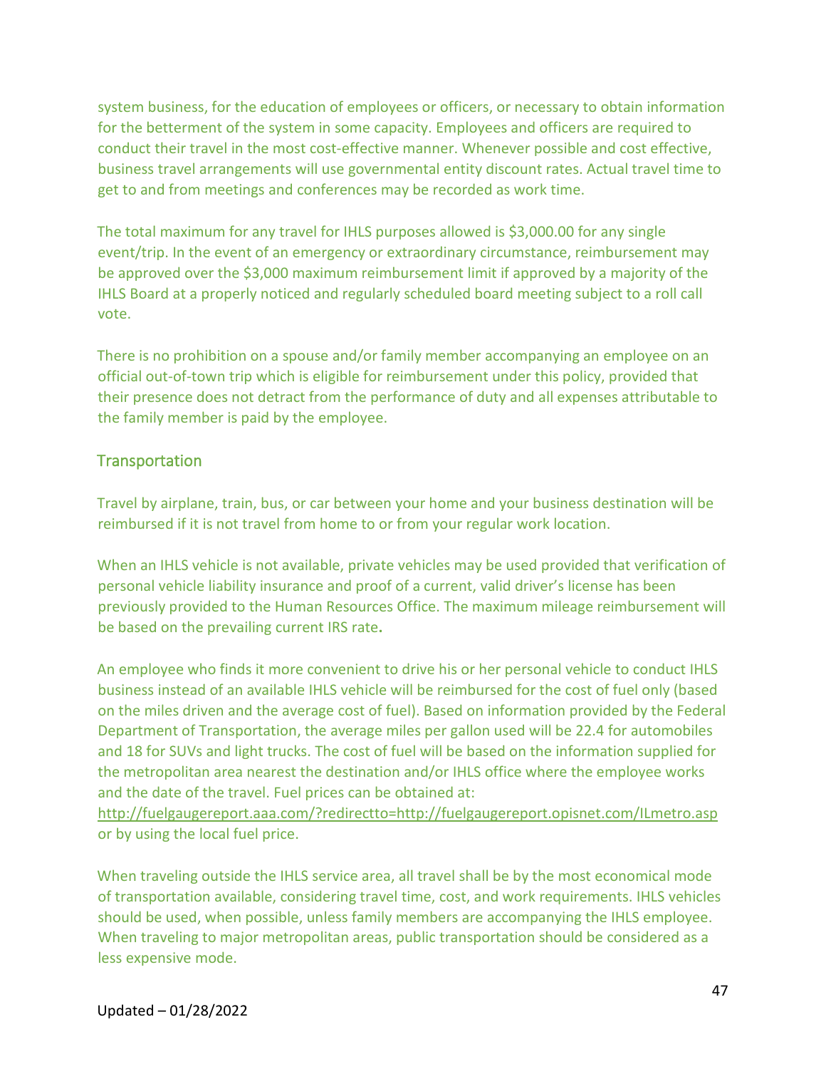system business, for the education of employees or officers, or necessary to obtain information for the betterment of the system in some capacity. Employees and officers are required to conduct their travel in the most cost-effective manner. Whenever possible and cost effective, business travel arrangements will use governmental entity discount rates. Actual travel time to get to and from meetings and conferences may be recorded as work time.

The total maximum for any travel for IHLS purposes allowed is $3,000.00 for any single event/trip. In the event of an emergency or extraordinary circumstance, reimbursement may be approved over the $3,000 maximum reimbursement limit if approved by a majority of the IHLS Board at a properly noticed and regularly scheduled board meeting subject to a roll call vote.

There is no prohibition on a spouse and/or family member accompanying an employee on an official out-of-town trip which is eligible for reimbursement under this policy, provided that their presence does not detract from the performance of duty and all expenses attributable to the family member is paid by the employee.

## Transportation

Travel by airplane, train, bus, or car between your home and your business destination will be reimbursed if it is not travel from home to or from your regular work location.

When an IHLS vehicle is not available, private vehicles may be used provided that verification of personal vehicle liability insurance and proof of a current, valid driver's license has been previously provided to the Human Resources Office. The maximum mileage reimbursement will be based on the prevailing current IRS rate**.**

An employee who finds it more convenient to drive his or her personal vehicle to conduct IHLS business instead of an available IHLS vehicle will be reimbursed for the cost of fuel only (based on the miles driven and the average cost of fuel). Based on information provided by the Federal Department of Transportation, the average miles per gallon used will be 22.4 for automobiles and 18 for SUVs and light trucks. The cost of fuel will be based on the information supplied for the metropolitan area nearest the destination and/or IHLS office where the employee works and the date of the travel. Fuel prices can be obtained at: http://fuelgaugereport.aaa.com/?redirectto=http://fuelgaugereport.opisnet.com/ILmetro.asp or by using the local fuel price.

When traveling outside the IHLS service area, all travel shall be by the most economical mode of transportation available, considering travel time, cost, and work requirements. IHLS vehicles should be used, when possible, unless family members are accompanying the IHLS employee. When traveling to major metropolitan areas, public transportation should be considered as a less expensive mode.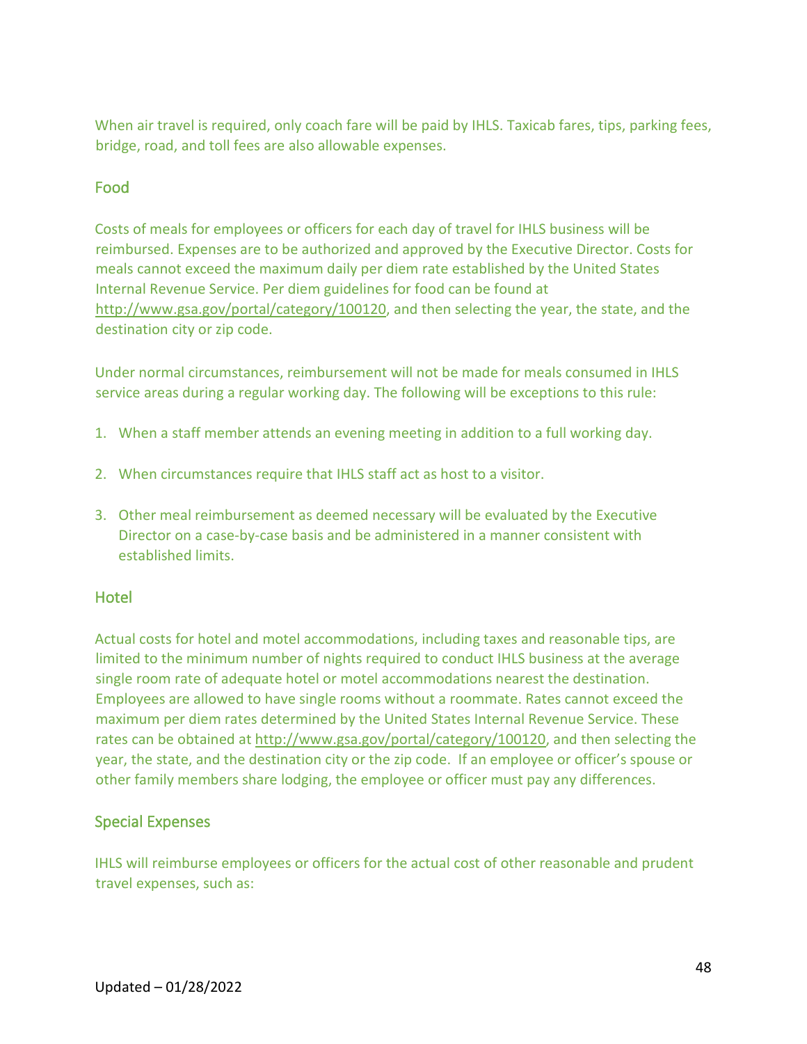When air travel is required, only coach fare will be paid by IHLS. Taxicab fares, tips, parking fees, bridge, road, and toll fees are also allowable expenses.

### Food

Costs of meals for employees or officers for each day of travel for IHLS business will be reimbursed. Expenses are to be authorized and approved by the Executive Director. Costs for meals cannot exceed the maximum daily per diem rate established by the United States Internal Revenue Service. Per diem guidelines for food can be found at http://www.gsa.gov/portal/category/100120, and then selecting the year, the state, and the destination city or zip code.

Under normal circumstances, reimbursement will not be made for meals consumed in IHLS service areas during a regular working day. The following will be exceptions to this rule:

1. When a staff member attends an evening meeting in addition to a full working day.

2. When circumstances require that IHLS staff act as host to a visitor.

3. Other meal reimbursement as deemed necessary will be evaluated by the Executive Director on a case-by-case basis and be administered in a manner consistent with established limits.

### Hotel

Actual costs for hotel and motel accommodations, including taxes and reasonable tips, are limited to the minimum number of nights required to conduct IHLS business at the average single room rate of adequate hotel or motel accommodations nearest the destination. Employees are allowed to have single rooms without a roommate. Rates cannot exceed the maximum per diem rates determined by the United States Internal Revenue Service. These rates can be obtained at http://www.gsa.gov/portal/category/100120, and then selecting the year, the state, and the destination city or the zip code. If an employee or officer's spouse or other family members share lodging, the employee or officer must pay any differences.

### Special Expenses

IHLS will reimburse employees or officers for the actual cost of other reasonable and prudent travel expenses, such as: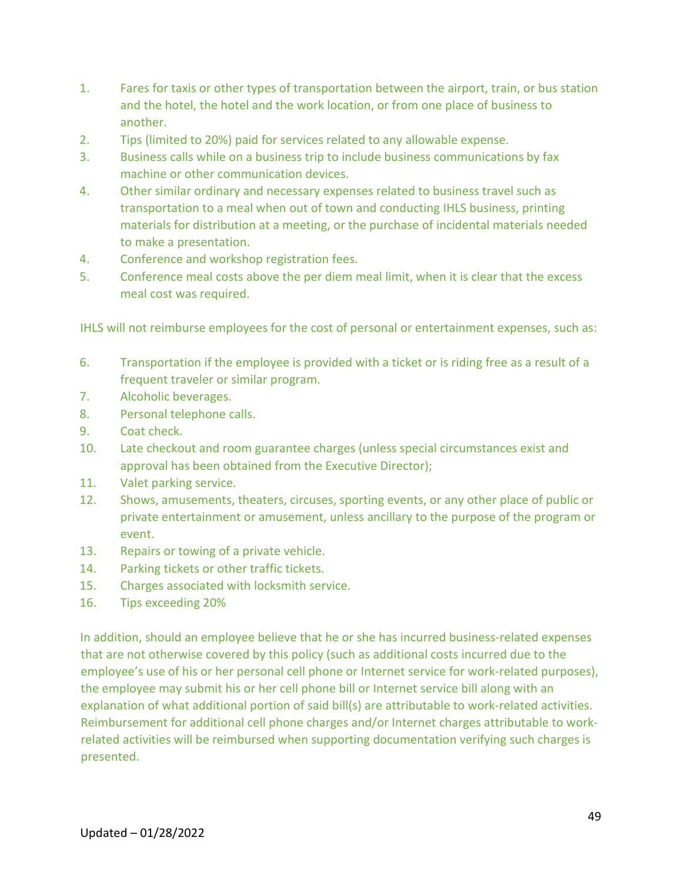1. Fares for taxis or other types of transportation between the airport, train, or bus station and the hotel, the hotel and the work location, or from one place of business to another.
2. Tips (limited to 20%) paid for services related to any allowable expense.
3. Business calls while on a business trip to include business communications by fax machine or other communication devices.
4. Other similar ordinary and necessary expenses related to business travel such as transportation to a meal when out of town and conducting IHLS business, printing materials for distribution at a meeting, or the purchase of incidental materials needed to make a presentation.
4. Conference and workshop registration fees.
5. Conference meal costs above the per diem meal limit, when it is clear that the excess meal cost was required.

IHLS will not reimburse employees for the cost of personal or entertainment expenses, such as:

6. Transportation if the employee is provided with a ticket or is riding free as a result of a frequent traveler or similar program.
7. Alcoholic beverages.
8. Personal telephone calls.
9. Coat check.
10. Late checkout and room guarantee charges (unless special circumstances exist and approval has been obtained from the Executive Director);
11. Valet parking service.
12. Shows, amusements, theaters, circuses, sporting events, or any other place of public or private entertainment or amusement, unless ancillary to the purpose of the program or event.
13. Repairs or towing of a private vehicle.
14. Parking tickets or other traffic tickets.
15. Charges associated with locksmith service.
16. Tips exceeding 20%

In addition, should an employee believe that he or she has incurred business-related expenses that are not otherwise covered by this policy (such as additional costs incurred due to the employee's use of his or her personal cell phone or Internet service for work-related purposes), the employee may submit his or her cell phone bill or Internet service bill along with an explanation of what additional portion of said bill(s) are attributable to work-related activities. Reimbursement for additional cell phone charges and/or Internet charges attributable to work-related activities will be reimbursed when supporting documentation verifying such charges is presented.

Updated – 01/28/2022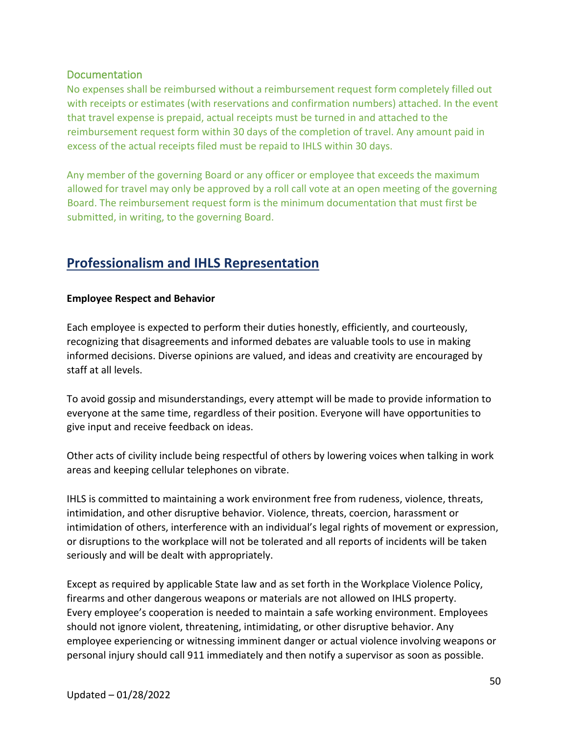### Documentation

No expenses shall be reimbursed without a reimbursement request form completely filled out with receipts or estimates (with reservations and confirmation numbers) attached. In the event that travel expense is prepaid, actual receipts must be turned in and attached to the reimbursement request form within 30 days of the completion of travel. Any amount paid in excess of the actual receipts filed must be repaid to IHLS within 30 days.

Any member of the governing Board or any officer or employee that exceeds the maximum allowed for travel may only be approved by a roll call vote at an open meeting of the governing Board. The reimbursement request form is the minimum documentation that must first be submitted, in writing, to the governing Board.

## Professionalism and IHLS Representation

**Employee Respect and Behavior**

Each employee is expected to perform their duties honestly, efficiently, and courteously, recognizing that disagreements and informed debates are valuable tools to use in making informed decisions. Diverse opinions are valued, and ideas and creativity are encouraged by staff at all levels.

To avoid gossip and misunderstandings, every attempt will be made to provide information to everyone at the same time, regardless of their position. Everyone will have opportunities to give input and receive feedback on ideas.

Other acts of civility include being respectful of others by lowering voices when talking in work areas and keeping cellular telephones on vibrate.

IHLS is committed to maintaining a work environment free from rudeness, violence, threats, intimidation, and other disruptive behavior. Violence, threats, coercion, harassment or intimidation of others, interference with an individual's legal rights of movement or expression, or disruptions to the workplace will not be tolerated and all reports of incidents will be taken seriously and will be dealt with appropriately.

Except as required by applicable State law and as set forth in the Workplace Violence Policy, firearms and other dangerous weapons or materials are not allowed on IHLS property. Every employee's cooperation is needed to maintain a safe working environment. Employees should not ignore violent, threatening, intimidating, or other disruptive behavior. Any employee experiencing or witnessing imminent danger or actual violence involving weapons or personal injury should call 911 immediately and then notify a supervisor as soon as possible.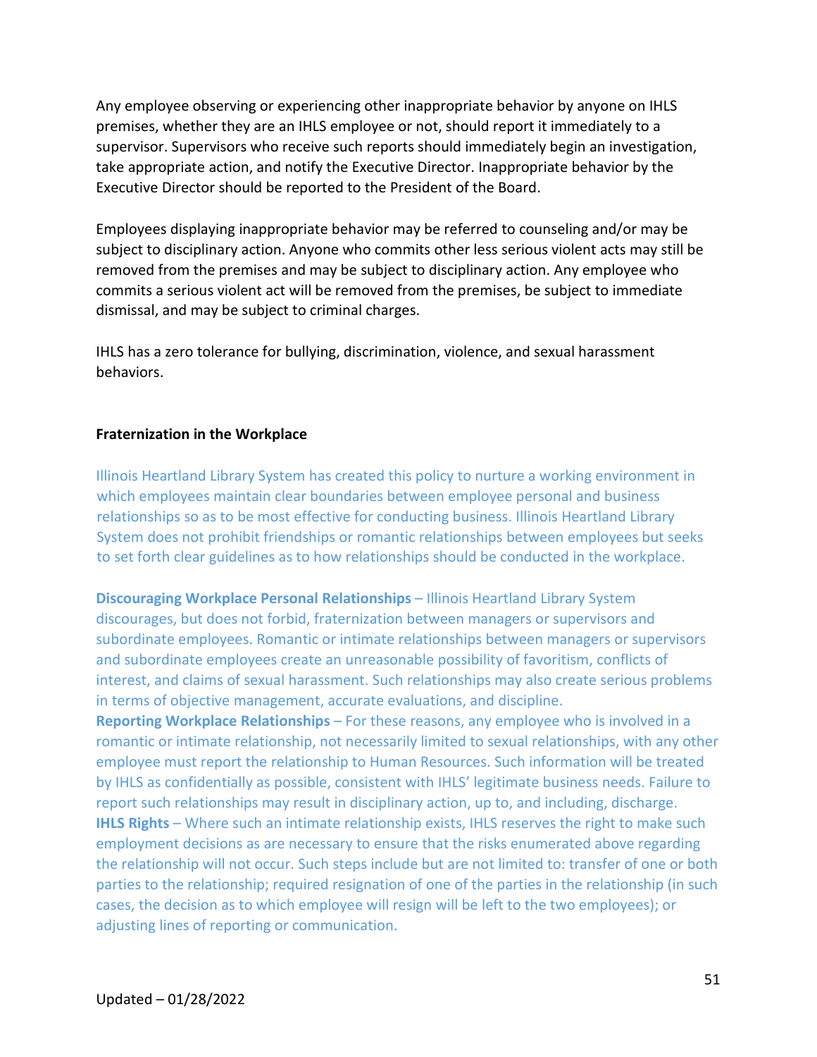Any employee observing or experiencing other inappropriate behavior by anyone on IHLS premises, whether they are an IHLS employee or not, should report it immediately to a supervisor. Supervisors who receive such reports should immediately begin an investigation, take appropriate action, and notify the Executive Director. Inappropriate behavior by the Executive Director should be reported to the President of the Board.

Employees displaying inappropriate behavior may be referred to counseling and/or may be subject to disciplinary action. Anyone who commits other less serious violent acts may still be removed from the premises and may be subject to disciplinary action. Any employee who commits a serious violent act will be removed from the premises, be subject to immediate dismissal, and may be subject to criminal charges.

IHLS has a zero tolerance for bullying, discrimination, violence, and sexual harassment behaviors.

**Fraternization in the Workplace**

Illinois Heartland Library System has created this policy to nurture a working environment in which employees maintain clear boundaries between employee personal and business relationships so as to be most effective for conducting business. Illinois Heartland Library System does not prohibit friendships or romantic relationships between employees but seeks to set forth clear guidelines as to how relationships should be conducted in the workplace.

**Discouraging Workplace Personal Relationships** – Illinois Heartland Library System discourages, but does not forbid, fraternization between managers or supervisors and subordinate employees. Romantic or intimate relationships between managers or supervisors and subordinate employees create an unreasonable possibility of favoritism, conflicts of interest, and claims of sexual harassment. Such relationships may also create serious problems in terms of objective management, accurate evaluations, and discipline.

**Reporting Workplace Relationships** – For these reasons, any employee who is involved in a romantic or intimate relationship, not necessarily limited to sexual relationships, with any other employee must report the relationship to Human Resources. Such information will be treated by IHLS as confidentially as possible, consistent with IHLS' legitimate business needs. Failure to report such relationships may result in disciplinary action, up to, and including, discharge.

**IHLS Rights** – Where such an intimate relationship exists, IHLS reserves the right to make such employment decisions as are necessary to ensure that the risks enumerated above regarding the relationship will not occur. Such steps include but are not limited to: transfer of one or both parties to the relationship; required resignation of one of the parties in the relationship (in such cases, the decision as to which employee will resign will be left to the two employees); or adjusting lines of reporting or communication.

Updated – 01/28/2022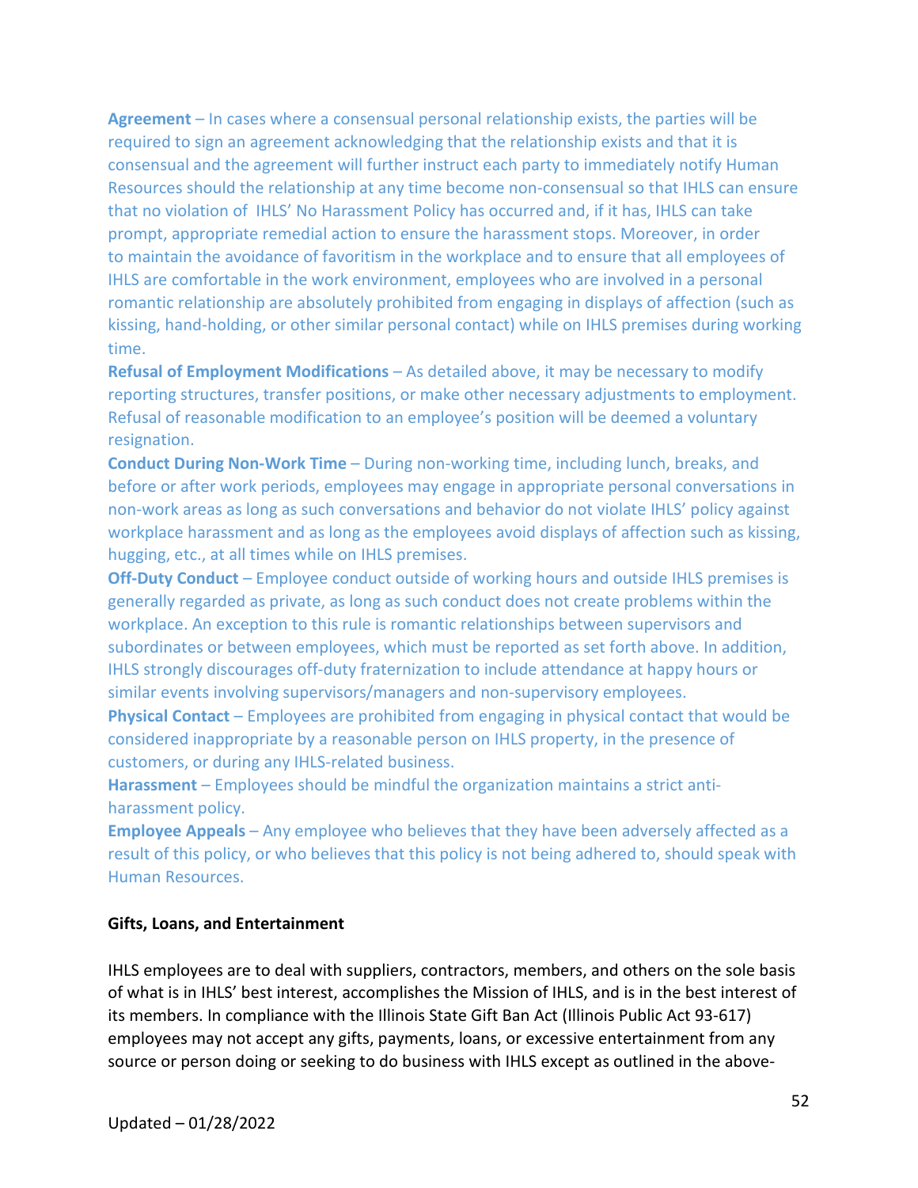**Agreement** – In cases where a consensual personal relationship exists, the parties will be required to sign an agreement acknowledging that the relationship exists and that it is consensual and the agreement will further instruct each party to immediately notify Human Resources should the relationship at any time become non-consensual so that IHLS can ensure that no violation of IHLS' No Harassment Policy has occurred and, if it has, IHLS can take prompt, appropriate remedial action to ensure the harassment stops. Moreover, in order to maintain the avoidance of favoritism in the workplace and to ensure that all employees of IHLS are comfortable in the work environment, employees who are involved in a personal romantic relationship are absolutely prohibited from engaging in displays of affection (such as kissing, hand-holding, or other similar personal contact) while on IHLS premises during working time.

**Refusal of Employment Modifications** – As detailed above, it may be necessary to modify reporting structures, transfer positions, or make other necessary adjustments to employment. Refusal of reasonable modification to an employee's position will be deemed a voluntary resignation.

**Conduct During Non-Work Time** – During non-working time, including lunch, breaks, and before or after work periods, employees may engage in appropriate personal conversations in non-work areas as long as such conversations and behavior do not violate IHLS' policy against workplace harassment and as long as the employees avoid displays of affection such as kissing, hugging, etc., at all times while on IHLS premises.

**Off-Duty Conduct** – Employee conduct outside of working hours and outside IHLS premises is generally regarded as private, as long as such conduct does not create problems within the workplace. An exception to this rule is romantic relationships between supervisors and subordinates or between employees, which must be reported as set forth above. In addition, IHLS strongly discourages off-duty fraternization to include attendance at happy hours or similar events involving supervisors/managers and non-supervisory employees.

**Physical Contact** – Employees are prohibited from engaging in physical contact that would be considered inappropriate by a reasonable person on IHLS property, in the presence of customers, or during any IHLS-related business.

**Harassment** – Employees should be mindful the organization maintains a strict anti-harassment policy.

**Employee Appeals** – Any employee who believes that they have been adversely affected as a result of this policy, or who believes that this policy is not being adhered to, should speak with Human Resources.

**Gifts, Loans, and Entertainment**

IHLS employees are to deal with suppliers, contractors, members, and others on the sole basis of what is in IHLS' best interest, accomplishes the Mission of IHLS, and is in the best interest of its members. In compliance with the Illinois State Gift Ban Act (Illinois Public Act 93-617) employees may not accept any gifts, payments, loans, or excessive entertainment from any source or person doing or seeking to do business with IHLS except as outlined in the above-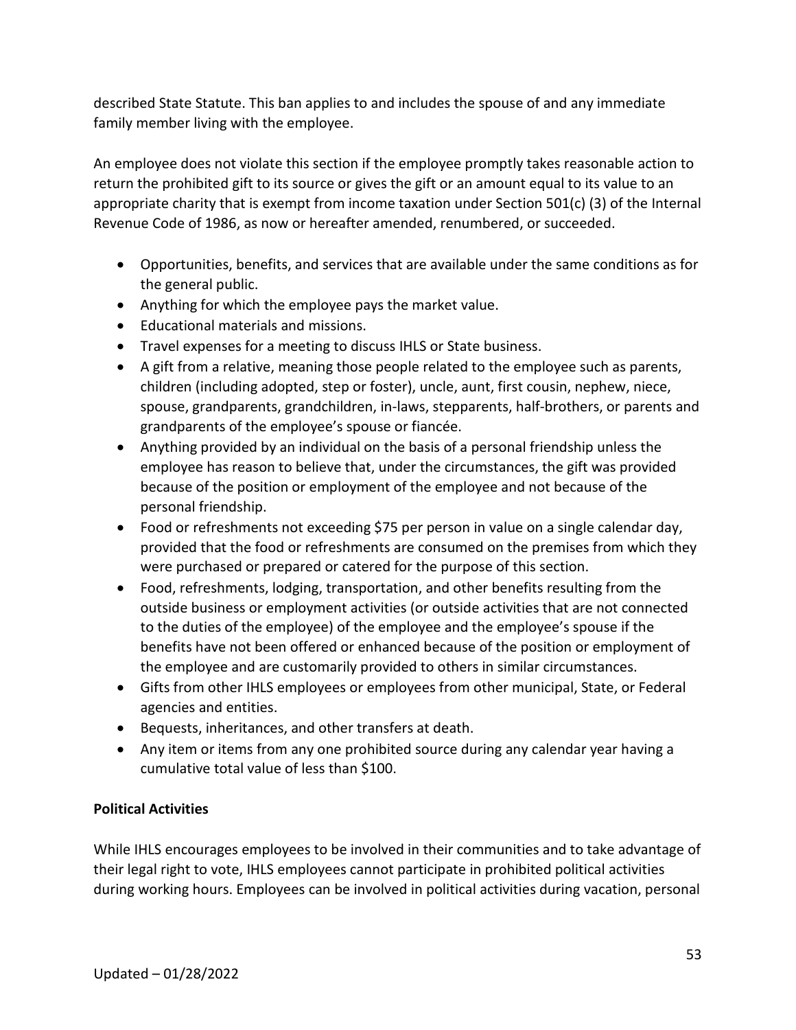described State Statute. This ban applies to and includes the spouse of and any immediate family member living with the employee.

An employee does not violate this section if the employee promptly takes reasonable action to return the prohibited gift to its source or gives the gift or an amount equal to its value to an appropriate charity that is exempt from income taxation under Section 501(c) (3) of the Internal Revenue Code of 1986, as now or hereafter amended, renumbered, or succeeded.

- Opportunities, benefits, and services that are available under the same conditions as for the general public.
- Anything for which the employee pays the market value.
- Educational materials and missions.
- Travel expenses for a meeting to discuss IHLS or State business.
- A gift from a relative, meaning those people related to the employee such as parents, children (including adopted, step or foster), uncle, aunt, first cousin, nephew, niece, spouse, grandparents, grandchildren, in-laws, stepparents, half-brothers, or parents and grandparents of the employee's spouse or fiancée.
- Anything provided by an individual on the basis of a personal friendship unless the employee has reason to believe that, under the circumstances, the gift was provided because of the position or employment of the employee and not because of the personal friendship.
- Food or refreshments not exceeding $75 per person in value on a single calendar day, provided that the food or refreshments are consumed on the premises from which they were purchased or prepared or catered for the purpose of this section.
- Food, refreshments, lodging, transportation, and other benefits resulting from the outside business or employment activities (or outside activities that are not connected to the duties of the employee) of the employee and the employee's spouse if the benefits have not been offered or enhanced because of the position or employment of the employee and are customarily provided to others in similar circumstances.
- Gifts from other IHLS employees or employees from other municipal, State, or Federal agencies and entities.
- Bequests, inheritances, and other transfers at death.
- Any item or items from any one prohibited source during any calendar year having a cumulative total value of less than $100.

**Political Activities**

While IHLS encourages employees to be involved in their communities and to take advantage of their legal right to vote, IHLS employees cannot participate in prohibited political activities during working hours. Employees can be involved in political activities during vacation, personal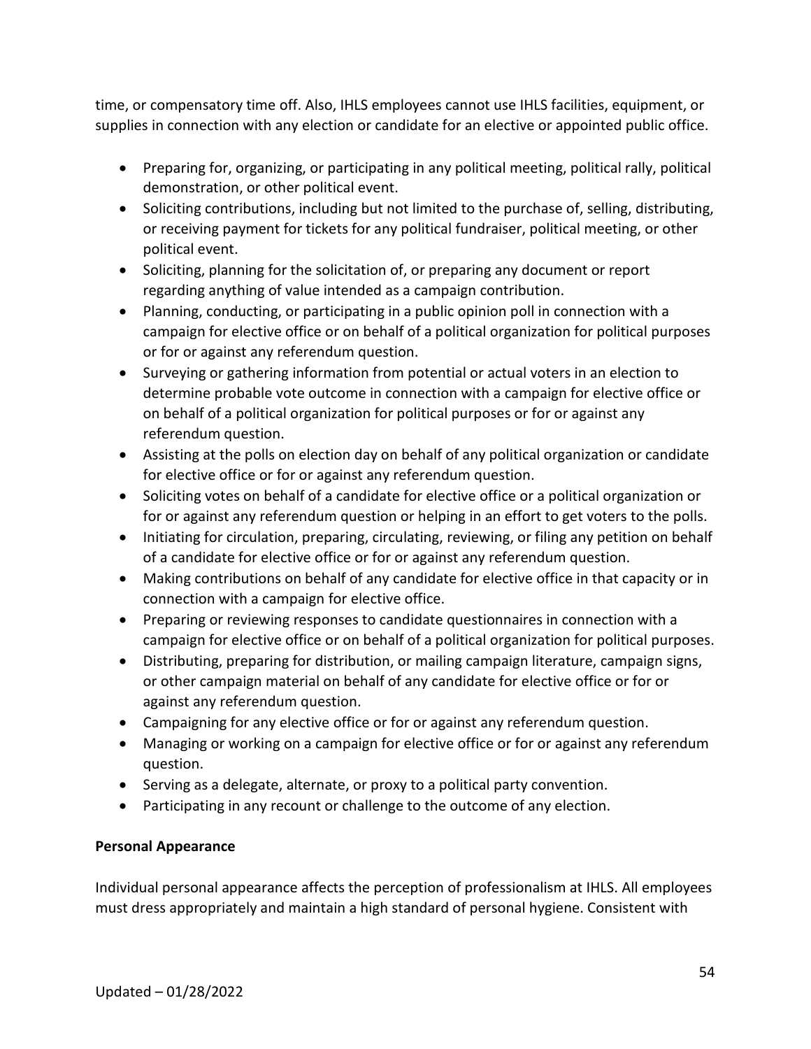time, or compensatory time off. Also, IHLS employees cannot use IHLS facilities, equipment, or supplies in connection with any election or candidate for an elective or appointed public office.

- Preparing for, organizing, or participating in any political meeting, political rally, political demonstration, or other political event.
- Soliciting contributions, including but not limited to the purchase of, selling, distributing, or receiving payment for tickets for any political fundraiser, political meeting, or other political event.
- Soliciting, planning for the solicitation of, or preparing any document or report regarding anything of value intended as a campaign contribution.
- Planning, conducting, or participating in a public opinion poll in connection with a campaign for elective office or on behalf of a political organization for political purposes or for or against any referendum question.
- Surveying or gathering information from potential or actual voters in an election to determine probable vote outcome in connection with a campaign for elective office or on behalf of a political organization for political purposes or for or against any referendum question.
- Assisting at the polls on election day on behalf of any political organization or candidate for elective office or for or against any referendum question.
- Soliciting votes on behalf of a candidate for elective office or a political organization or for or against any referendum question or helping in an effort to get voters to the polls.
- Initiating for circulation, preparing, circulating, reviewing, or filing any petition on behalf of a candidate for elective office or for or against any referendum question.
- Making contributions on behalf of any candidate for elective office in that capacity or in connection with a campaign for elective office.
- Preparing or reviewing responses to candidate questionnaires in connection with a campaign for elective office or on behalf of a political organization for political purposes.
- Distributing, preparing for distribution, or mailing campaign literature, campaign signs, or other campaign material on behalf of any candidate for elective office or for or against any referendum question.
- Campaigning for any elective office or for or against any referendum question.
- Managing or working on a campaign for elective office or for or against any referendum question.
- Serving as a delegate, alternate, or proxy to a political party convention.
- Participating in any recount or challenge to the outcome of any election.

**Personal Appearance**

Individual personal appearance affects the perception of professionalism at IHLS. All employees must dress appropriately and maintain a high standard of personal hygiene. Consistent with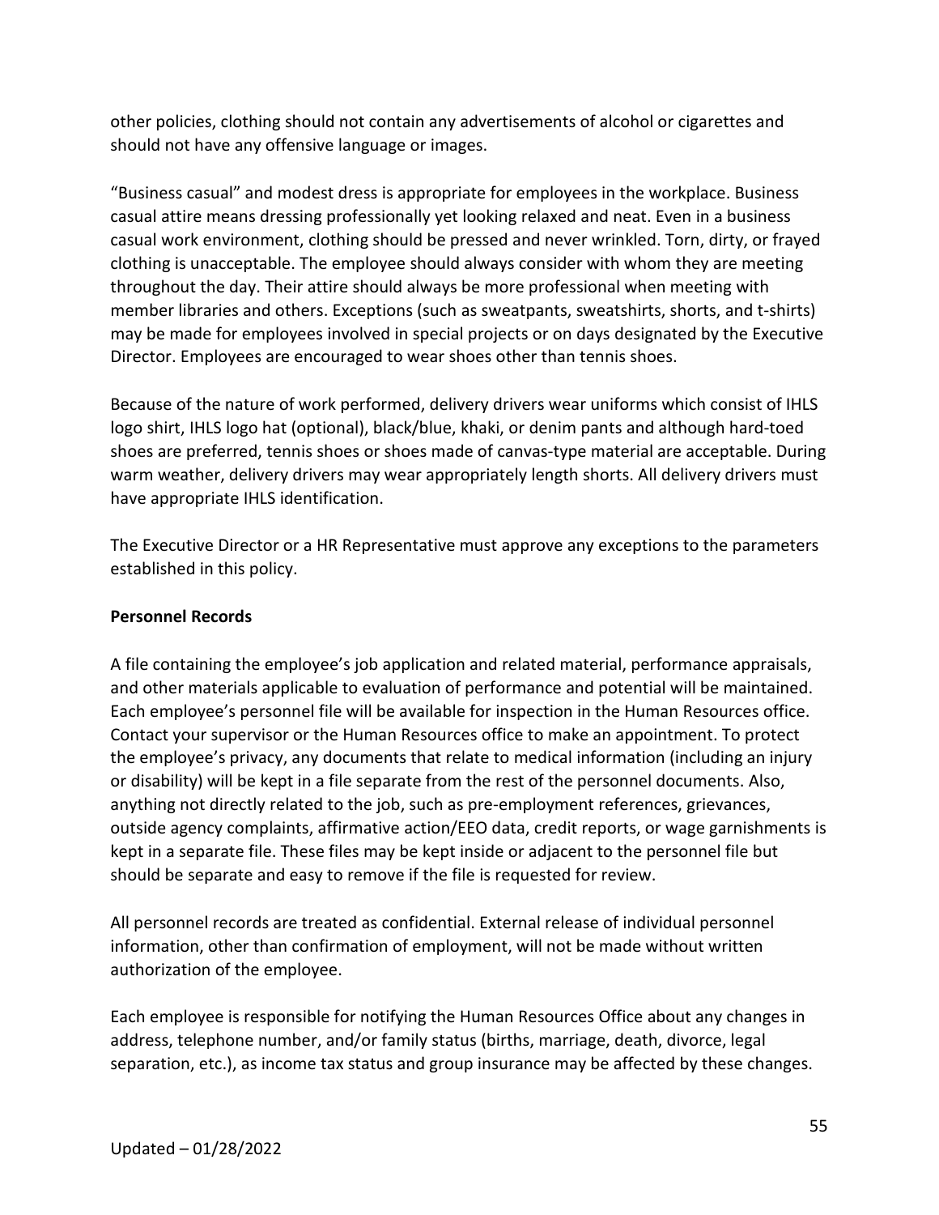other policies, clothing should not contain any advertisements of alcohol or cigarettes and should not have any offensive language or images.

"Business casual" and modest dress is appropriate for employees in the workplace. Business casual attire means dressing professionally yet looking relaxed and neat. Even in a business casual work environment, clothing should be pressed and never wrinkled. Torn, dirty, or frayed clothing is unacceptable. The employee should always consider with whom they are meeting throughout the day. Their attire should always be more professional when meeting with member libraries and others. Exceptions (such as sweatpants, sweatshirts, shorts, and t-shirts) may be made for employees involved in special projects or on days designated by the Executive Director. Employees are encouraged to wear shoes other than tennis shoes.

Because of the nature of work performed, delivery drivers wear uniforms which consist of IHLS logo shirt, IHLS logo hat (optional), black/blue, khaki, or denim pants and although hard-toed shoes are preferred, tennis shoes or shoes made of canvas-type material are acceptable. During warm weather, delivery drivers may wear appropriately length shorts. All delivery drivers must have appropriate IHLS identification.

The Executive Director or a HR Representative must approve any exceptions to the parameters established in this policy.

**Personnel Records**

A file containing the employee's job application and related material, performance appraisals, and other materials applicable to evaluation of performance and potential will be maintained. Each employee's personnel file will be available for inspection in the Human Resources office. Contact your supervisor or the Human Resources office to make an appointment. To protect the employee's privacy, any documents that relate to medical information (including an injury or disability) will be kept in a file separate from the rest of the personnel documents. Also, anything not directly related to the job, such as pre-employment references, grievances, outside agency complaints, affirmative action/EEO data, credit reports, or wage garnishments is kept in a separate file. These files may be kept inside or adjacent to the personnel file but should be separate and easy to remove if the file is requested for review.

All personnel records are treated as confidential. External release of individual personnel information, other than confirmation of employment, will not be made without written authorization of the employee.

Each employee is responsible for notifying the Human Resources Office about any changes in address, telephone number, and/or family status (births, marriage, death, divorce, legal separation, etc.), as income tax status and group insurance may be affected by these changes.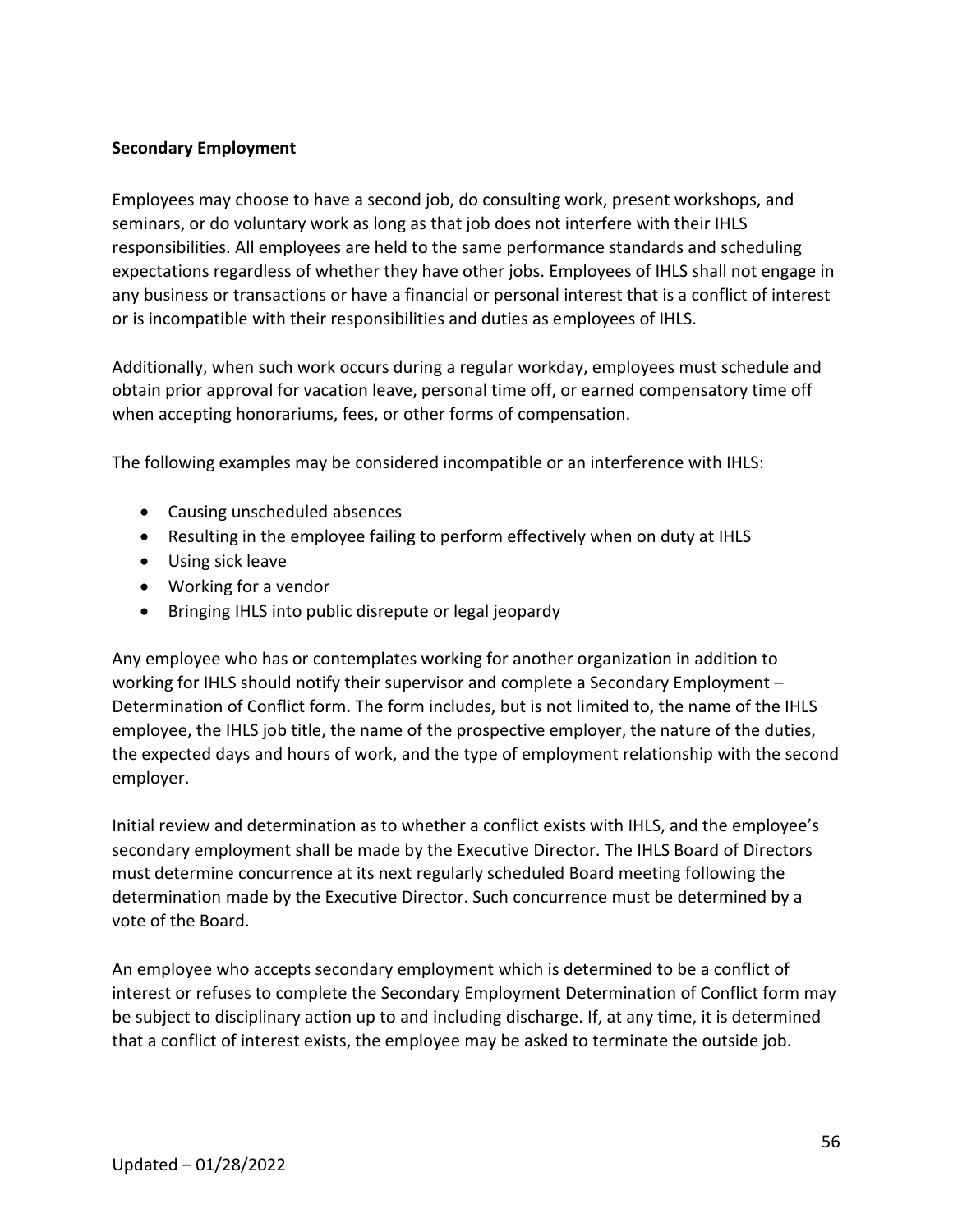**Secondary Employment**

Employees may choose to have a second job, do consulting work, present workshops, and seminars, or do voluntary work as long as that job does not interfere with their IHLS responsibilities. All employees are held to the same performance standards and scheduling expectations regardless of whether they have other jobs. Employees of IHLS shall not engage in any business or transactions or have a financial or personal interest that is a conflict of interest or is incompatible with their responsibilities and duties as employees of IHLS.

Additionally, when such work occurs during a regular workday, employees must schedule and obtain prior approval for vacation leave, personal time off, or earned compensatory time off when accepting honorariums, fees, or other forms of compensation.

The following examples may be considered incompatible or an interference with IHLS:

- Causing unscheduled absences
- Resulting in the employee failing to perform effectively when on duty at IHLS
- Using sick leave
- Working for a vendor
- Bringing IHLS into public disrepute or legal jeopardy

Any employee who has or contemplates working for another organization in addition to working for IHLS should notify their supervisor and complete a Secondary Employment – Determination of Conflict form. The form includes, but is not limited to, the name of the IHLS employee, the IHLS job title, the name of the prospective employer, the nature of the duties, the expected days and hours of work, and the type of employment relationship with the second employer.

Initial review and determination as to whether a conflict exists with IHLS, and the employee's secondary employment shall be made by the Executive Director. The IHLS Board of Directors must determine concurrence at its next regularly scheduled Board meeting following the determination made by the Executive Director. Such concurrence must be determined by a vote of the Board.

An employee who accepts secondary employment which is determined to be a conflict of interest or refuses to complete the Secondary Employment Determination of Conflict form may be subject to disciplinary action up to and including discharge. If, at any time, it is determined that a conflict of interest exists, the employee may be asked to terminate the outside job.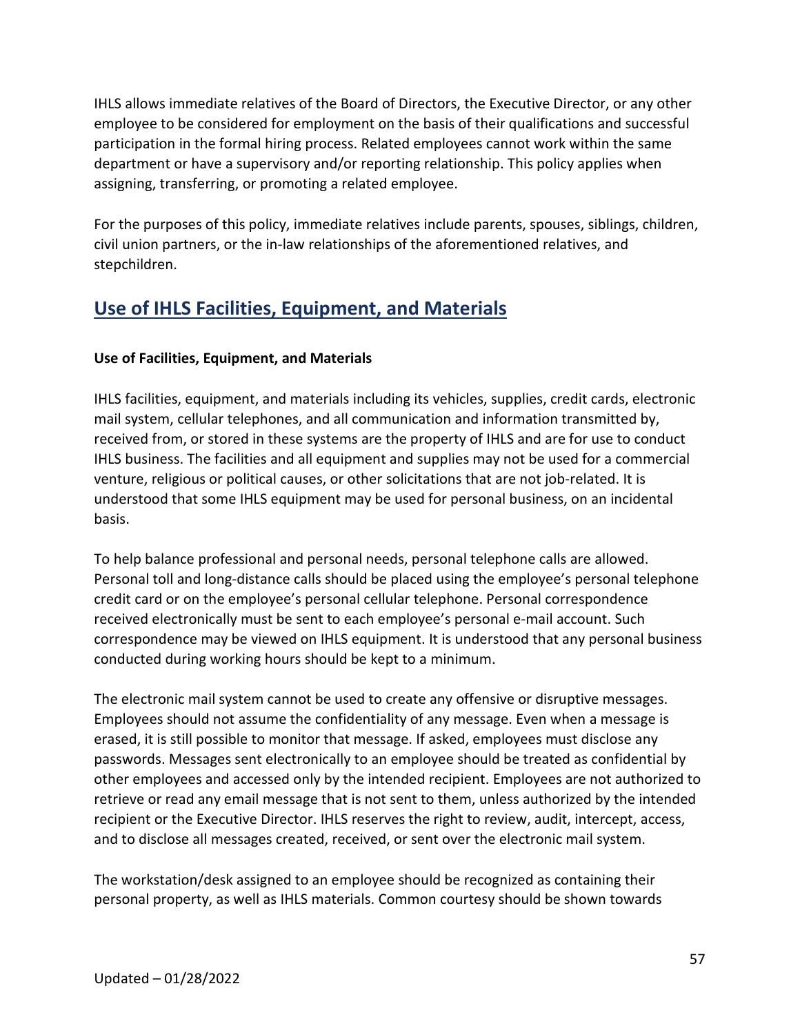IHLS allows immediate relatives of the Board of Directors, the Executive Director, or any other employee to be considered for employment on the basis of their qualifications and successful participation in the formal hiring process. Related employees cannot work within the same department or have a supervisory and/or reporting relationship. This policy applies when assigning, transferring, or promoting a related employee.

For the purposes of this policy, immediate relatives include parents, spouses, siblings, children, civil union partners, or the in-law relationships of the aforementioned relatives, and stepchildren.

## Use of IHLS Facilities, Equipment, and Materials

**Use of Facilities, Equipment, and Materials**

IHLS facilities, equipment, and materials including its vehicles, supplies, credit cards, electronic mail system, cellular telephones, and all communication and information transmitted by, received from, or stored in these systems are the property of IHLS and are for use to conduct IHLS business. The facilities and all equipment and supplies may not be used for a commercial venture, religious or political causes, or other solicitations that are not job-related. It is understood that some IHLS equipment may be used for personal business, on an incidental basis.

To help balance professional and personal needs, personal telephone calls are allowed. Personal toll and long-distance calls should be placed using the employee's personal telephone credit card or on the employee's personal cellular telephone. Personal correspondence received electronically must be sent to each employee's personal e-mail account. Such correspondence may be viewed on IHLS equipment. It is understood that any personal business conducted during working hours should be kept to a minimum.

The electronic mail system cannot be used to create any offensive or disruptive messages. Employees should not assume the confidentiality of any message. Even when a message is erased, it is still possible to monitor that message. If asked, employees must disclose any passwords. Messages sent electronically to an employee should be treated as confidential by other employees and accessed only by the intended recipient. Employees are not authorized to retrieve or read any email message that is not sent to them, unless authorized by the intended recipient or the Executive Director. IHLS reserves the right to review, audit, intercept, access, and to disclose all messages created, received, or sent over the electronic mail system.

The workstation/desk assigned to an employee should be recognized as containing their personal property, as well as IHLS materials. Common courtesy should be shown towards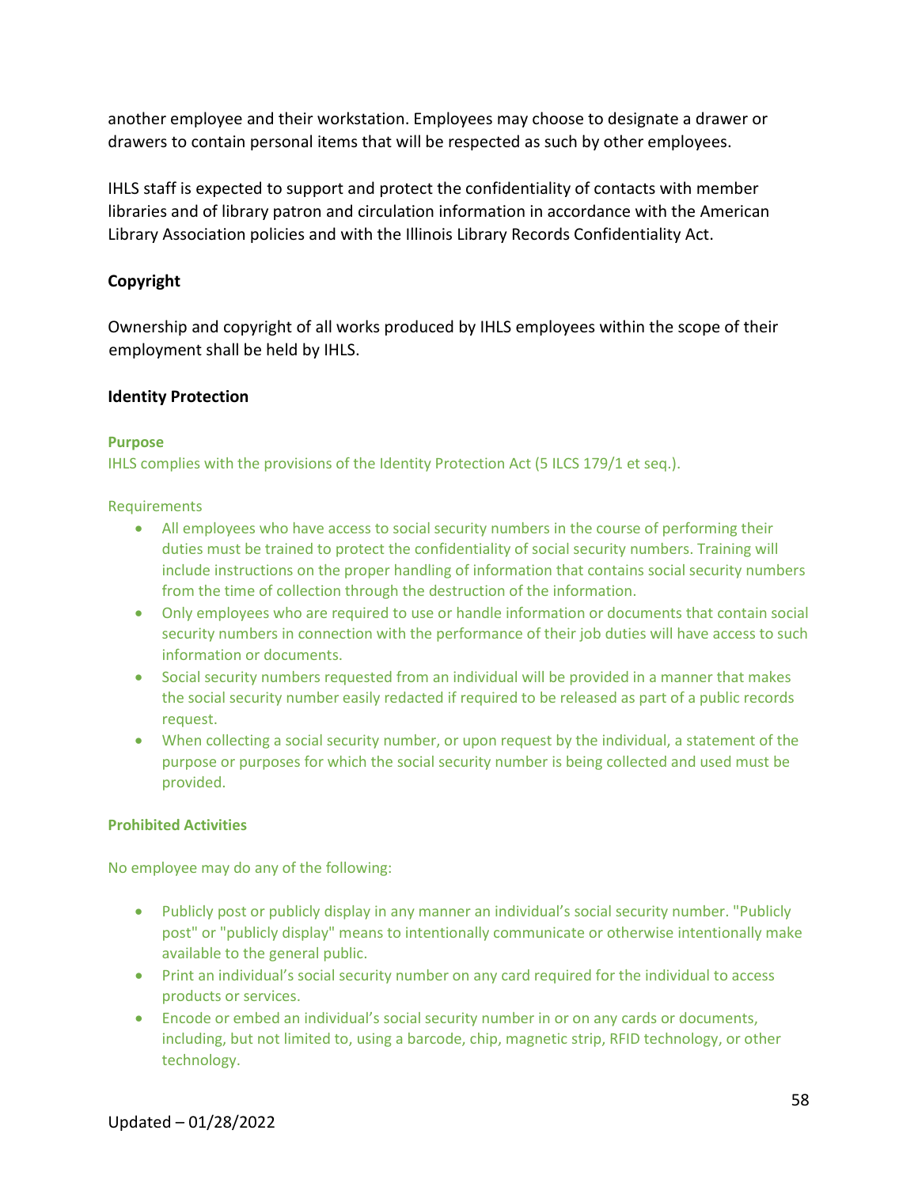another employee and their workstation. Employees may choose to designate a drawer or drawers to contain personal items that will be respected as such by other employees.

IHLS staff is expected to support and protect the confidentiality of contacts with member libraries and of library patron and circulation information in accordance with the American Library Association policies and with the Illinois Library Records Confidentiality Act.

### Copyright

Ownership and copyright of all works produced by IHLS employees within the scope of their employment shall be held by IHLS.

### Identity Protection

#### Purpose

IHLS complies with the provisions of the Identity Protection Act (5 ILCS 179/1 et seq.).

Requirements

- All employees who have access to social security numbers in the course of performing their duties must be trained to protect the confidentiality of social security numbers. Training will include instructions on the proper handling of information that contains social security numbers from the time of collection through the destruction of the information.
- Only employees who are required to use or handle information or documents that contain social security numbers in connection with the performance of their job duties will have access to such information or documents.
- Social security numbers requested from an individual will be provided in a manner that makes the social security number easily redacted if required to be released as part of a public records request.
- When collecting a social security number, or upon request by the individual, a statement of the purpose or purposes for which the social security number is being collected and used must be provided.

#### Prohibited Activities

No employee may do any of the following:

- Publicly post or publicly display in any manner an individual's social security number. "Publicly post" or "publicly display" means to intentionally communicate or otherwise intentionally make available to the general public.
- Print an individual's social security number on any card required for the individual to access products or services.
- Encode or embed an individual's social security number in or on any cards or documents, including, but not limited to, using a barcode, chip, magnetic strip, RFID technology, or other technology.

Updated – 01/28/2022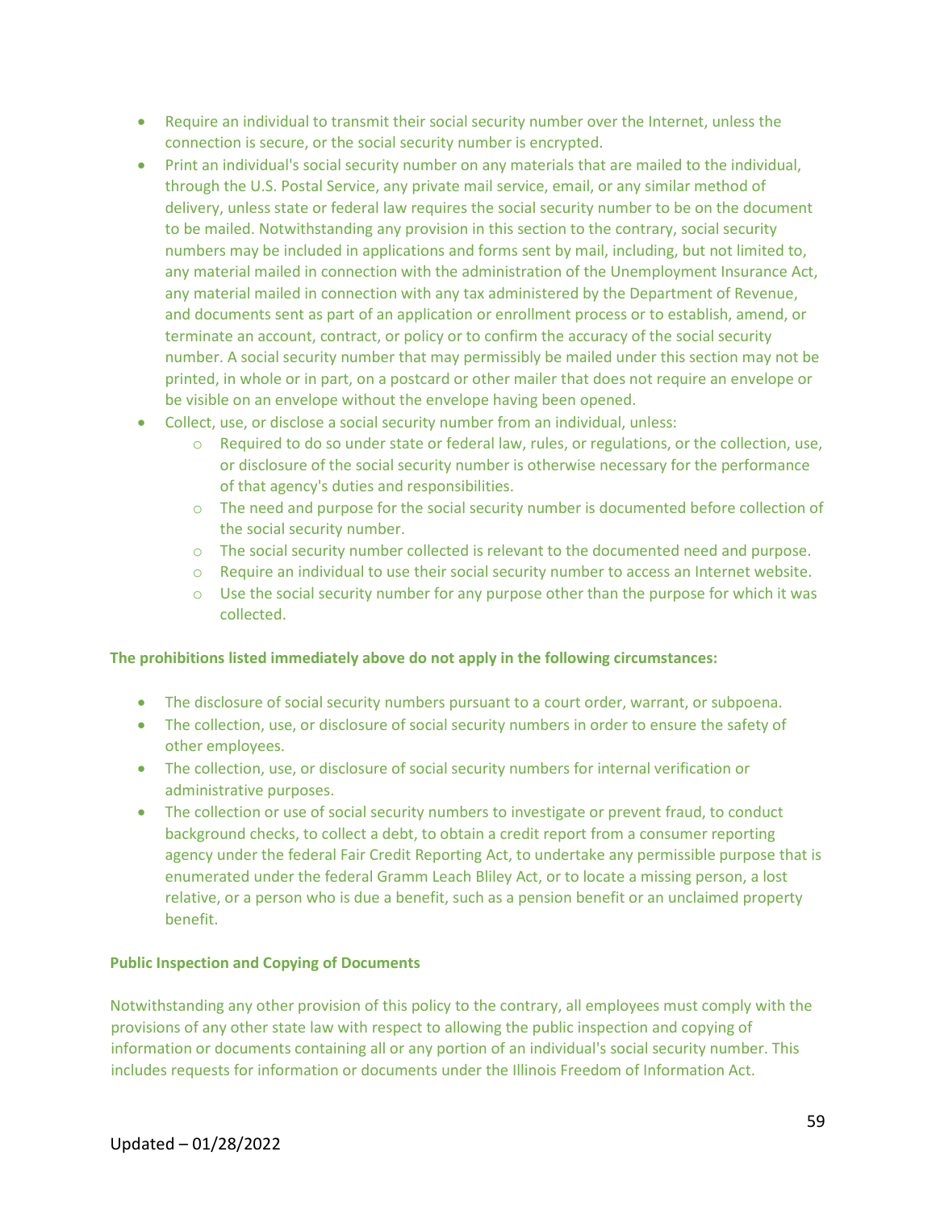- Require an individual to transmit their social security number over the Internet, unless the connection is secure, or the social security number is encrypted.
- Print an individual's social security number on any materials that are mailed to the individual, through the U.S. Postal Service, any private mail service, email, or any similar method of delivery, unless state or federal law requires the social security number to be on the document to be mailed. Notwithstanding any provision in this section to the contrary, social security numbers may be included in applications and forms sent by mail, including, but not limited to, any material mailed in connection with the administration of the Unemployment Insurance Act, any material mailed in connection with any tax administered by the Department of Revenue, and documents sent as part of an application or enrollment process or to establish, amend, or terminate an account, contract, or policy or to confirm the accuracy of the social security number. A social security number that may permissibly be mailed under this section may not be printed, in whole or in part, on a postcard or other mailer that does not require an envelope or be visible on an envelope without the envelope having been opened.
- Collect, use, or disclose a social security number from an individual, unless:
  - Required to do so under state or federal law, rules, or regulations, or the collection, use, or disclosure of the social security number is otherwise necessary for the performance of that agency's duties and responsibilities.
  - The need and purpose for the social security number is documented before collection of the social security number.
  - The social security number collected is relevant to the documented need and purpose.
  - Require an individual to use their social security number to access an Internet website.
  - Use the social security number for any purpose other than the purpose for which it was collected.

**The prohibitions listed immediately above do not apply in the following circumstances:**

- The disclosure of social security numbers pursuant to a court order, warrant, or subpoena.
- The collection, use, or disclosure of social security numbers in order to ensure the safety of other employees.
- The collection, use, or disclosure of social security numbers for internal verification or administrative purposes.
- The collection or use of social security numbers to investigate or prevent fraud, to conduct background checks, to collect a debt, to obtain a credit report from a consumer reporting agency under the federal Fair Credit Reporting Act, to undertake any permissible purpose that is enumerated under the federal Gramm Leach Bliley Act, or to locate a missing person, a lost relative, or a person who is due a benefit, such as a pension benefit or an unclaimed property benefit.

**Public Inspection and Copying of Documents**

Notwithstanding any other provision of this policy to the contrary, all employees must comply with the provisions of any other state law with respect to allowing the public inspection and copying of information or documents containing all or any portion of an individual's social security number. This includes requests for information or documents under the Illinois Freedom of Information Act.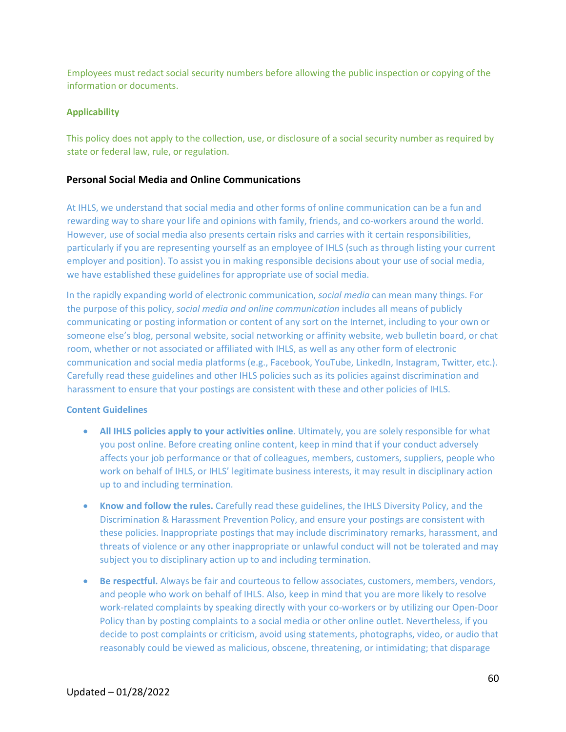Employees must redact social security numbers before allowing the public inspection or copying of the information or documents.

**Applicability**

This policy does not apply to the collection, use, or disclosure of a social security number as required by state or federal law, rule, or regulation.

### Personal Social Media and Online Communications

At IHLS, we understand that social media and other forms of online communication can be a fun and rewarding way to share your life and opinions with family, friends, and co-workers around the world. However, use of social media also presents certain risks and carries with it certain responsibilities, particularly if you are representing yourself as an employee of IHLS (such as through listing your current employer and position). To assist you in making responsible decisions about your use of social media, we have established these guidelines for appropriate use of social media.

In the rapidly expanding world of electronic communication, *social media* can mean many things. For the purpose of this policy, *social media and online communication* includes all means of publicly communicating or posting information or content of any sort on the Internet, including to your own or someone else's blog, personal website, social networking or affinity website, web bulletin board, or chat room, whether or not associated or affiliated with IHLS, as well as any other form of electronic communication and social media platforms (e.g., Facebook, YouTube, LinkedIn, Instagram, Twitter, etc.). Carefully read these guidelines and other IHLS policies such as its policies against discrimination and harassment to ensure that your postings are consistent with these and other policies of IHLS.

**Content Guidelines**

- **All IHLS policies apply to your activities online**. Ultimately, you are solely responsible for what you post online. Before creating online content, keep in mind that if your conduct adversely affects your job performance or that of colleagues, members, customers, suppliers, people who work on behalf of IHLS, or IHLS' legitimate business interests, it may result in disciplinary action up to and including termination.
- **Know and follow the rules.** Carefully read these guidelines, the IHLS Diversity Policy, and the Discrimination & Harassment Prevention Policy, and ensure your postings are consistent with these policies. Inappropriate postings that may include discriminatory remarks, harassment, and threats of violence or any other inappropriate or unlawful conduct will not be tolerated and may subject you to disciplinary action up to and including termination.
- **Be respectful.** Always be fair and courteous to fellow associates, customers, members, vendors, and people who work on behalf of IHLS. Also, keep in mind that you are more likely to resolve work-related complaints by speaking directly with your co-workers or by utilizing our Open-Door Policy than by posting complaints to a social media or other online outlet. Nevertheless, if you decide to post complaints or criticism, avoid using statements, photographs, video, or audio that reasonably could be viewed as malicious, obscene, threatening, or intimidating; that disparage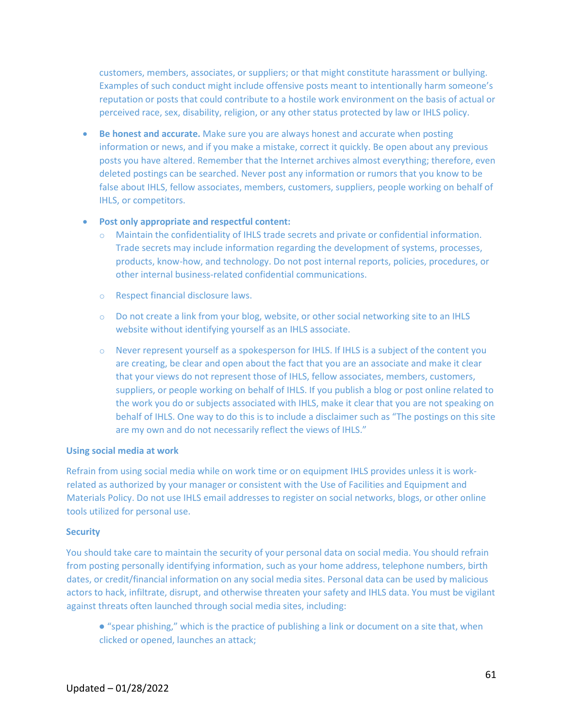customers, members, associates, or suppliers; or that might constitute harassment or bullying. Examples of such conduct might include offensive posts meant to intentionally harm someone's reputation or posts that could contribute to a hostile work environment on the basis of actual or perceived race, sex, disability, religion, or any other status protected by law or IHLS policy.

- **Be honest and accurate.** Make sure you are always honest and accurate when posting information or news, and if you make a mistake, correct it quickly. Be open about any previous posts you have altered. Remember that the Internet archives almost everything; therefore, even deleted postings can be searched. Never post any information or rumors that you know to be false about IHLS, fellow associates, members, customers, suppliers, people working on behalf of IHLS, or competitors.

- **Post only appropriate and respectful content:**
  - Maintain the confidentiality of IHLS trade secrets and private or confidential information. Trade secrets may include information regarding the development of systems, processes, products, know-how, and technology. Do not post internal reports, policies, procedures, or other internal business-related confidential communications.
  - Respect financial disclosure laws.
  - Do not create a link from your blog, website, or other social networking site to an IHLS website without identifying yourself as an IHLS associate.
  - Never represent yourself as a spokesperson for IHLS. If IHLS is a subject of the content you are creating, be clear and open about the fact that you are an associate and make it clear that your views do not represent those of IHLS, fellow associates, members, customers, suppliers, or people working on behalf of IHLS. If you publish a blog or post online related to the work you do or subjects associated with IHLS, make it clear that you are not speaking on behalf of IHLS. One way to do this is to include a disclaimer such as "The postings on this site are my own and do not necessarily reflect the views of IHLS."

**Using social media at work**

Refrain from using social media while on work time or on equipment IHLS provides unless it is work-related as authorized by your manager or consistent with the Use of Facilities and Equipment and Materials Policy. Do not use IHLS email addresses to register on social networks, blogs, or other online tools utilized for personal use.

**Security**

You should take care to maintain the security of your personal data on social media. You should refrain from posting personally identifying information, such as your home address, telephone numbers, birth dates, or credit/financial information on any social media sites. Personal data can be used by malicious actors to hack, infiltrate, disrupt, and otherwise threaten your safety and IHLS data. You must be vigilant against threats often launched through social media sites, including:

- "spear phishing," which is the practice of publishing a link or document on a site that, when clicked or opened, launches an attack;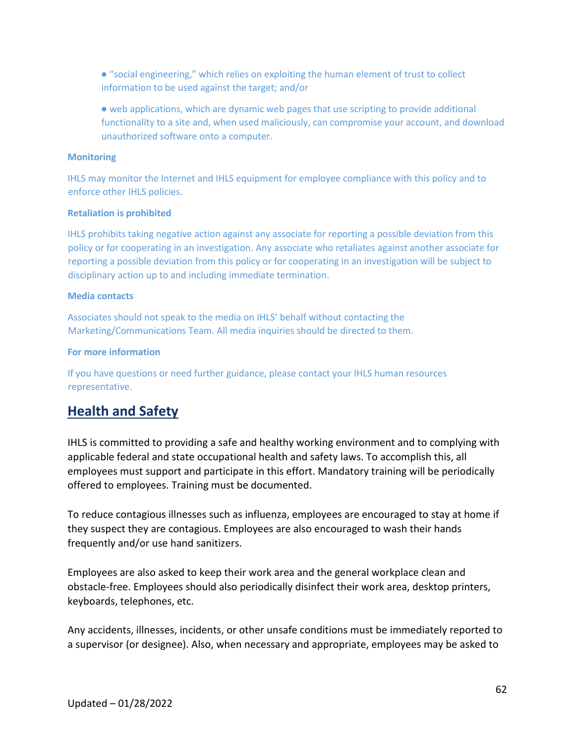- "social engineering," which relies on exploiting the human element of trust to collect information to be used against the target; and/or

- web applications, which are dynamic web pages that use scripting to provide additional functionality to a site and, when used maliciously, can compromise your account, and download unauthorized software onto a computer.

**Monitoring**

IHLS may monitor the Internet and IHLS equipment for employee compliance with this policy and to enforce other IHLS policies.

**Retaliation is prohibited**

IHLS prohibits taking negative action against any associate for reporting a possible deviation from this policy or for cooperating in an investigation. Any associate who retaliates against another associate for reporting a possible deviation from this policy or for cooperating in an investigation will be subject to disciplinary action up to and including immediate termination.

**Media contacts**

Associates should not speak to the media on IHLS' behalf without contacting the Marketing/Communications Team. All media inquiries should be directed to them.

**For more information**

If you have questions or need further guidance, please contact your IHLS human resources representative.

## Health and Safety

IHLS is committed to providing a safe and healthy working environment and to complying with applicable federal and state occupational health and safety laws. To accomplish this, all employees must support and participate in this effort. Mandatory training will be periodically offered to employees. Training must be documented.

To reduce contagious illnesses such as influenza, employees are encouraged to stay at home if they suspect they are contagious. Employees are also encouraged to wash their hands frequently and/or use hand sanitizers.

Employees are also asked to keep their work area and the general workplace clean and obstacle-free. Employees should also periodically disinfect their work area, desktop printers, keyboards, telephones, etc.

Any accidents, illnesses, incidents, or other unsafe conditions must be immediately reported to a supervisor (or designee). Also, when necessary and appropriate, employees may be asked to

Updated – 01/28/2022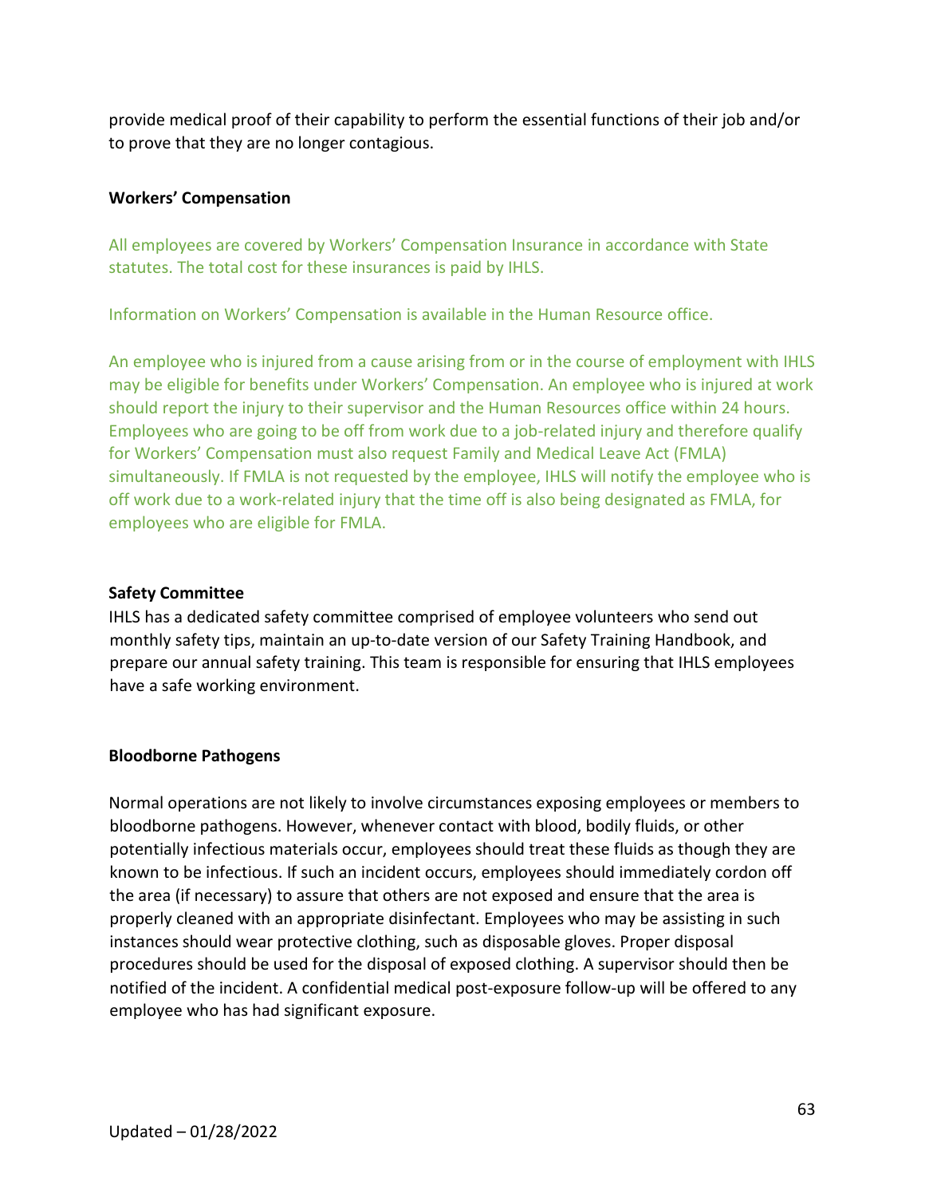provide medical proof of their capability to perform the essential functions of their job and/or to prove that they are no longer contagious.

**Workers' Compensation**

All employees are covered by Workers' Compensation Insurance in accordance with State statutes. The total cost for these insurances is paid by IHLS.

Information on Workers' Compensation is available in the Human Resource office.

An employee who is injured from a cause arising from or in the course of employment with IHLS may be eligible for benefits under Workers' Compensation. An employee who is injured at work should report the injury to their supervisor and the Human Resources office within 24 hours. Employees who are going to be off from work due to a job-related injury and therefore qualify for Workers' Compensation must also request Family and Medical Leave Act (FMLA) simultaneously. If FMLA is not requested by the employee, IHLS will notify the employee who is off work due to a work-related injury that the time off is also being designated as FMLA, for employees who are eligible for FMLA.

**Safety Committee**

IHLS has a dedicated safety committee comprised of employee volunteers who send out monthly safety tips, maintain an up-to-date version of our Safety Training Handbook, and prepare our annual safety training. This team is responsible for ensuring that IHLS employees have a safe working environment.

**Bloodborne Pathogens**

Normal operations are not likely to involve circumstances exposing employees or members to bloodborne pathogens. However, whenever contact with blood, bodily fluids, or other potentially infectious materials occur, employees should treat these fluids as though they are known to be infectious. If such an incident occurs, employees should immediately cordon off the area (if necessary) to assure that others are not exposed and ensure that the area is properly cleaned with an appropriate disinfectant. Employees who may be assisting in such instances should wear protective clothing, such as disposable gloves. Proper disposal procedures should be used for the disposal of exposed clothing. A supervisor should then be notified of the incident. A confidential medical post-exposure follow-up will be offered to any employee who has had significant exposure.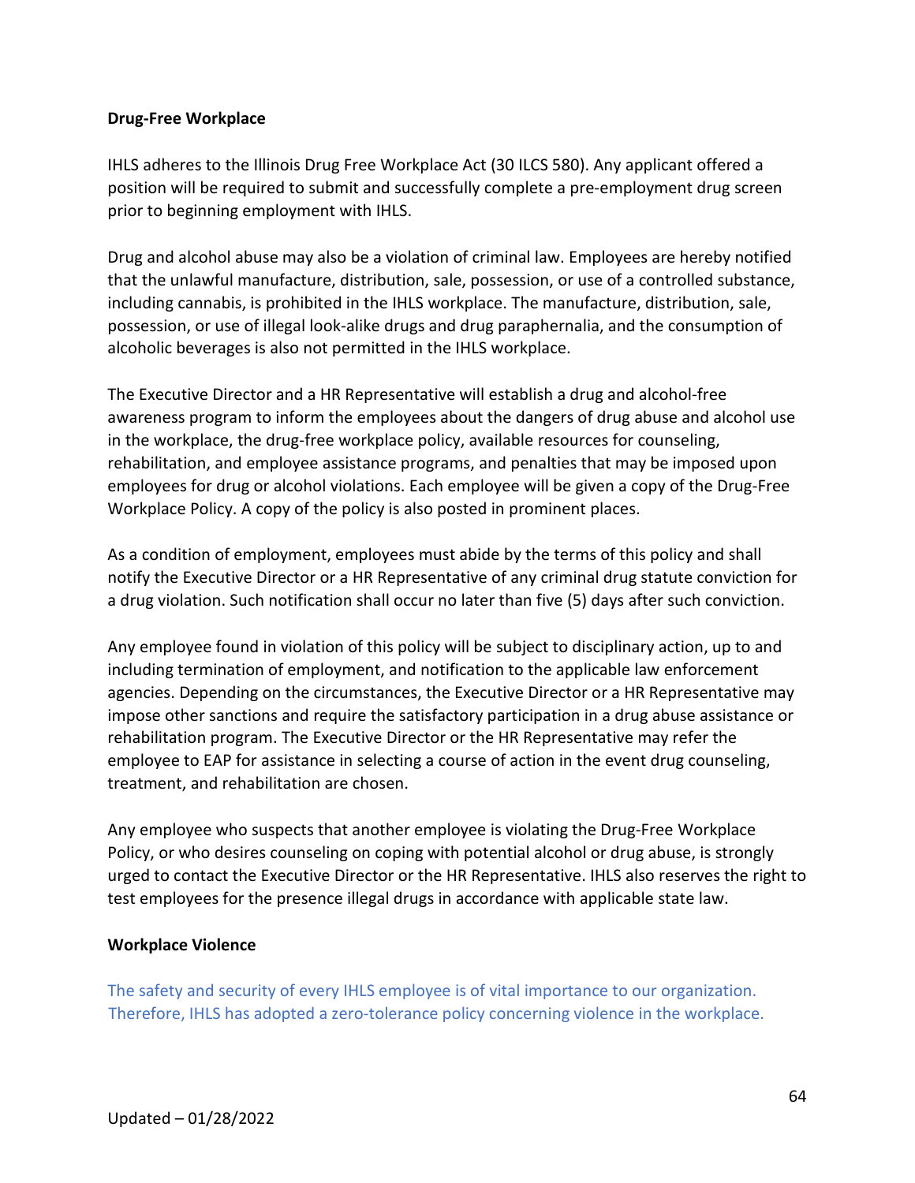**Drug-Free Workplace**

IHLS adheres to the Illinois Drug Free Workplace Act (30 ILCS 580). Any applicant offered a position will be required to submit and successfully complete a pre-employment drug screen prior to beginning employment with IHLS.

Drug and alcohol abuse may also be a violation of criminal law. Employees are hereby notified that the unlawful manufacture, distribution, sale, possession, or use of a controlled substance, including cannabis, is prohibited in the IHLS workplace. The manufacture, distribution, sale, possession, or use of illegal look-alike drugs and drug paraphernalia, and the consumption of alcoholic beverages is also not permitted in the IHLS workplace.

The Executive Director and a HR Representative will establish a drug and alcohol-free awareness program to inform the employees about the dangers of drug abuse and alcohol use in the workplace, the drug-free workplace policy, available resources for counseling, rehabilitation, and employee assistance programs, and penalties that may be imposed upon employees for drug or alcohol violations. Each employee will be given a copy of the Drug-Free Workplace Policy. A copy of the policy is also posted in prominent places.

As a condition of employment, employees must abide by the terms of this policy and shall notify the Executive Director or a HR Representative of any criminal drug statute conviction for a drug violation. Such notification shall occur no later than five (5) days after such conviction.

Any employee found in violation of this policy will be subject to disciplinary action, up to and including termination of employment, and notification to the applicable law enforcement agencies. Depending on the circumstances, the Executive Director or a HR Representative may impose other sanctions and require the satisfactory participation in a drug abuse assistance or rehabilitation program. The Executive Director or the HR Representative may refer the employee to EAP for assistance in selecting a course of action in the event drug counseling, treatment, and rehabilitation are chosen.

Any employee who suspects that another employee is violating the Drug-Free Workplace Policy, or who desires counseling on coping with potential alcohol or drug abuse, is strongly urged to contact the Executive Director or the HR Representative. IHLS also reserves the right to test employees for the presence illegal drugs in accordance with applicable state law.

**Workplace Violence**

The safety and security of every IHLS employee is of vital importance to our organization. Therefore, IHLS has adopted a zero-tolerance policy concerning violence in the workplace.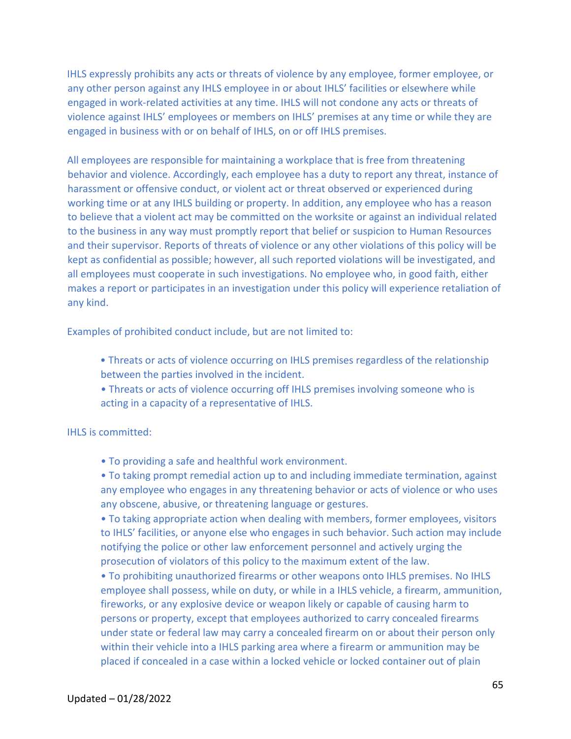IHLS expressly prohibits any acts or threats of violence by any employee, former employee, or any other person against any IHLS employee in or about IHLS' facilities or elsewhere while engaged in work-related activities at any time. IHLS will not condone any acts or threats of violence against IHLS' employees or members on IHLS' premises at any time or while they are engaged in business with or on behalf of IHLS, on or off IHLS premises.

All employees are responsible for maintaining a workplace that is free from threatening behavior and violence. Accordingly, each employee has a duty to report any threat, instance of harassment or offensive conduct, or violent act or threat observed or experienced during working time or at any IHLS building or property. In addition, any employee who has a reason to believe that a violent act may be committed on the worksite or against an individual related to the business in any way must promptly report that belief or suspicion to Human Resources and their supervisor. Reports of threats of violence or any other violations of this policy will be kept as confidential as possible; however, all such reported violations will be investigated, and all employees must cooperate in such investigations. No employee who, in good faith, either makes a report or participates in an investigation under this policy will experience retaliation of any kind.

Examples of prohibited conduct include, but are not limited to:

- Threats or acts of violence occurring on IHLS premises regardless of the relationship between the parties involved in the incident.
- Threats or acts of violence occurring off IHLS premises involving someone who is acting in a capacity of a representative of IHLS.

IHLS is committed:

- To providing a safe and healthful work environment.
- To taking prompt remedial action up to and including immediate termination, against any employee who engages in any threatening behavior or acts of violence or who uses any obscene, abusive, or threatening language or gestures.
- To taking appropriate action when dealing with members, former employees, visitors to IHLS' facilities, or anyone else who engages in such behavior. Such action may include notifying the police or other law enforcement personnel and actively urging the prosecution of violators of this policy to the maximum extent of the law.
- To prohibiting unauthorized firearms or other weapons onto IHLS premises. No IHLS employee shall possess, while on duty, or while in a IHLS vehicle, a firearm, ammunition, fireworks, or any explosive device or weapon likely or capable of causing harm to persons or property, except that employees authorized to carry concealed firearms under state or federal law may carry a concealed firearm on or about their person only within their vehicle into a IHLS parking area where a firearm or ammunition may be placed if concealed in a case within a locked vehicle or locked container out of plain

Updated – 01/28/2022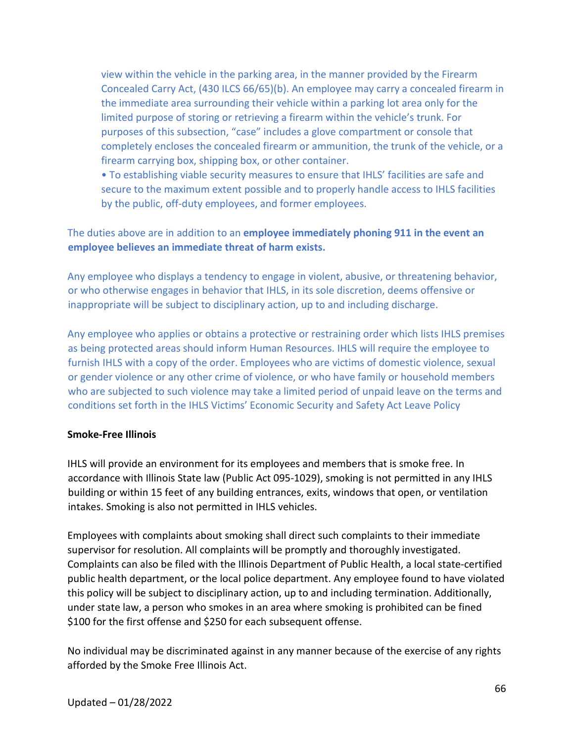view within the vehicle in the parking area, in the manner provided by the Firearm Concealed Carry Act, (430 ILCS 66/65)(b). An employee may carry a concealed firearm in the immediate area surrounding their vehicle within a parking lot area only for the limited purpose of storing or retrieving a firearm within the vehicle's trunk. For purposes of this subsection, "case" includes a glove compartment or console that completely encloses the concealed firearm or ammunition, the trunk of the vehicle, or a firearm carrying box, shipping box, or other container.

- To establishing viable security measures to ensure that IHLS' facilities are safe and secure to the maximum extent possible and to properly handle access to IHLS facilities by the public, off-duty employees, and former employees.

The duties above are in addition to an **employee immediately phoning 911 in the event an employee believes an immediate threat of harm exists.**

Any employee who displays a tendency to engage in violent, abusive, or threatening behavior, or who otherwise engages in behavior that IHLS, in its sole discretion, deems offensive or inappropriate will be subject to disciplinary action, up to and including discharge.

Any employee who applies or obtains a protective or restraining order which lists IHLS premises as being protected areas should inform Human Resources. IHLS will require the employee to furnish IHLS with a copy of the order. Employees who are victims of domestic violence, sexual or gender violence or any other crime of violence, or who have family or household members who are subjected to such violence may take a limited period of unpaid leave on the terms and conditions set forth in the IHLS Victims' Economic Security and Safety Act Leave Policy

**Smoke-Free Illinois**

IHLS will provide an environment for its employees and members that is smoke free. In accordance with Illinois State law (Public Act 095-1029), smoking is not permitted in any IHLS building or within 15 feet of any building entrances, exits, windows that open, or ventilation intakes. Smoking is also not permitted in IHLS vehicles.

Employees with complaints about smoking shall direct such complaints to their immediate supervisor for resolution. All complaints will be promptly and thoroughly investigated. Complaints can also be filed with the Illinois Department of Public Health, a local state-certified public health department, or the local police department. Any employee found to have violated this policy will be subject to disciplinary action, up to and including termination. Additionally, under state law, a person who smokes in an area where smoking is prohibited can be fined $100 for the first offense and $250 for each subsequent offense.

No individual may be discriminated against in any manner because of the exercise of any rights afforded by the Smoke Free Illinois Act.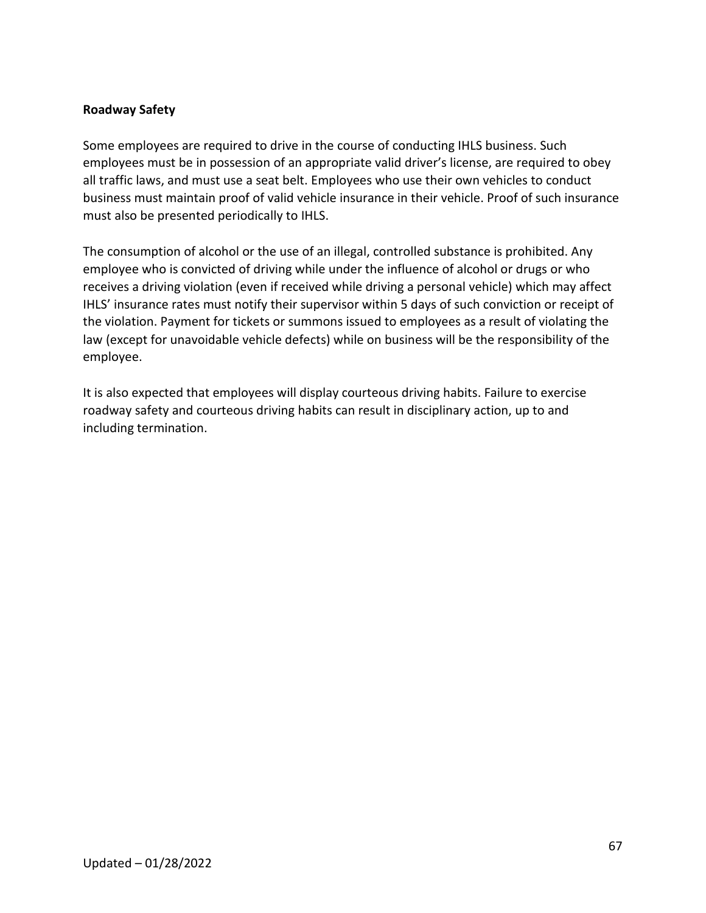**Roadway Safety**

Some employees are required to drive in the course of conducting IHLS business. Such employees must be in possession of an appropriate valid driver's license, are required to obey all traffic laws, and must use a seat belt. Employees who use their own vehicles to conduct business must maintain proof of valid vehicle insurance in their vehicle. Proof of such insurance must also be presented periodically to IHLS.

The consumption of alcohol or the use of an illegal, controlled substance is prohibited. Any employee who is convicted of driving while under the influence of alcohol or drugs or who receives a driving violation (even if received while driving a personal vehicle) which may affect IHLS' insurance rates must notify their supervisor within 5 days of such conviction or receipt of the violation. Payment for tickets or summons issued to employees as a result of violating the law (except for unavoidable vehicle defects) while on business will be the responsibility of the employee.

It is also expected that employees will display courteous driving habits. Failure to exercise roadway safety and courteous driving habits can result in disciplinary action, up to and including termination.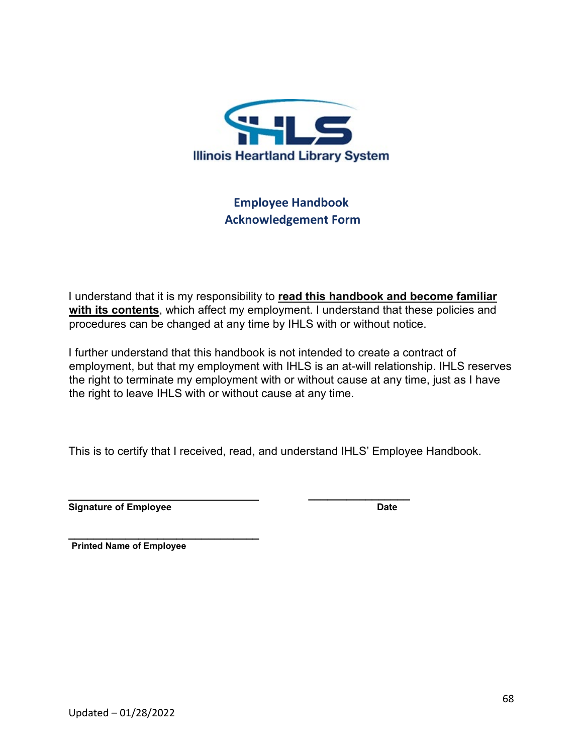Illinois Heartland Library System

# Employee Handbook Acknowledgement Form

I understand that it is my responsibility to **read this handbook and become familiar with its contents**, which affect my employment. I understand that these policies and procedures can be changed at any time by IHLS with or without notice.

I further understand that this handbook is not intended to create a contract of employment, but that my employment with IHLS is an at-will relationship. IHLS reserves the right to terminate my employment with or without cause at any time, just as I have the right to leave IHLS with or without cause at any time.

This is to certify that I received, read, and understand IHLS' Employee Handbook.

\_\_\_\_\_\_\_\_\_\_\_\_\_\_\_\_\_\_\_\_\_\_\_\_\_\_\_\_\_\_\_\_ \_\_\_\_\_\_\_\_\_\_\_\_\_\_\_\_\_\_
**Signature of Employee** **Date**

\_\_\_\_\_\_\_\_\_\_\_\_\_\_\_\_\_\_\_\_\_\_\_\_\_\_\_\_\_\_\_\_
**Printed Name of Employee**

Updated – 01/28/2022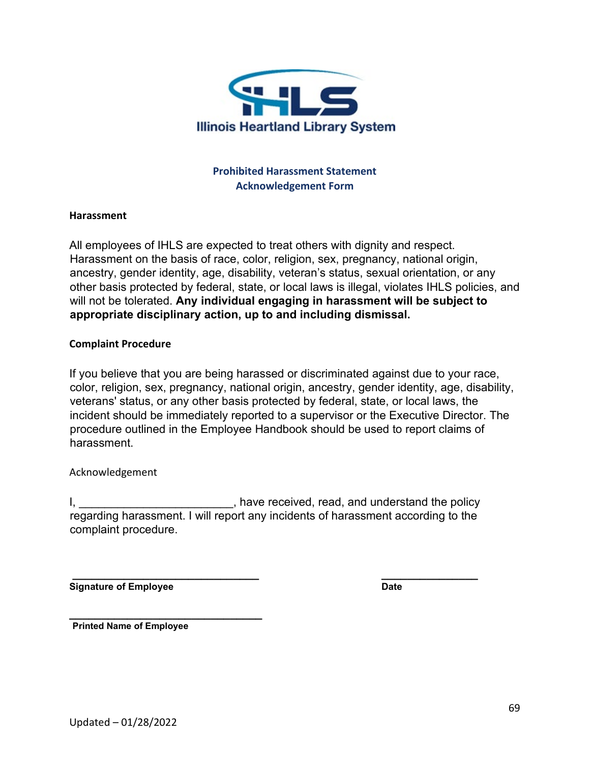Illinois Heartland Library System

## Prohibited Harassment Statement Acknowledgement Form

### Harassment

All employees of IHLS are expected to treat others with dignity and respect. Harassment on the basis of race, color, religion, sex, pregnancy, national origin, ancestry, gender identity, age, disability, veteran's status, sexual orientation, or any other basis protected by federal, state, or local laws is illegal, violates IHLS policies, and will not be tolerated. **Any individual engaging in harassment will be subject to appropriate disciplinary action, up to and including dismissal.**

### Complaint Procedure

If you believe that you are being harassed or discriminated against due to your race, color, religion, sex, pregnancy, national origin, ancestry, gender identity, age, disability, veterans' status, or any other basis protected by federal, state, or local laws, the incident should be immediately reported to a supervisor or the Executive Director. The procedure outlined in the Employee Handbook should be used to report claims of harassment.

Acknowledgement

I, ________________________, have received, read, and understand the policy regarding harassment. I will report any incidents of harassment according to the complaint procedure.

________________________________ ________________

**Signature of Employee** **Date**

________________________________

**Printed Name of Employee**

Updated – 01/28/2022